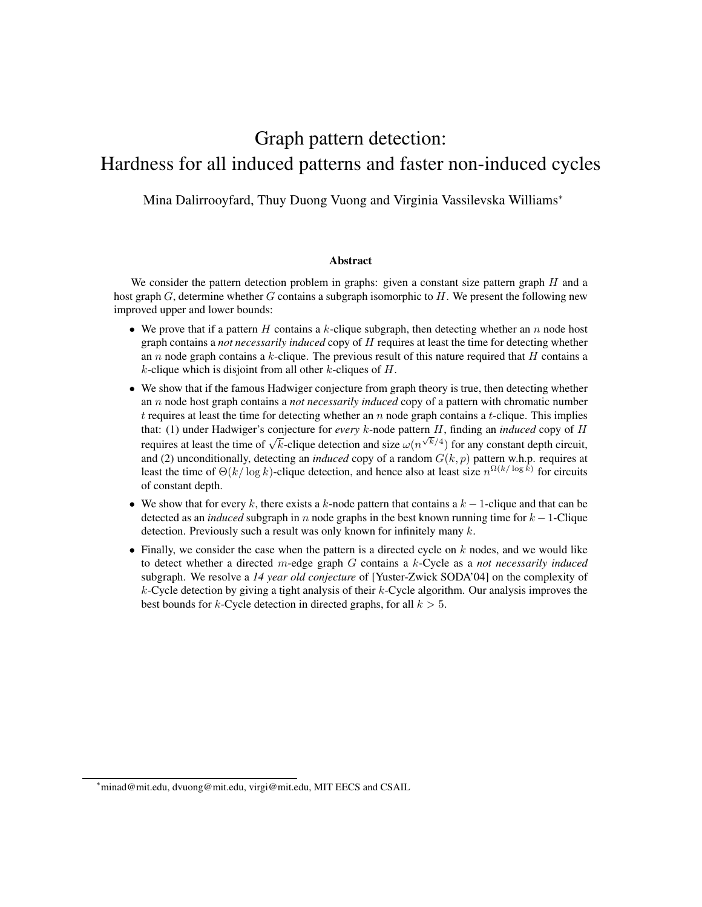# Graph pattern detection:
# Hardness for all induced patterns and faster non-induced cycles

Mina Dalirrooyfard, Thuy Duong Vuong and Virginia Vassilevska Williams*

## Abstract

We consider the pattern detection problem in graphs: given a constant size pattern graph $H$ and a host graph $G$, determine whether $G$ contains a subgraph isomorphic to $H$. We present the following new improved upper and lower bounds:

- We prove that if a pattern $H$ contains a $k$-clique subgraph, then detecting whether an $n$ node host graph contains a *not necessarily induced* copy of $H$ requires at least the time for detecting whether an $n$ node graph contains a $k$-clique. The previous result of this nature required that $H$ contains a $k$-clique which is disjoint from all other $k$-cliques of $H$.
- We show that if the famous Hadwiger conjecture from graph theory is true, then detecting whether an $n$ node host graph contains a *not necessarily induced* copy of a pattern with chromatic number $t$ requires at least the time for detecting whether an $n$ node graph contains a $t$-clique. This implies that: (1) under Hadwiger's conjecture for *every* $k$-node pattern $H$, finding an *induced* copy of $H$ requires at least the time of $\sqrt{k}$-clique detection and size $\omega(n^{\sqrt{k}/4})$ for any constant depth circuit, and (2) unconditionally, detecting an *induced* copy of a random $G(k,p)$ pattern w.h.p. requires at least the time of $\Theta(k/\log k)$-clique detection, and hence also at least size $n^{\Omega(k/\log k)}$ for circuits of constant depth.
- We show that for every $k$, there exists a $k$-node pattern that contains a $k-1$-clique and that can be detected as an *induced* subgraph in $n$ node graphs in the best known running time for $k-1$-Clique detection. Previously such a result was only known for infinitely many $k$.
- Finally, we consider the case when the pattern is a directed cycle on $k$ nodes, and we would like to detect whether a directed $m$-edge graph $G$ contains a $k$-Cycle as a *not necessarily induced* subgraph. We resolve a *14 year old conjecture* of [Yuster-Zwick SODA'04] on the complexity of $k$-Cycle detection by giving a tight analysis of their $k$-Cycle algorithm. Our analysis improves the best bounds for $k$-Cycle detection in directed graphs, for all $k > 5$.

*minad@mit.edu, dvuong@mit.edu, virgi@mit.edu, MIT EECS and CSAIL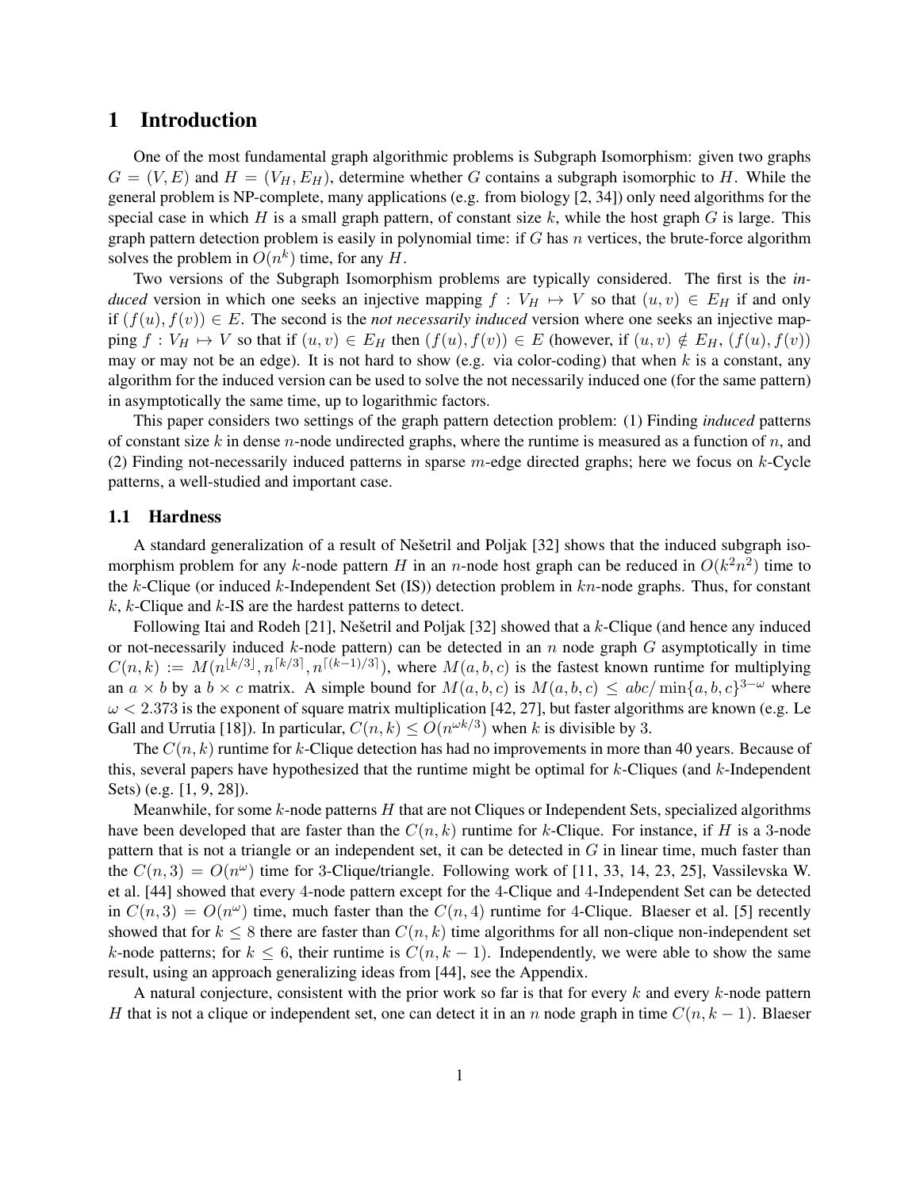## 1 Introduction

One of the most fundamental graph algorithmic problems is Subgraph Isomorphism: given two graphs $G = (V, E)$ and $H = (V_H, E_H)$, determine whether $G$ contains a subgraph isomorphic to $H$. While the general problem is NP-complete, many applications (e.g. from biology [2, 34]) only need algorithms for the special case in which $H$ is a small graph pattern, of constant size $k$, while the host graph $G$ is large. This graph pattern detection problem is easily in polynomial time: if $G$ has $n$ vertices, the brute-force algorithm solves the problem in $O(n^k)$ time, for any $H$.

Two versions of the Subgraph Isomorphism problems are typically considered. The first is the *induced* version in which one seeks an injective mapping $f : V_H \mapsto V$ so that $(u, v) \in E_H$ if and only if $(f(u), f(v)) \in E$. The second is the *not necessarily induced* version where one seeks an injective mapping $f : V_H \mapsto V$ so that if $(u, v) \in E_H$ then $(f(u), f(v)) \in E$ (however, if $(u, v) \notin E_H$, $(f(u), f(v))$ may or may not be an edge). It is not hard to show (e.g. via color-coding) that when $k$ is a constant, any algorithm for the induced version can be used to solve the not necessarily induced one (for the same pattern) in asymptotically the same time, up to logarithmic factors.

This paper considers two settings of the graph pattern detection problem: (1) Finding *induced* patterns of constant size $k$ in dense $n$-node undirected graphs, where the runtime is measured as a function of $n$, and (2) Finding not-necessarily induced patterns in sparse $m$-edge directed graphs; here we focus on $k$-Cycle patterns, a well-studied and important case.

### 1.1 Hardness

A standard generalization of a result of Nešetril and Poljak [32] shows that the induced subgraph isomorphism problem for any $k$-node pattern $H$ in an $n$-node host graph can be reduced in $O(k^2n^2)$ time to the $k$-Clique (or induced $k$-Independent Set (IS)) detection problem in $kn$-node graphs. Thus, for constant $k$, $k$-Clique and $k$-IS are the hardest patterns to detect.

Following Itai and Rodeh [21], Nešetril and Poljak [32] showed that a $k$-Clique (and hence any induced or not-necessarily induced $k$-node pattern) can be detected in an $n$ node graph $G$ asymptotically in time $C(n, k) := M(n^{\lfloor k/3 \rfloor}, n^{\lceil k/3 \rceil}, n^{\lceil (k-1)/3 \rceil})$, where $M(a, b, c)$ is the fastest known runtime for multiplying an $a \times b$ by a $b \times c$ matrix. A simple bound for $M(a, b, c)$ is $M(a, b, c) \leq abc/\min\{a, b, c\}^{3-\omega}$ where $\omega < 2.373$ is the exponent of square matrix multiplication [42, 27], but faster algorithms are known (e.g. Le Gall and Urrutia [18]). In particular, $C(n, k) \leq O(n^{\omega k/3})$ when $k$ is divisible by 3.

The $C(n, k)$ runtime for $k$-Clique detection has had no improvements in more than 40 years. Because of this, several papers have hypothesized that the runtime might be optimal for $k$-Cliques (and $k$-Independent Sets) (e.g. [1, 9, 28]).

Meanwhile, for some $k$-node patterns $H$ that are not Cliques or Independent Sets, specialized algorithms have been developed that are faster than the $C(n, k)$ runtime for $k$-Clique. For instance, if $H$ is a 3-node pattern that is not a triangle or an independent set, it can be detected in $G$ in linear time, much faster than the $C(n, 3) = O(n^\omega)$ time for 3-Clique/triangle. Following work of [11, 33, 14, 23, 25], Vassilevska W. et al. [44] showed that every 4-node pattern except for the 4-Clique and 4-Independent Set can be detected in $C(n, 3) = O(n^\omega)$ time, much faster than the $C(n, 4)$ runtime for 4-Clique. Blaeser et al. [5] recently showed that for $k \leq 8$ there are faster than $C(n, k)$ time algorithms for all non-clique non-independent set $k$-node patterns; for $k \leq 6$, their runtime is $C(n, k - 1)$. Independently, we were able to show the same result, using an approach generalizing ideas from [44], see the Appendix.

A natural conjecture, consistent with the prior work so far is that for every $k$ and every $k$-node pattern $H$ that is not a clique or independent set, one can detect it in an $n$ node graph in time $C(n, k - 1)$. Blaeser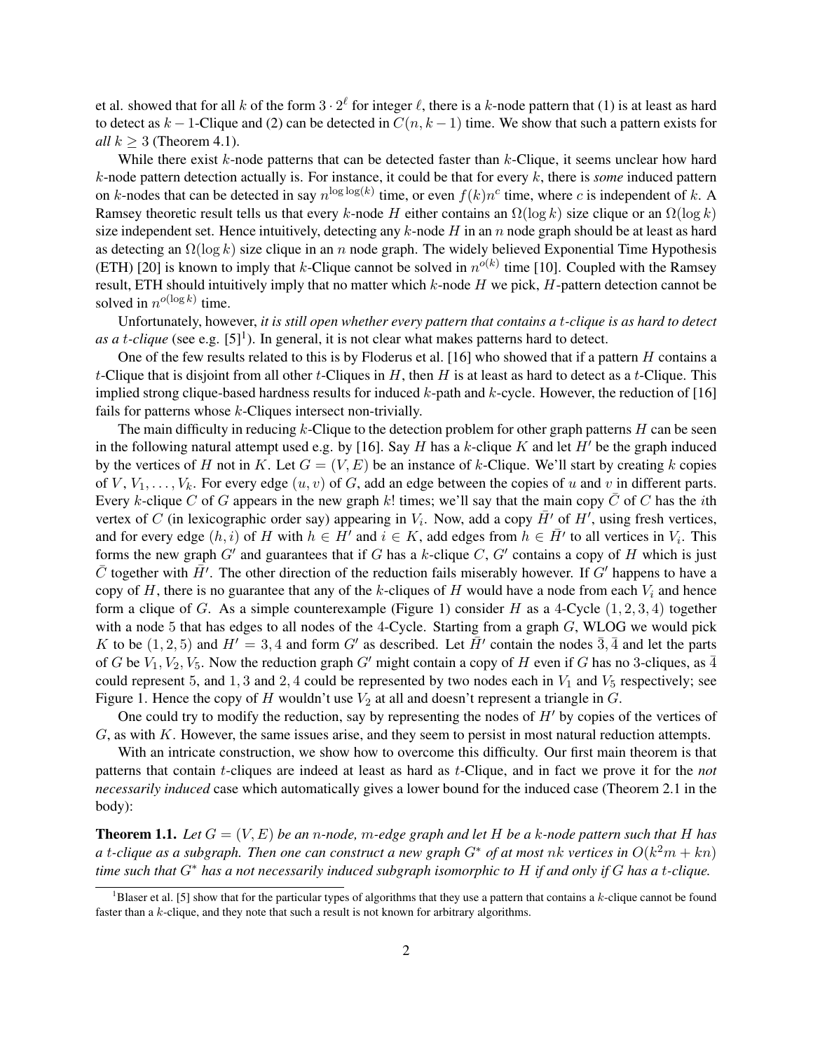et al. showed that for all $k$ of the form $3 \cdot 2^\ell$ for integer $\ell$, there is a $k$-node pattern that (1) is at least as hard to detect as $k-1$-Clique and (2) can be detected in $C(n, k-1)$ time. We show that such a pattern exists for *all* $k \geq 3$ (Theorem 4.1).

While there exist $k$-node patterns that can be detected faster than $k$-Clique, it seems unclear how hard $k$-node pattern detection actually is. For instance, it could be that for every $k$, there is *some* induced pattern on $k$-nodes that can be detected in say $n^{\log\log(k)}$ time, or even $f(k)n^c$ time, where $c$ is independent of $k$. A Ramsey theoretic result tells us that every $k$-node $H$ either contains an $\Omega(\log k)$ size clique or an $\Omega(\log k)$ size independent set. Hence intuitively, detecting any $k$-node $H$ in an $n$ node graph should be at least as hard as detecting an $\Omega(\log k)$ size clique in an $n$ node graph. The widely believed Exponential Time Hypothesis (ETH) [20] is known to imply that $k$-Clique cannot be solved in $n^{o(k)}$ time [10]. Coupled with the Ramsey result, ETH should intuitively imply that no matter which $k$-node $H$ we pick, $H$-pattern detection cannot be solved in $n^{o(\log k)}$ time.

Unfortunately, however, *it is still open whether every pattern that contains a $t$-clique is as hard to detect as a $t$-clique* (see e.g. [5][1]). In general, it is not clear what makes patterns hard to detect.

One of the few results related to this is by Floderus et al. [16] who showed that if a pattern $H$ contains a $t$-Clique that is disjoint from all other $t$-Cliques in $H$, then $H$ is at least as hard to detect as a $t$-Clique. This implied strong clique-based hardness results for induced $k$-path and $k$-cycle. However, the reduction of [16] fails for patterns whose $k$-Cliques intersect non-trivially.

The main difficulty in reducing $k$-Clique to the detection problem for other graph patterns $H$ can be seen in the following natural attempt used e.g. by [16]. Say $H$ has a $k$-clique $K$ and let $H'$ be the graph induced by the vertices of $H$ not in $K$. Let $G = (V, E)$ be an instance of $k$-Clique. We'll start by creating $k$ copies of $V$, $V_1, \ldots, V_k$. For every edge $(u, v)$ of $G$, add an edge between the copies of $u$ and $v$ in different parts. Every $k$-clique $C$ of $G$ appears in the new graph $k!$ times; we'll say that the main copy $\bar{C}$ of $C$ has the $i$th vertex of $C$ (in lexicographic order say) appearing in $V_i$. Now, add a copy $\bar{H}'$ of $H'$, using fresh vertices, and for every edge $(h, i)$ of $H$ with $h \in H'$ and $i \in K$, add edges from $h \in \bar{H}'$ to all vertices in $V_i$. This forms the new graph $G'$ and guarantees that if $G$ has a $k$-clique $C$, $G'$ contains a copy of $H$ which is just $\bar{C}$ together with $\bar{H}'$. The other direction of the reduction fails miserably however. If $G'$ happens to have a copy of $H$, there is no guarantee that any of the $k$-cliques of $H$ would have a node from each $V_i$ and hence form a clique of $G$. As a simple counterexample (Figure 1) consider $H$ as a 4-Cycle $(1, 2, 3, 4)$ together with a node 5 that has edges to all nodes of the 4-Cycle. Starting from a graph $G$, WLOG we would pick $K$ to be $(1, 2, 5)$ and $H' = 3, 4$ and form $G'$ as described. Let $\bar{H}'$ contain the nodes $\bar{3}, \bar{4}$ and let the parts of $G$ be $V_1, V_2, V_5$. Now the reduction graph $G'$ might contain a copy of $H$ even if $G$ has no 3-cliques, as $\bar{4}$ could represent 5, and $1, 3$ and $2, 4$ could be represented by two nodes each in $V_1$ and $V_5$ respectively; see Figure 1. Hence the copy of $H$ wouldn't use $V_2$ at all and doesn't represent a triangle in $G$.

One could try to modify the reduction, say by representing the nodes of $H'$ by copies of the vertices of $G$, as with $K$. However, the same issues arise, and they seem to persist in most natural reduction attempts.

With an intricate construction, we show how to overcome this difficulty. Our first main theorem is that patterns that contain $t$-cliques are indeed at least as hard as $t$-Clique, and in fact we prove it for the *not necessarily induced* case which automatically gives a lower bound for the induced case (Theorem 2.1 in the body):

**Theorem 1.1.** *Let $G = (V, E)$ be an $n$-node, $m$-edge graph and let $H$ be a $k$-node pattern such that $H$ has a $t$-clique as a subgraph. Then one can construct a new graph $G^*$ of at most $nk$ vertices in $O(k^2 m + kn)$ time such that $G^*$ has a not necessarily induced subgraph isomorphic to $H$ if and only if $G$ has a $t$-clique.*

[1] Blaser et al. [5] show that for the particular types of algorithms that they use a pattern that contains a $k$-clique cannot be found faster than a $k$-clique, and they note that such a result is not known for arbitrary algorithms.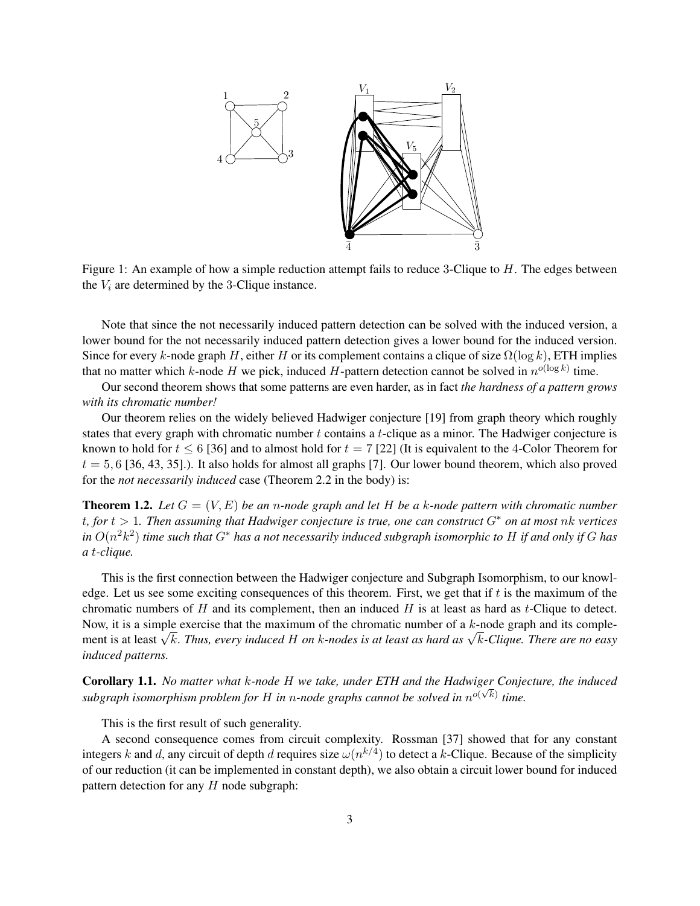Figure 1: An example of how a simple reduction attempt fails to reduce 3-Clique to $H$. The edges between the $V_i$ are determined by the 3-Clique instance.

Note that since the not necessarily induced pattern detection can be solved with the induced version, a lower bound for the not necessarily induced pattern detection gives a lower bound for the induced version. Since for every $k$-node graph $H$, either $H$ or its complement contains a clique of size $\Omega(\log k)$, ETH implies that no matter which $k$-node $H$ we pick, induced $H$-pattern detection cannot be solved in $n^{o(\log k)}$ time.

Our second theorem shows that some patterns are even harder, as in fact *the hardness of a pattern grows with its chromatic number!*

Our theorem relies on the widely believed Hadwiger conjecture [19] from graph theory which roughly states that every graph with chromatic number $t$ contains a $t$-clique as a minor. The Hadwiger conjecture is known to hold for $t \leq 6$ [36] and to almost hold for $t = 7$ [22] (It is equivalent to the 4-Color Theorem for $t = 5, 6$ [36, 43, 35].). It also holds for almost all graphs [7]. Our lower bound theorem, which also proved for the *not necessarily induced* case (Theorem 2.2 in the body) is:

**Theorem 1.2.** *Let $G = (V, E)$ be an $n$-node graph and let $H$ be a $k$-node pattern with chromatic number $t$, for $t > 1$. Then assuming that Hadwiger conjecture is true, one can construct $G^*$ on at most $nk$ vertices in $O(n^2k^2)$ time such that $G^*$ has a not necessarily induced subgraph isomorphic to $H$ if and only if $G$ has a $t$-clique.*

This is the first connection between the Hadwiger conjecture and Subgraph Isomorphism, to our knowledge. Let us see some exciting consequences of this theorem. First, we get that if $t$ is the maximum of the chromatic numbers of $H$ and its complement, then an induced $H$ is at least as hard as $t$-Clique to detect. Now, it is a simple exercise that the maximum of the chromatic number of a $k$-node graph and its complement is at least $\sqrt{k}$. *Thus, every induced $H$ on $k$-nodes is at least as hard as $\sqrt{k}$-Clique. There are no easy induced patterns.*

**Corollary 1.1.** *No matter what $k$-node $H$ we take, under ETH and the Hadwiger Conjecture, the induced subgraph isomorphism problem for $H$ in $n$-node graphs cannot be solved in $n^{o(\sqrt{k})}$ time.*

This is the first result of such generality.

A second consequence comes from circuit complexity. Rossman [37] showed that for any constant integers $k$ and $d$, any circuit of depth $d$ requires size $\omega(n^{k/4})$ to detect a $k$-Clique. Because of the simplicity of our reduction (it can be implemented in constant depth), we also obtain a circuit lower bound for induced pattern detection for any $H$ node subgraph: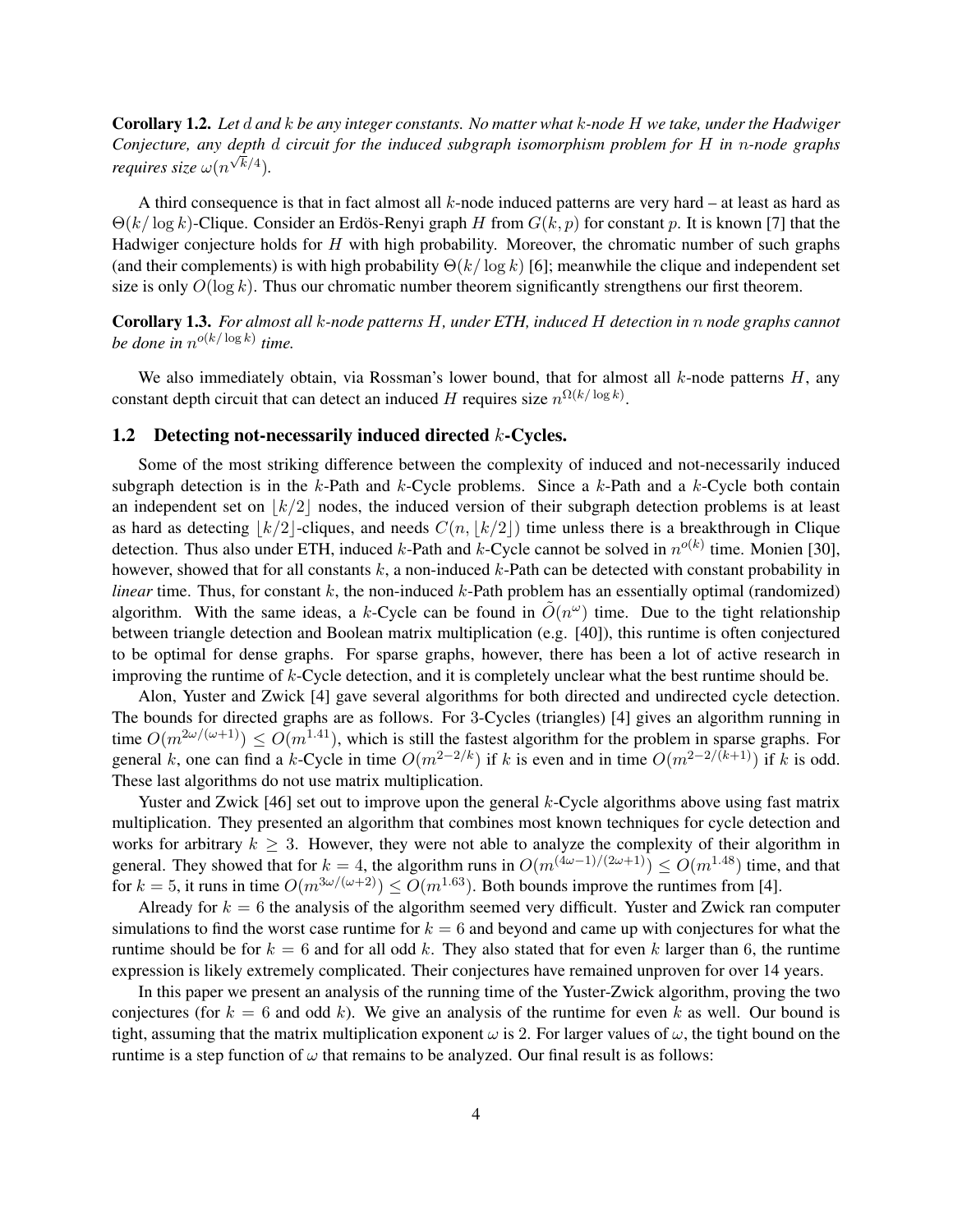**Corollary 1.2.** *Let $d$ and $k$ be any integer constants. No matter what $k$-node $H$ we take, under the Hadwiger Conjecture, any depth $d$ circuit for the induced subgraph isomorphism problem for $H$ in $n$-node graphs requires size $\omega(n^{\sqrt{k}/4})$.*

A third consequence is that in fact almost all $k$-node induced patterns are very hard – at least as hard as $\Theta(k/\log k)$-Clique. Consider an Erdös-Renyi graph $H$ from $G(k,p)$ for constant $p$. It is known [7] that the Hadwiger conjecture holds for $H$ with high probability. Moreover, the chromatic number of such graphs (and their complements) is with high probability $\Theta(k/\log k)$ [6]; meanwhile the clique and independent set size is only $O(\log k)$. Thus our chromatic number theorem significantly strengthens our first theorem.

**Corollary 1.3.** *For almost all $k$-node patterns $H$, under ETH, induced $H$ detection in $n$ node graphs cannot be done in $n^{o(k/\log k)}$ time.*

We also immediately obtain, via Rossman's lower bound, that for almost all $k$-node patterns $H$, any constant depth circuit that can detect an induced $H$ requires size $n^{\Omega(k/\log k)}$.

## 1.2 Detecting not-necessarily induced directed $k$-Cycles.

Some of the most striking difference between the complexity of induced and not-necessarily induced subgraph detection is in the $k$-Path and $k$-Cycle problems. Since a $k$-Path and a $k$-Cycle both contain an independent set on $\lfloor k/2 \rfloor$ nodes, the induced version of their subgraph detection problems is at least as hard as detecting $\lfloor k/2 \rfloor$-cliques, and needs $C(n, \lfloor k/2 \rfloor)$ time unless there is a breakthrough in Clique detection. Thus also under ETH, induced $k$-Path and $k$-Cycle cannot be solved in $n^{o(k)}$ time. Monien [30], however, showed that for all constants $k$, a non-induced $k$-Path can be detected with constant probability in *linear* time. Thus, for constant $k$, the non-induced $k$-Path problem has an essentially optimal (randomized) algorithm. With the same ideas, a $k$-Cycle can be found in $\tilde{O}(n^{\omega})$ time. Due to the tight relationship between triangle detection and Boolean matrix multiplication (e.g. [40]), this runtime is often conjectured to be optimal for dense graphs. For sparse graphs, however, there has been a lot of active research in improving the runtime of $k$-Cycle detection, and it is completely unclear what the best runtime should be.

Alon, Yuster and Zwick [4] gave several algorithms for both directed and undirected cycle detection. The bounds for directed graphs are as follows. For 3-Cycles (triangles) [4] gives an algorithm running in time $O(m^{2\omega/(\omega+1)}) \leq O(m^{1.41})$, which is still the fastest algorithm for the problem in sparse graphs. For general $k$, one can find a $k$-Cycle in time $O(m^{2-2/k})$ if $k$ is even and in time $O(m^{2-2/(k+1)})$ if $k$ is odd. These last algorithms do not use matrix multiplication.

Yuster and Zwick [46] set out to improve upon the general $k$-Cycle algorithms above using fast matrix multiplication. They presented an algorithm that combines most known techniques for cycle detection and works for arbitrary $k \geq 3$. However, they were not able to analyze the complexity of their algorithm in general. They showed that for $k = 4$, the algorithm runs in $O(m^{(4\omega-1)/(2\omega+1)}) \leq O(m^{1.48})$ time, and that for $k = 5$, it runs in time $O(m^{3\omega/(\omega+2)}) \leq O(m^{1.63})$. Both bounds improve the runtimes from [4].

Already for $k = 6$ the analysis of the algorithm seemed very difficult. Yuster and Zwick ran computer simulations to find the worst case runtime for $k = 6$ and beyond and came up with conjectures for what the runtime should be for $k = 6$ and for all odd $k$. They also stated that for even $k$ larger than 6, the runtime expression is likely extremely complicated. Their conjectures have remained unproven for over 14 years.

In this paper we present an analysis of the running time of the Yuster-Zwick algorithm, proving the two conjectures (for $k = 6$ and odd $k$). We give an analysis of the runtime for even $k$ as well. Our bound is tight, assuming that the matrix multiplication exponent $\omega$ is 2. For larger values of $\omega$, the tight bound on the runtime is a step function of $\omega$ that remains to be analyzed. Our final result is as follows: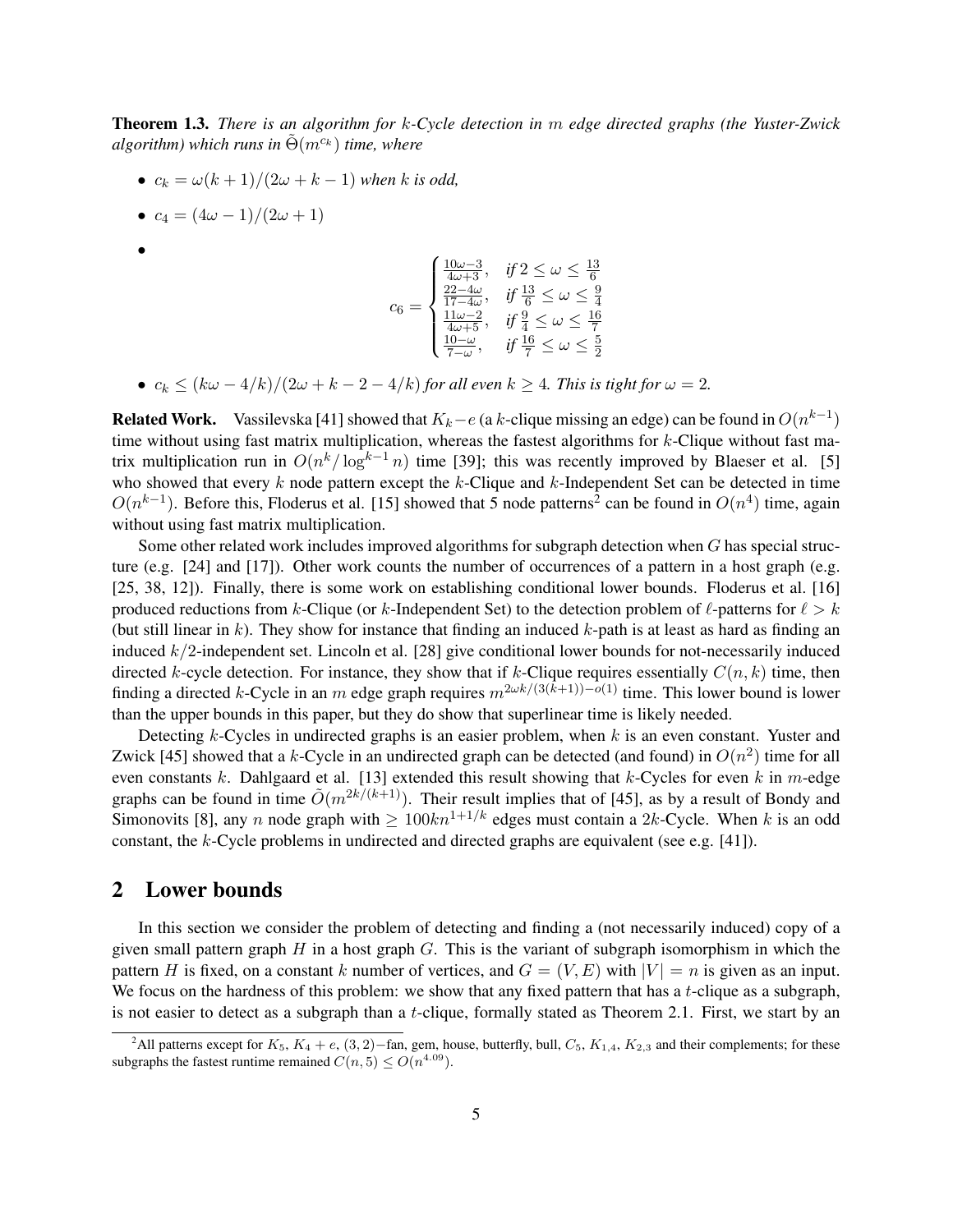**Theorem 1.3.** *There is an algorithm for $k$-Cycle detection in $m$ edge directed graphs (the Yuster-Zwick algorithm) which runs in $\tilde{\Theta}(m^{c_k})$ time, where*

- $c_k = \omega(k+1)/(2\omega + k - 1)$ *when $k$ is odd,*
- $c_4 = (4\omega - 1)/(2\omega + 1)$
- $$c_6 = \begin{cases} \frac{10\omega-3}{4\omega+3}, & \text{if } 2 \le \omega \le \frac{13}{6} \\ \frac{22-4\omega}{17-4\omega}, & \text{if } \frac{13}{6} \le \omega \le \frac{9}{4} \\ \frac{11\omega-2}{4\omega+5}, & \text{if } \frac{9}{4} \le \omega \le \frac{16}{7} \\ \frac{10-\omega}{7-\omega}, & \text{if } \frac{16}{7} \le \omega \le \frac{5}{2} \end{cases}$$
- $c_k \le (k\omega - 4/k)/(2\omega + k - 2 - 4/k)$ *for all even $k \ge 4$. This is tight for $\omega = 2$.*

**Related Work.** Vassilevska [41] showed that $K_k - e$ (a $k$-clique missing an edge) can be found in $O(n^{k-1})$ time without using fast matrix multiplication, whereas the fastest algorithms for $k$-Clique without fast matrix multiplication run in $O(n^k/\log^{k-1} n)$ time [39]; this was recently improved by Blaeser et al. [5] who showed that every $k$ node pattern except the $k$-Clique and $k$-Independent Set can be detected in time $O(n^{k-1})$. Before this, Floderus et al. [15] showed that 5 node patterns[2] can be found in $O(n^4)$ time, again without using fast matrix multiplication.

Some other related work includes improved algorithms for subgraph detection when $G$ has special structure (e.g. [24] and [17]). Other work counts the number of occurrences of a pattern in a host graph (e.g. [25, 38, 12]). Finally, there is some work on establishing conditional lower bounds. Floderus et al. [16] produced reductions from $k$-Clique (or $k$-Independent Set) to the detection problem of $\ell$-patterns for $\ell > k$ (but still linear in $k$). They show for instance that finding an induced $k$-path is at least as hard as finding an induced $k/2$-independent set. Lincoln et al. [28] give conditional lower bounds for not-necessarily induced directed $k$-cycle detection. For instance, they show that if $k$-Clique requires essentially $C(n,k)$ time, then finding a directed $k$-Cycle in an $m$ edge graph requires $m^{2\omega k/(3(k+1))-o(1)}$ time. This lower bound is lower than the upper bounds in this paper, but they do show that superlinear time is likely needed.

Detecting $k$-Cycles in undirected graphs is an easier problem, when $k$ is an even constant. Yuster and Zwick [45] showed that a $k$-Cycle in an undirected graph can be detected (and found) in $O(n^2)$ time for all even constants $k$. Dahlgaard et al. [13] extended this result showing that $k$-Cycles for even $k$ in $m$-edge graphs can be found in time $\tilde{O}(m^{2k/(k+1)})$. Their result implies that of [45], as by a result of Bondy and Simonovits [8], any $n$ node graph with $\ge 100kn^{1+1/k}$ edges must contain a $2k$-Cycle. When $k$ is an odd constant, the $k$-Cycle problems in undirected and directed graphs are equivalent (see e.g. [41]).

## 2 Lower bounds

In this section we consider the problem of detecting and finding a (not necessarily induced) copy of a given small pattern graph $H$ in a host graph $G$. This is the variant of subgraph isomorphism in which the pattern $H$ is fixed, on a constant $k$ number of vertices, and $G = (V, E)$ with $|V| = n$ is given as an input. We focus on the hardness of this problem: we show that any fixed pattern that has a $t$-clique as a subgraph, is not easier to detect as a subgraph than a $t$-clique, formally stated as Theorem 2.1. First, we start by an

[2] All patterns except for $K_5$, $K_4 + e$, $(3,2)-$fan, gem, house, butterfly, bull, $C_5$, $K_{1,4}$, $K_{2,3}$ and their complements; for these subgraphs the fastest runtime remained $C(n,5) \le O(n^{4.09})$.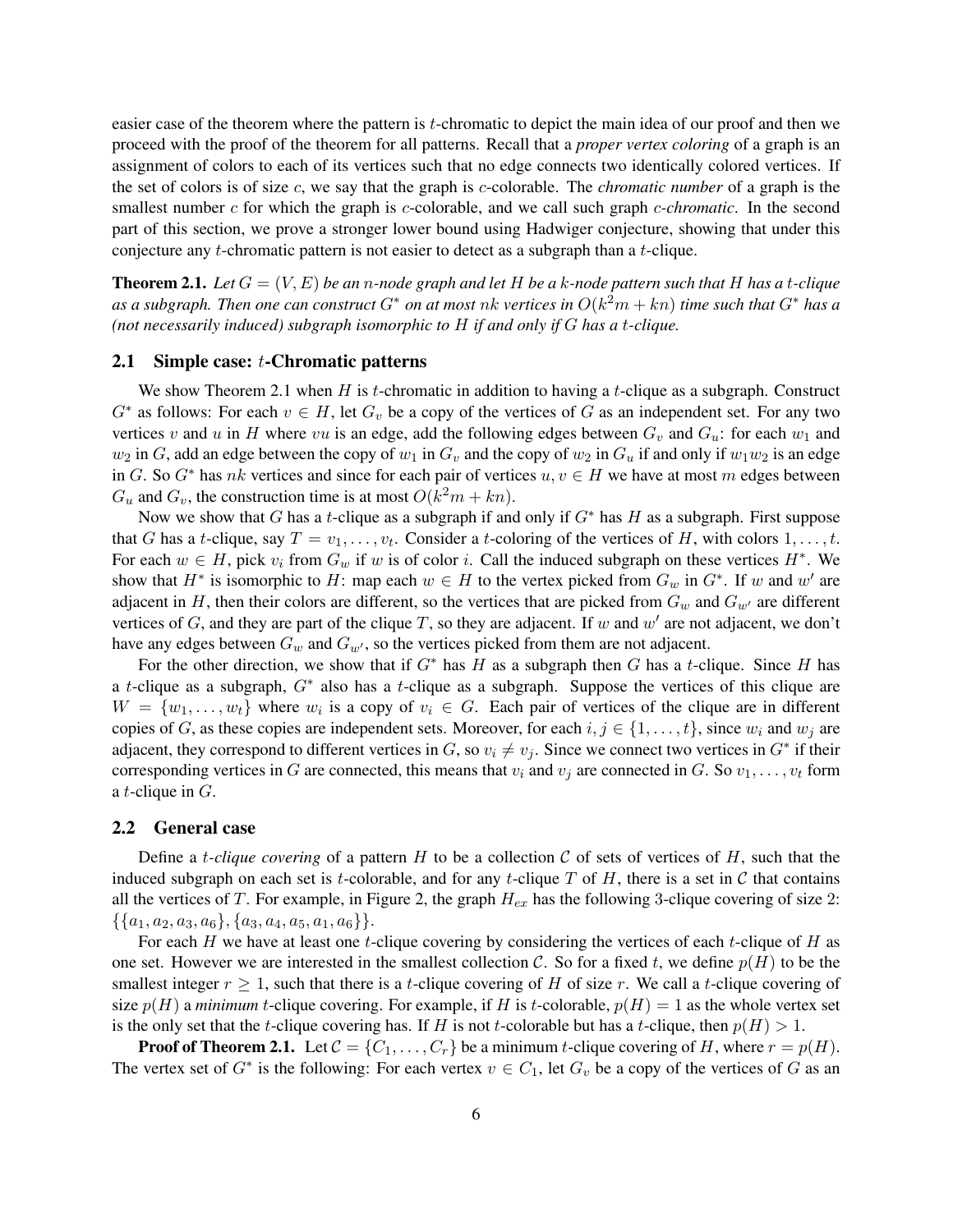easier case of the theorem where the pattern is $t$-chromatic to depict the main idea of our proof and then we proceed with the proof of the theorem for all patterns. Recall that a *proper vertex coloring* of a graph is an assignment of colors to each of its vertices such that no edge connects two identically colored vertices. If the set of colors is of size $c$, we say that the graph is $c$-colorable. The *chromatic number* of a graph is the smallest number $c$ for which the graph is $c$-colorable, and we call such graph $c$-*chromatic*. In the second part of this section, we prove a stronger lower bound using Hadwiger conjecture, showing that under this conjecture any $t$-chromatic pattern is not easier to detect as a subgraph than a $t$-clique.

**Theorem 2.1.** *Let $G = (V, E)$ be an $n$-node graph and let $H$ be a $k$-node pattern such that $H$ has a $t$-clique as a subgraph. Then one can construct $G^*$ on at most $nk$ vertices in $O(k^2m + kn)$ time such that $G^*$ has a (not necessarily induced) subgraph isomorphic to $H$ if and only if $G$ has a $t$-clique.*

### 2.1 Simple case: $t$-Chromatic patterns

We show Theorem 2.1 when $H$ is $t$-chromatic in addition to having a $t$-clique as a subgraph. Construct $G^*$ as follows: For each $v \in H$, let $G_v$ be a copy of the vertices of $G$ as an independent set. For any two vertices $v$ and $u$ in $H$ where $vu$ is an edge, add the following edges between $G_v$ and $G_u$: for each $w_1$ and $w_2$ in $G$, add an edge between the copy of $w_1$ in $G_v$ and the copy of $w_2$ in $G_u$ if and only if $w_1w_2$ is an edge in $G$. So $G^*$ has $nk$ vertices and since for each pair of vertices $u, v \in H$ we have at most $m$ edges between $G_u$ and $G_v$, the construction time is at most $O(k^2m + kn)$.

Now we show that $G$ has a $t$-clique as a subgraph if and only if $G^*$ has $H$ as a subgraph. First suppose that $G$ has a $t$-clique, say $T = v_1, \dots, v_t$. Consider a $t$-coloring of the vertices of $H$, with colors $1, \dots, t$. For each $w \in H$, pick $v_i$ from $G_w$ if $w$ is of color $i$. Call the induced subgraph on these vertices $H^*$. We show that $H^*$ is isomorphic to $H$: map each $w \in H$ to the vertex picked from $G_w$ in $G^*$. If $w$ and $w'$ are adjacent in $H$, then their colors are different, so the vertices that are picked from $G_w$ and $G_{w'}$ are different vertices of $G$, and they are part of the clique $T$, so they are adjacent. If $w$ and $w'$ are not adjacent, we don't have any edges between $G_w$ and $G_{w'}$, so the vertices picked from them are not adjacent.

For the other direction, we show that if $G^*$ has $H$ as a subgraph then $G$ has a $t$-clique. Since $H$ has a $t$-clique as a subgraph, $G^*$ also has a $t$-clique as a subgraph. Suppose the vertices of this clique are $W = \{w_1, \dots, w_t\}$ where $w_i$ is a copy of $v_i \in G$. Each pair of vertices of the clique are in different copies of $G$, as these copies are independent sets. Moreover, for each $i, j \in \{1, \dots, t\}$, since $w_i$ and $w_j$ are adjacent, they correspond to different vertices in $G$, so $v_i \neq v_j$. Since we connect two vertices in $G^*$ if their corresponding vertices in $G$ are connected, this means that $v_i$ and $v_j$ are connected in $G$. So $v_1, \dots, v_t$ form a $t$-clique in $G$.

### 2.2 General case

Define a $t$-*clique covering* of a pattern $H$ to be a collection $\mathcal{C}$ of sets of vertices of $H$, such that the induced subgraph on each set is $t$-colorable, and for any $t$-clique $T$ of $H$, there is a set in $\mathcal{C}$ that contains all the vertices of $T$. For example, in Figure 2, the graph $H_{ex}$ has the following 3-clique covering of size 2: $\{\{a_1, a_2, a_3, a_6\}, \{a_3, a_4, a_5, a_1, a_6\}\}$.

For each $H$ we have at least one $t$-clique covering by considering the vertices of each $t$-clique of $H$ as one set. However we are interested in the smallest collection $\mathcal{C}$. So for a fixed $t$, we define $p(H)$ to be the smallest integer $r \geq 1$, such that there is a $t$-clique covering of $H$ of size $r$. We call a $t$-clique covering of size $p(H)$ a *minimum* $t$-clique covering. For example, if $H$ is $t$-colorable, $p(H) = 1$ as the whole vertex set is the only set that the $t$-clique covering has. If $H$ is not $t$-colorable but has a $t$-clique, then $p(H) > 1$.

**Proof of Theorem 2.1.** Let $\mathcal{C} = \{C_1, \dots, C_r\}$ be a minimum $t$-clique covering of $H$, where $r = p(H)$. The vertex set of $G^*$ is the following: For each vertex $v \in C_1$, let $G_v$ be a copy of the vertices of $G$ as an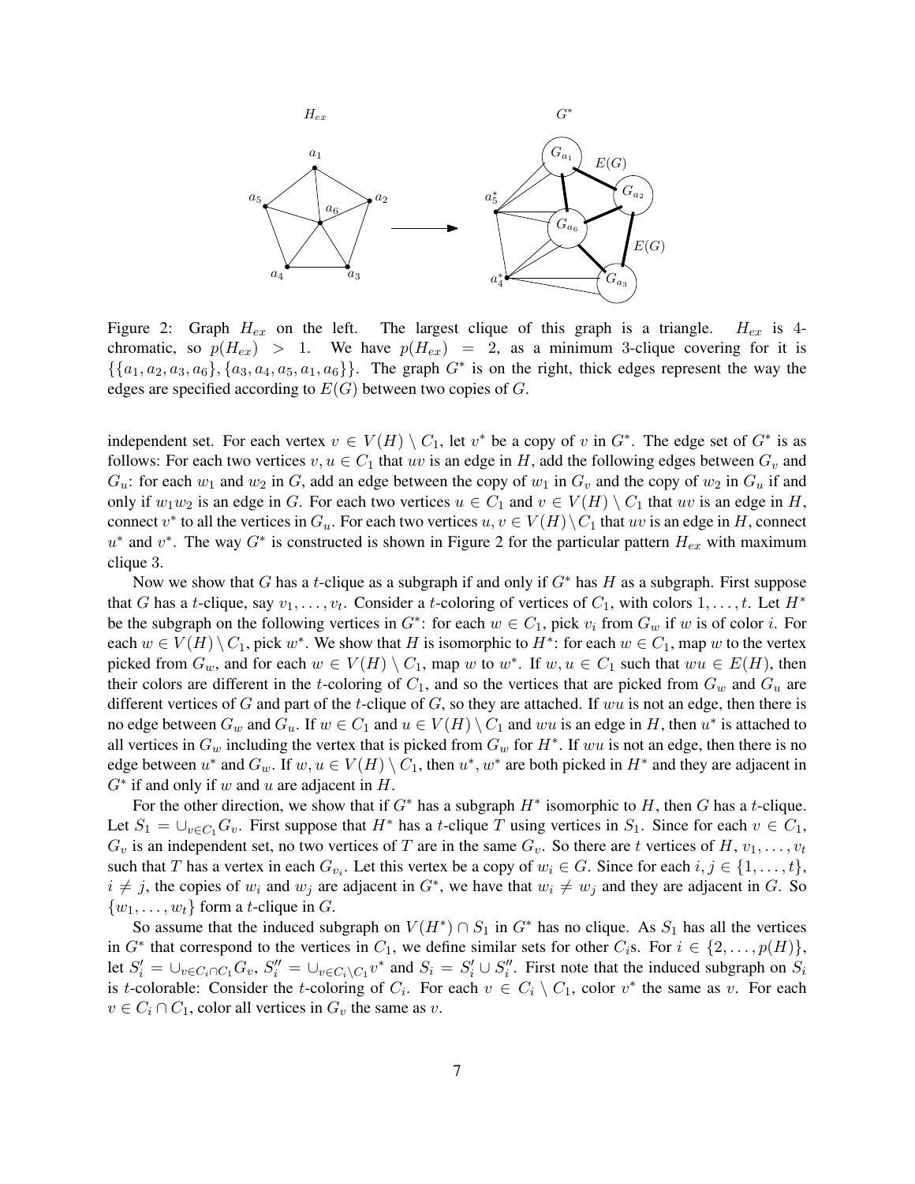Figure 2: Graph $H_{ex}$ on the left. The largest clique of this graph is a triangle. $H_{ex}$ is 4-chromatic, so $p(H_{ex}) > 1$. We have $p(H_{ex}) = 2$, as a minimum 3-clique covering for it is $\{\{a_1, a_2, a_3, a_6\}, \{a_3, a_4, a_5, a_1, a_6\}\}$. The graph $G^*$ is on the right, thick edges represent the way the edges are specified according to $E(G)$ between two copies of $G$.

independent set. For each vertex $v \in V(H) \setminus C_1$, let $v^*$ be a copy of $v$ in $G^*$. The edge set of $G^*$ is as follows: For each two vertices $v, u \in C_1$ that $uv$ is an edge in $H$, add the following edges between $G_v$ and $G_u$: for each $w_1$ and $w_2$ in $G$, add an edge between the copy of $w_1$ in $G_v$ and the copy of $w_2$ in $G_u$ if and only if $w_1w_2$ is an edge in $G$. For each two vertices $u \in C_1$ and $v \in V(H) \setminus C_1$ that $uv$ is an edge in $H$, connect $v^*$ to all the vertices in $G_u$. For each two vertices $u, v \in V(H) \setminus C_1$ that $uv$ is an edge in $H$, connect $u^*$ and $v^*$. The way $G^*$ is constructed is shown in Figure 2 for the particular pattern $H_{ex}$ with maximum clique 3.

Now we show that $G$ has a $t$-clique as a subgraph if and only if $G^*$ has $H$ as a subgraph. First suppose that $G$ has a $t$-clique, say $v_1, \ldots, v_t$. Consider a $t$-coloring of vertices of $C_1$, with colors $1, \ldots, t$. Let $H^*$ be the subgraph on the following vertices in $G^*$: for each $w \in C_1$, pick $v_i$ from $G_w$ if $w$ is of color $i$. For each $w \in V(H) \setminus C_1$, pick $w^*$. We show that $H$ is isomorphic to $H^*$: for each $w \in C_1$, map $w$ to the vertex picked from $G_w$, and for each $w \in V(H) \setminus C_1$, map $w$ to $w^*$. If $w, u \in C_1$ such that $wu \in E(H)$, then their colors are different in the $t$-coloring of $C_1$, and so the vertices that are picked from $G_w$ and $G_u$ are different vertices of $G$ and part of the $t$-clique of $G$, so they are attached. If $wu$ is not an edge, then there is no edge between $G_w$ and $G_u$. If $w \in C_1$ and $u \in V(H) \setminus C_1$ and $wu$ is an edge in $H$, then $u^*$ is attached to all vertices in $G_w$ including the vertex that is picked from $G_w$ for $H^*$. If $wu$ is not an edge, then there is no edge between $u^*$ and $G_w$. If $w, u \in V(H) \setminus C_1$, then $u^*, w^*$ are both picked in $H^*$ and they are adjacent in $G^*$ if and only if $w$ and $u$ are adjacent in $H$.

For the other direction, we show that if $G^*$ has a subgraph $H^*$ isomorphic to $H$, then $G$ has a $t$-clique. Let $S_1 = \cup_{v \in C_1} G_v$. First suppose that $H^*$ has a $t$-clique $T$ using vertices in $S_1$. Since for each $v \in C_1$, $G_v$ is an independent set, no two vertices of $T$ are in the same $G_v$. So there are $t$ vertices of $H$, $v_1, \ldots, v_t$ such that $T$ has a vertex in each $G_{v_i}$. Let this vertex be a copy of $w_i \in G$. Since for each $i, j \in \{1, \ldots, t\}$, $i \neq j$, the copies of $w_i$ and $w_j$ are adjacent in $G^*$, we have that $w_i \neq w_j$ and they are adjacent in $G$. So $\{w_1, \ldots, w_t\}$ form a $t$-clique in $G$.

So assume that the induced subgraph on $V(H^*) \cap S_1$ in $G^*$ has no clique. As $S_1$ has all the vertices in $G^*$ that correspond to the vertices in $C_1$, we define similar sets for other $C_i$s. For $i \in \{2, \ldots, p(H)\}$, let $S'_i = \cup_{v \in C_i \cap C_1} G_v$, $S''_i = \cup_{v \in C_i \setminus C_1} v^*$ and $S_i = S'_i \cup S''_i$. First note that the induced subgraph on $S_i$ is $t$-colorable: Consider the $t$-coloring of $C_i$. For each $v \in C_i \setminus C_1$, color $v^*$ the same as $v$. For each $v \in C_i \cap C_1$, color all vertices in $G_v$ the same as $v$.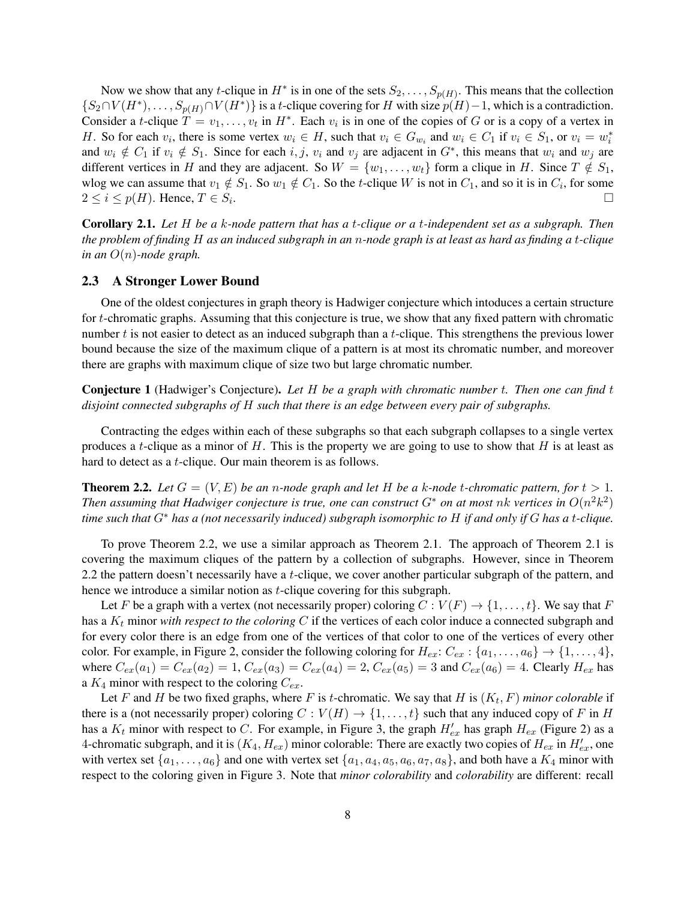Now we show that any $t$-clique in $H^*$ is in one of the sets $S_2, \ldots, S_{p(H)}$. This means that the collection $\{S_2 \cap V(H^*), \ldots, S_{p(H)} \cap V(H^*)\}$ is a $t$-clique covering for $H$ with size $p(H)-1$, which is a contradiction. Consider a $t$-clique $T = v_1, \ldots, v_t$ in $H^*$. Each $v_i$ is in one of the copies of $G$ or is a copy of a vertex in $H$. So for each $v_i$, there is some vertex $w_i \in H$, such that $v_i \in G_{w_i}$ and $w_i \in C_1$ if $v_i \in S_1$, or $v_i = w_i^*$ and $w_i \notin C_1$ if $v_i \notin S_1$. Since for each $i, j$, $v_i$ and $v_j$ are adjacent in $G^*$, this means that $w_i$ and $w_j$ are different vertices in $H$ and they are adjacent. So $W = \{w_1, \ldots, w_t\}$ form a clique in $H$. Since $T \notin S_1$, wlog we can assume that $v_1 \notin S_1$. So $w_1 \notin C_1$. So the $t$-clique $W$ is not in $C_1$, and so it is in $C_i$, for some $2 \leq i \leq p(H)$. Hence, $T \in S_i$. □

**Corollary 2.1.** *Let $H$ be a $k$-node pattern that has a $t$-clique or a $t$-independent set as a subgraph. Then the problem of finding $H$ as an induced subgraph in an $n$-node graph is at least as hard as finding a $t$-clique in an $O(n)$-node graph.*

### 2.3 A Stronger Lower Bound

One of the oldest conjectures in graph theory is Hadwiger conjecture which intoduces a certain structure for $t$-chromatic graphs. Assuming that this conjecture is true, we show that any fixed pattern with chromatic number $t$ is not easier to detect as an induced subgraph than a $t$-clique. This strengthens the previous lower bound because the size of the maximum clique of a pattern is at most its chromatic number, and moreover there are graphs with maximum clique of size two but large chromatic number.

**Conjecture 1** (Hadwiger's Conjecture). *Let $H$ be a graph with chromatic number $t$. Then one can find $t$ disjoint connected subgraphs of $H$ such that there is an edge between every pair of subgraphs.*

Contracting the edges within each of these subgraphs so that each subgraph collapses to a single vertex produces a $t$-clique as a minor of $H$. This is the property we are going to use to show that $H$ is at least as hard to detect as a $t$-clique. Our main theorem is as follows.

**Theorem 2.2.** *Let $G = (V, E)$ be an $n$-node graph and let $H$ be a $k$-node $t$-chromatic pattern, for $t > 1$. Then assuming that Hadwiger conjecture is true, one can construct $G^*$ on at most $nk$ vertices in $O(n^2k^2)$ time such that $G^*$ has a (not necessarily induced) subgraph isomorphic to $H$ if and only if $G$ has a $t$-clique.*

To prove Theorem 2.2, we use a similar approach as Theorem 2.1. The approach of Theorem 2.1 is covering the maximum cliques of the pattern by a collection of subgraphs. However, since in Theorem 2.2 the pattern doesn't necessarily have a $t$-clique, we cover another particular subgraph of the pattern, and hence we introduce a similar notion as $t$-clique covering for this subgraph.

Let $F$ be a graph with a vertex (not necessarily proper) coloring $C : V(F) \to \{1, \ldots, t\}$. We say that $F$ has a $K_t$ minor *with respect to the coloring $C$* if the vertices of each color induce a connected subgraph and for every color there is an edge from one of the vertices of that color to one of the vertices of every other color. For example, in Figure 2, consider the following coloring for $H_{ex}$: $C_{ex} : \{a_1, \ldots, a_6\} \to \{1, \ldots, 4\}$, where $C_{ex}(a_1) = C_{ex}(a_2) = 1$, $C_{ex}(a_3) = C_{ex}(a_4) = 2$, $C_{ex}(a_5) = 3$ and $C_{ex}(a_6) = 4$. Clearly $H_{ex}$ has a $K_4$ minor with respect to the coloring $C_{ex}$.

Let $F$ and $H$ be two fixed graphs, where $F$ is $t$-chromatic. We say that $H$ is $(K_t, F)$ *minor colorable* if there is a (not necessarily proper) coloring $C : V(H) \to \{1, \ldots, t\}$ such that any induced copy of $F$ in $H$ has a $K_t$ minor with respect to $C$. For example, in Figure 3, the graph $H'_{ex}$ has graph $H_{ex}$ (Figure 2) as a 4-chromatic subgraph, and it is $(K_4, H_{ex})$ minor colorable: There are exactly two copies of $H_{ex}$ in $H'_{ex}$, one with vertex set $\{a_1, \ldots, a_6\}$ and one with vertex set $\{a_1, a_4, a_5, a_6, a_7, a_8\}$, and both have a $K_4$ minor with respect to the coloring given in Figure 3. Note that *minor colorability* and *colorability* are different: recall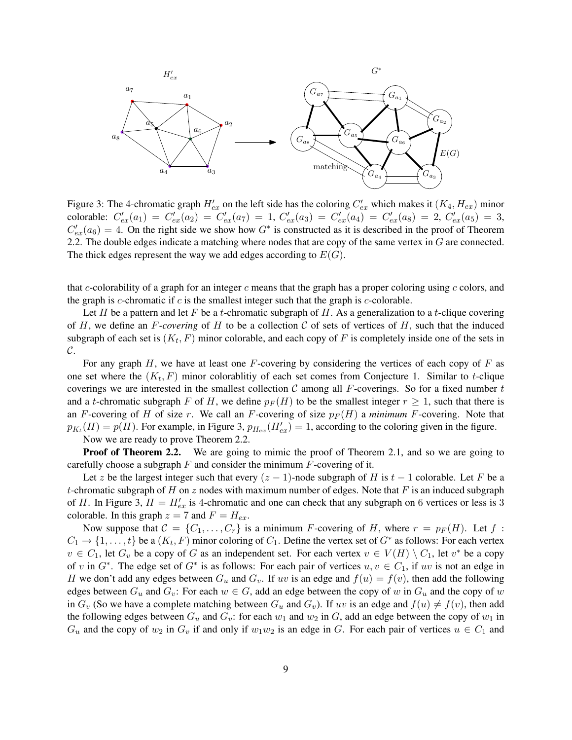Figure 3: The 4-chromatic graph $H'_{ex}$ on the left side has the coloring $C'_{ex}$ which makes it $(K_4, H_{ex})$ minor colorable: $C'_{ex}(a_1) = C'_{ex}(a_2) = C'_{ex}(a_7) = 1$, $C'_{ex}(a_3) = C'_{ex}(a_4) = C'_{ex}(a_8) = 2$, $C'_{ex}(a_5) = 3$, $C'_{ex}(a_6) = 4$. On the right side we show how $G^*$ is constructed as it is described in the proof of Theorem 2.2. The double edges indicate a matching where nodes that are copy of the same vertex in $G$ are connected. The thick edges represent the way we add edges according to $E(G)$.

that $c$-colorability of a graph for an integer $c$ means that the graph has a proper coloring using $c$ colors, and the graph is $c$-chromatic if $c$ is the smallest integer such that the graph is $c$-colorable.

Let $H$ be a pattern and let $F$ be a $t$-chromatic subgraph of $H$. As a generalization to a $t$-clique covering of $H$, we define an *$F$-covering* of $H$ to be a collection $\mathcal{C}$ of sets of vertices of $H$, such that the induced subgraph of each set is $(K_t, F)$ minor colorable, and each copy of $F$ is completely inside one of the sets in $\mathcal{C}$.

For any graph $H$, we have at least one $F$-covering by considering the vertices of each copy of $F$ as one set where the $(K_t, F)$ minor colorablitiy of each set comes from Conjecture 1. Similar to $t$-clique coverings we are interested in the smallest collection $\mathcal{C}$ among all $F$-coverings. So for a fixed number $t$ and a $t$-chromatic subgraph $F$ of $H$, we define $p_F(H)$ to be the smallest integer $r \geq 1$, such that there is an $F$-covering of $H$ of size $r$. We call an $F$-covering of size $p_F(H)$ a *minimum* $F$-covering. Note that $p_{K_t}(H) = p(H)$. For example, in Figure 3, $p_{H_{ex}}(H'_{ex}) = 1$, according to the coloring given in the figure.

Now we are ready to prove Theorem 2.2.

**Proof of Theorem 2.2.** We are going to mimic the proof of Theorem 2.1, and so we are going to carefully choose a subgraph $F$ and consider the minimum $F$-covering of it.

Let $z$ be the largest integer such that every $(z-1)$-node subgraph of $H$ is $t-1$ colorable. Let $F$ be a $t$-chromatic subgraph of $H$ on $z$ nodes with maximum number of edges. Note that $F$ is an induced subgraph of $H$. In Figure 3, $H = H'_{ex}$ is 4-chromatic and one can check that any subgraph on 6 vertices or less is 3 colorable. In this graph $z = 7$ and $F = H_{ex}$.

Now suppose that $\mathcal{C} = \{C_1, \ldots, C_r\}$ is a minimum $F$-covering of $H$, where $r = p_F(H)$. Let $f : C_1 \to \{1, \ldots, t\}$ be a $(K_t, F)$ minor coloring of $C_1$. Define the vertex set of $G^*$ as follows: For each vertex $v \in C_1$, let $G_v$ be a copy of $G$ as an independent set. For each vertex $v \in V(H) \setminus C_1$, let $v^*$ be a copy of $v$ in $G^*$. The edge set of $G^*$ is as follows: For each pair of vertices $u, v \in C_1$, if $uv$ is not an edge in $H$ we don't add any edges between $G_u$ and $G_v$. If $uv$ is an edge and $f(u) = f(v)$, then add the following edges between $G_u$ and $G_v$: For each $w \in G$, add an edge between the copy of $w$ in $G_u$ and the copy of $w$ in $G_v$ (So we have a complete matching between $G_u$ and $G_v$). If $uv$ is an edge and $f(u) \neq f(v)$, then add the following edges between $G_u$ and $G_v$: for each $w_1$ and $w_2$ in $G$, add an edge between the copy of $w_1$ in $G_u$ and the copy of $w_2$ in $G_v$ if and only if $w_1 w_2$ is an edge in $G$. For each pair of vertices $u \in C_1$ and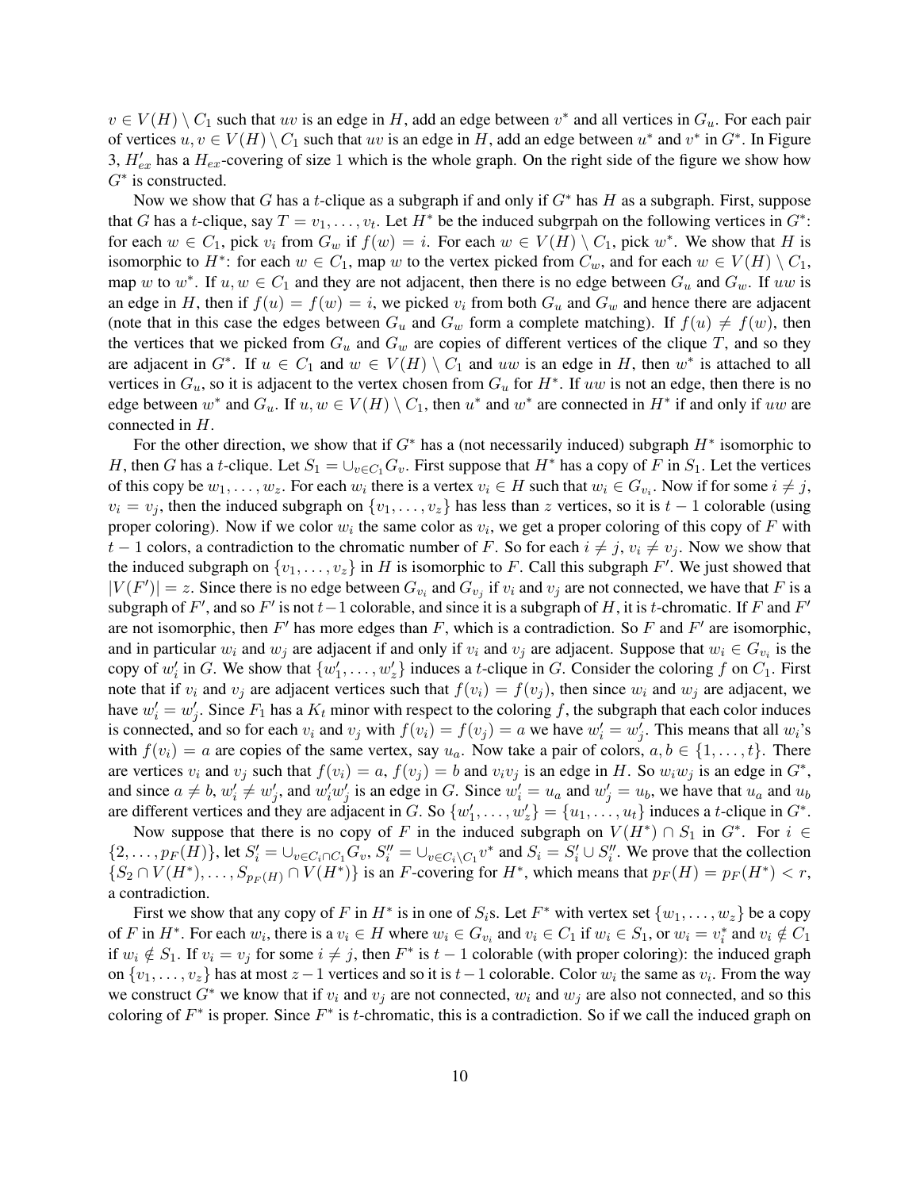$v \in V(H) \setminus C_1$ such that $uv$ is an edge in $H$, add an edge between $v^*$ and all vertices in $G_u$. For each pair of vertices $u, v \in V(H) \setminus C_1$ such that $uv$ is an edge in $H$, add an edge between $u^*$ and $v^*$ in $G^*$. In Figure 3, $H'_{ex}$ has a $H_{ex}$-covering of size 1 which is the whole graph. On the right side of the figure we show how $G^*$ is constructed.

Now we show that $G$ has a $t$-clique as a subgraph if and only if $G^*$ has $H$ as a subgraph. First, suppose that $G$ has a $t$-clique, say $T = v_1, \ldots, v_t$. Let $H^*$ be the induced subgrpah on the following vertices in $G^*$: for each $w \in C_1$, pick $v_i$ from $G_w$ if $f(w) = i$. For each $w \in V(H) \setminus C_1$, pick $w^*$. We show that $H$ is isomorphic to $H^*$: for each $w \in C_1$, map $w$ to the vertex picked from $C_w$, and for each $w \in V(H) \setminus C_1$, map $w$ to $w^*$. If $u, w \in C_1$ and they are not adjacent, then there is no edge between $G_u$ and $G_w$. If $uw$ is an edge in $H$, then if $f(u) = f(w) = i$, we picked $v_i$ from both $G_u$ and $G_w$ and hence there are adjacent (note that in this case the edges between $G_u$ and $G_w$ form a complete matching). If $f(u) \neq f(w)$, then the vertices that we picked from $G_u$ and $G_w$ are copies of different vertices of the clique $T$, and so they are adjacent in $G^*$. If $u \in C_1$ and $w \in V(H) \setminus C_1$ and $uw$ is an edge in $H$, then $w^*$ is attached to all vertices in $G_u$, so it is adjacent to the vertex chosen from $G_u$ for $H^*$. If $uw$ is not an edge, then there is no edge between $w^*$ and $G_u$. If $u, w \in V(H) \setminus C_1$, then $u^*$ and $w^*$ are connected in $H^*$ if and only if $uw$ are connected in $H$.

For the other direction, we show that if $G^*$ has a (not necessarily induced) subgraph $H^*$ isomorphic to $H$, then $G$ has a $t$-clique. Let $S_1 = \cup_{v \in C_1} G_v$. First suppose that $H^*$ has a copy of $F$ in $S_1$. Let the vertices of this copy be $w_1, \ldots, w_z$. For each $w_i$ there is a vertex $v_i \in H$ such that $w_i \in G_{v_i}$. Now if for some $i \neq j$, $v_i = v_j$, then the induced subgraph on $\{v_1, \ldots, v_z\}$ has less than $z$ vertices, so it is $t-1$ colorable (using proper coloring). Now if we color $w_i$ the same color as $v_i$, we get a proper coloring of this copy of $F$ with $t-1$ colors, a contradiction to the chromatic number of $F$. So for each $i \neq j$, $v_i \neq v_j$. Now we show that the induced subgraph on $\{v_1, \ldots, v_z\}$ in $H$ is isomorphic to $F$. Call this subgraph $F'$. We just showed that $|V(F')| = z$. Since there is no edge between $G_{v_i}$ and $G_{v_j}$ if $v_i$ and $v_j$ are not connected, we have that $F$ is a subgraph of $F'$, and so $F'$ is not $t-1$ colorable, and since it is a subgraph of $H$, it is $t$-chromatic. If $F$ and $F'$ are not isomorphic, then $F'$ has more edges than $F$, which is a contradiction. So $F$ and $F'$ are isomorphic, and in particular $w_i$ and $w_j$ are adjacent if and only if $v_i$ and $v_j$ are adjacent. Suppose that $w_i \in G_{v_i}$ is the copy of $w'_i$ in $G$. We show that $\{w'_1, \ldots, w'_z\}$ induces a $t$-clique in $G$. Consider the coloring $f$ on $C_1$. First note that if $v_i$ and $v_j$ are adjacent vertices such that $f(v_i) = f(v_j)$, then since $w_i$ and $w_j$ are adjacent, we have $w'_i = w'_j$. Since $F_1$ has a $K_t$ minor with respect to the coloring $f$, the subgraph that each color induces is connected, and so for each $v_i$ and $v_j$ with $f(v_i) = f(v_j) = a$ we have $w'_i = w'_j$. This means that all $w_i$'s with $f(v_i) = a$ are copies of the same vertex, say $u_a$. Now take a pair of colors, $a, b \in \{1, \ldots, t\}$. There are vertices $v_i$ and $v_j$ such that $f(v_i) = a$, $f(v_j) = b$ and $v_iv_j$ is an edge in $H$. So $w_iw_j$ is an edge in $G^*$, and since $a \neq b$, $w'_i \neq w'_j$, and $w'_iw'_j$ is an edge in $G$. Since $w'_i = u_a$ and $w'_j = u_b$, we have that $u_a$ and $u_b$ are different vertices and they are adjacent in $G$. So $\{w'_1, \ldots, w'_z\} = \{u_1, \ldots, u_t\}$ induces a $t$-clique in $G^*$.

Now suppose that there is no copy of $F$ in the induced subgraph on $V(H^*) \cap S_1$ in $G^*$. For $i \in \{2, \ldots, p_F(H)\}$, let $S'_i = \cup_{v \in C_i \cap C_1} G_v$, $S''_i = \cup_{v \in C_i \setminus C_1} v^*$ and $S_i = S'_i \cup S''_i$. We prove that the collection $\{S_2 \cap V(H^*), \ldots, S_{p_F(H)} \cap V(H^*)\}$ is an $F$-covering for $H^*$, which means that $p_F(H) = p_F(H^*) < r$, a contradiction.

First we show that any copy of $F$ in $H^*$ is in one of $S_i$s. Let $F^*$ with vertex set $\{w_1, \ldots, w_z\}$ be a copy of $F$ in $H^*$. For each $w_i$, there is a $v_i \in H$ where $w_i \in G_{v_i}$ and $v_i \in C_1$ if $w_i \in S_1$, or $w_i = v_i^*$ and $v_i \notin C_1$ if $w_i \notin S_1$. If $v_i = v_j$ for some $i \neq j$, then $F^*$ is $t-1$ colorable (with proper coloring): the induced graph on $\{v_1, \ldots, v_z\}$ has at most $z-1$ vertices and so it is $t-1$ colorable. Color $w_i$ the same as $v_i$. From the way we construct $G^*$ we know that if $v_i$ and $v_j$ are not connected, $w_i$ and $w_j$ are also not connected, and so this coloring of $F^*$ is proper. Since $F^*$ is $t$-chromatic, this is a contradiction. So if we call the induced graph on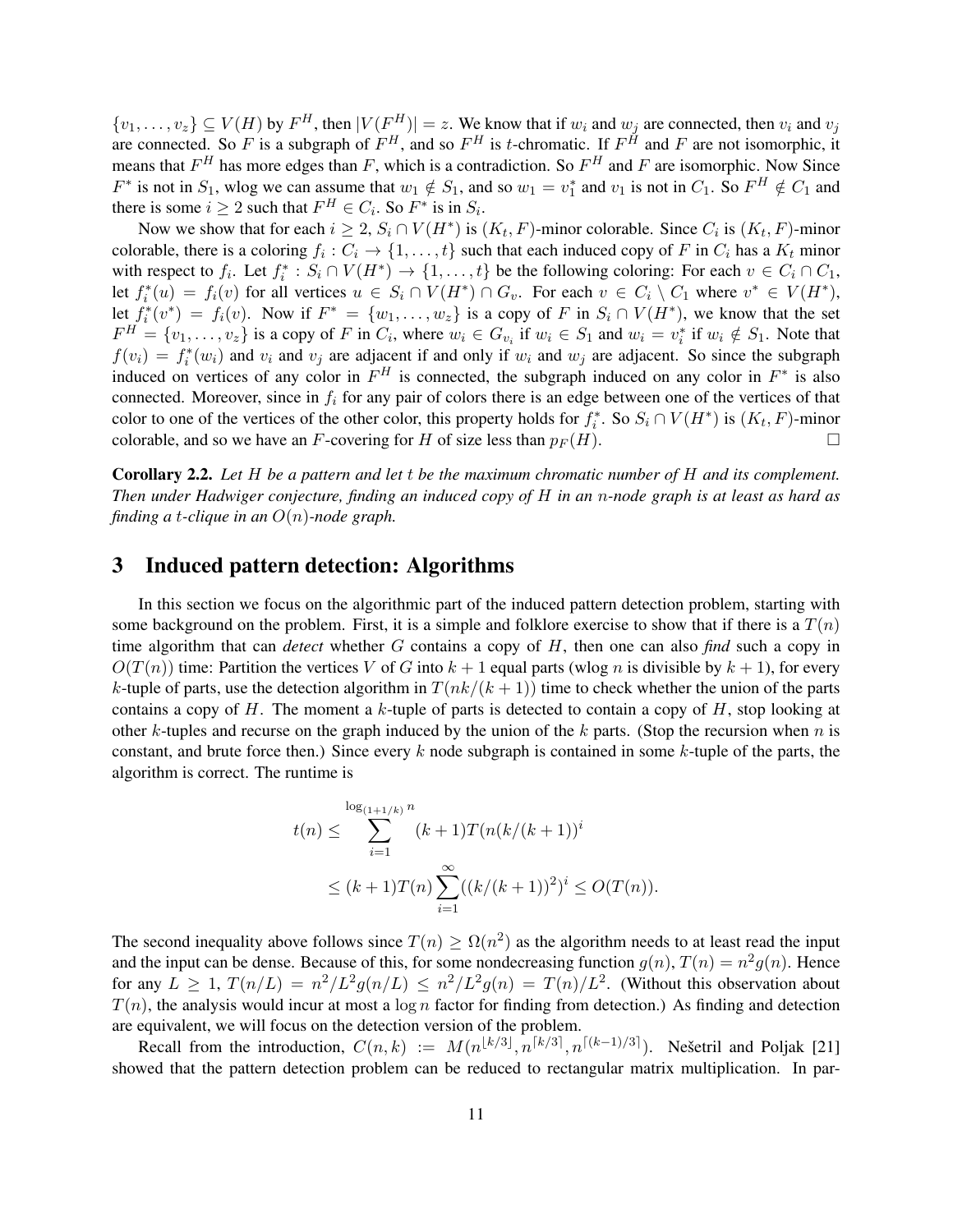$\{v_1, \ldots, v_z\} \subseteq V(H)$ by $F^H$, then $|V(F^H)| = z$. We know that if $w_i$ and $w_j$ are connected, then $v_i$ and $v_j$ are connected. So $F$ is a subgraph of $F^H$, and so $F^H$ is $t$-chromatic. If $F^H$ and $F$ are not isomorphic, it means that $F^H$ has more edges than $F$, which is a contradiction. So $F^H$ and $F$ are isomorphic. Now Since $F^*$ is not in $S_1$, wlog we can assume that $w_1 \notin S_1$, and so $w_1 = v_1^*$ and $v_1$ is not in $C_1$. So $F^H \notin C_1$ and there is some $i \geq 2$ such that $F^H \in C_i$. So $F^*$ is in $S_i$.

Now we show that for each $i \geq 2$, $S_i \cap V(H^*)$ is $(K_t, F)$-minor colorable. Since $C_i$ is $(K_t, F)$-minor colorable, there is a coloring $f_i : C_i \to \{1, \ldots, t\}$ such that each induced copy of $F$ in $C_i$ has a $K_t$ minor with respect to $f_i$. Let $f_i^* : S_i \cap V(H^*) \to \{1, \ldots, t\}$ be the following coloring: For each $v \in C_i \cap C_1$, let $f_i^*(u) = f_i(v)$ for all vertices $u \in S_i \cap V(H^*) \cap G_v$. For each $v \in C_i \setminus C_1$ where $v^* \in V(H^*)$, let $f_i^*(v^*) = f_i(v)$. Now if $F^* = \{w_1, \ldots, w_z\}$ is a copy of $F$ in $S_i \cap V(H^*)$, we know that the set $F^H = \{v_1, \ldots, v_z\}$ is a copy of $F$ in $C_i$, where $w_i \in G_{v_i}$ if $w_i \in S_1$ and $w_i = v_i^*$ if $w_i \notin S_1$. Note that $f(v_i) = f_i^*(w_i)$ and $v_i$ and $v_j$ are adjacent if and only if $w_i$ and $w_j$ are adjacent. So since the subgraph induced on vertices of any color in $F^H$ is connected, the subgraph induced on any color in $F^*$ is also connected. Moreover, since in $f_i$ for any pair of colors there is an edge between one of the vertices of that color to one of the vertices of the other color, this property holds for $f_i^*$. So $S_i \cap V(H^*)$ is $(K_t, F)$-minor colorable, and so we have an $F$-covering for $H$ of size less than $p_F(H)$. $\square$

**Corollary 2.2.** *Let $H$ be a pattern and let $t$ be the maximum chromatic number of $H$ and its complement. Then under Hadwiger conjecture, finding an induced copy of $H$ in an $n$-node graph is at least as hard as finding a $t$-clique in an $O(n)$-node graph.*

# 3 Induced pattern detection: Algorithms

In this section we focus on the algorithmic part of the induced pattern detection problem, starting with some background on the problem. First, it is a simple and folklore exercise to show that if there is a $T(n)$ time algorithm that can *detect* whether $G$ contains a copy of $H$, then one can also *find* such a copy in $O(T(n))$ time: Partition the vertices $V$ of $G$ into $k+1$ equal parts (wlog $n$ is divisible by $k+1$), for every $k$-tuple of parts, use the detection algorithm in $T(nk/(k+1))$ time to check whether the union of the parts contains a copy of $H$. The moment a $k$-tuple of parts is detected to contain a copy of $H$, stop looking at other $k$-tuples and recurse on the graph induced by the union of the $k$ parts. (Stop the recursion when $n$ is constant, and brute force then.) Since every $k$ node subgraph is contained in some $k$-tuple of the parts, the algorithm is correct. The runtime is

$$t(n) \leq \sum_{i=1}^{\log_{(1+1/k)} n} (k+1)T(n(k/(k+1))^i$$
$$\leq (k+1)T(n) \sum_{i=1}^{\infty} ((k/(k+1))^2)^i \leq O(T(n)).$$

The second inequality above follows since $T(n) \geq \Omega(n^2)$ as the algorithm needs to at least read the input and the input can be dense. Because of this, for some nondecreasing function $g(n)$, $T(n) = n^2 g(n)$. Hence for any $L \geq 1$, $T(n/L) = n^2/L^2 g(n/L) \leq n^2/L^2 g(n) = T(n)/L^2$. (Without this observation about $T(n)$, the analysis would incur at most a $\log n$ factor for finding from detection.) As finding and detection are equivalent, we will focus on the detection version of the problem.

Recall from the introduction, $C(n,k) := M(n^{\lfloor k/3 \rfloor}, n^{\lceil k/3 \rceil}, n^{\lceil (k-1)/3 \rceil})$. Nešetril and Poljak [21] showed that the pattern detection problem can be reduced to rectangular matrix multiplication. In par-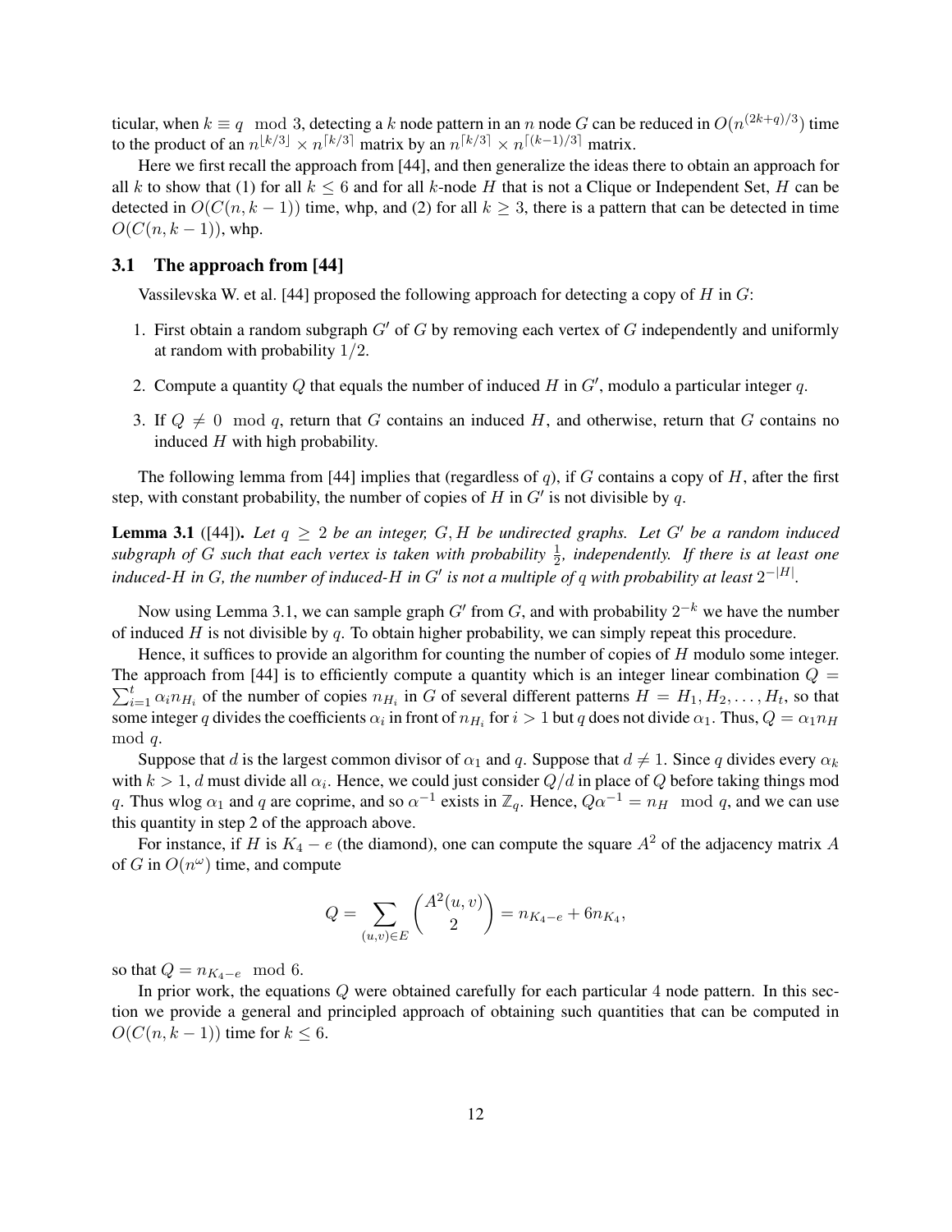ticular, when $k \equiv q \mod 3$, detecting a $k$ node pattern in an $n$ node $G$ can be reduced in $O(n^{(2k+q)/3})$ time to the product of an $n^{\lfloor k/3 \rfloor} \times n^{\lceil k/3 \rceil}$ matrix by an $n^{\lceil k/3 \rceil} \times n^{\lceil (k-1)/3 \rceil}$ matrix.

Here we first recall the approach from [44], and then generalize the ideas there to obtain an approach for all $k$ to show that (1) for all $k \leq 6$ and for all $k$-node $H$ that is not a Clique or Independent Set, $H$ can be detected in $O(C(n, k-1))$ time, whp, and (2) for all $k \geq 3$, there is a pattern that can be detected in time $O(C(n, k-1))$, whp.

### 3.1 The approach from [44]

Vassilevska W. et al. [44] proposed the following approach for detecting a copy of $H$ in $G$:

1. First obtain a random subgraph $G'$ of $G$ by removing each vertex of $G$ independently and uniformly at random with probability $1/2$.
2. Compute a quantity $Q$ that equals the number of induced $H$ in $G'$, modulo a particular integer $q$.
3. If $Q \neq 0 \mod q$, return that $G$ contains an induced $H$, and otherwise, return that $G$ contains no induced $H$ with high probability.

The following lemma from [44] implies that (regardless of $q$), if $G$ contains a copy of $H$, after the first step, with constant probability, the number of copies of $H$ in $G'$ is not divisible by $q$.

**Lemma 3.1** ([44])**.** *Let $q \geq 2$ be an integer, $G, H$ be undirected graphs. Let $G'$ be a random induced subgraph of $G$ such that each vertex is taken with probability $\frac{1}{2}$, independently. If there is at least one induced-$H$ in $G$, the number of induced-$H$ in $G'$ is not a multiple of $q$ with probability at least $2^{-|H|}$.*

Now using Lemma 3.1, we can sample graph $G'$ from $G$, and with probability $2^{-k}$ we have the number of induced $H$ is not divisible by $q$. To obtain higher probability, we can simply repeat this procedure.

Hence, it suffices to provide an algorithm for counting the number of copies of $H$ modulo some integer. The approach from [44] is to efficiently compute a quantity which is an integer linear combination $Q = \sum_{i=1}^{t} \alpha_i n_{H_i}$ of the number of copies $n_{H_i}$ in $G$ of several different patterns $H = H_1, H_2, \ldots, H_t$, so that some integer $q$ divides the coefficients $\alpha_i$ in front of $n_{H_i}$ for $i > 1$ but $q$ does not divide $\alpha_1$. Thus, $Q = \alpha_1 n_H \mod q$.

Suppose that $d$ is the largest common divisor of $\alpha_1$ and $q$. Suppose that $d \neq 1$. Since $q$ divides every $\alpha_k$ with $k > 1$, $d$ must divide all $\alpha_i$. Hence, we could just consider $Q/d$ in place of $Q$ before taking things mod $q$. Thus wlog $\alpha_1$ and $q$ are coprime, and so $\alpha^{-1}$ exists in $\mathbb{Z}_q$. Hence, $Q\alpha^{-1} = n_H \mod q$, and we can use this quantity in step 2 of the approach above.

For instance, if $H$ is $K_4 - e$ (the diamond), one can compute the square $A^2$ of the adjacency matrix $A$ of $G$ in $O(n^\omega)$ time, and compute

$$Q = \sum_{(u,v) \in E} \binom{A^2(u,v)}{2} = n_{K_4 - e} + 6n_{K_4},$$

so that $Q = n_{K_4 - e} \mod 6$.

In prior work, the equations $Q$ were obtained carefully for each particular 4 node pattern. In this section we provide a general and principled approach of obtaining such quantities that can be computed in $O(C(n, k-1))$ time for $k \leq 6$.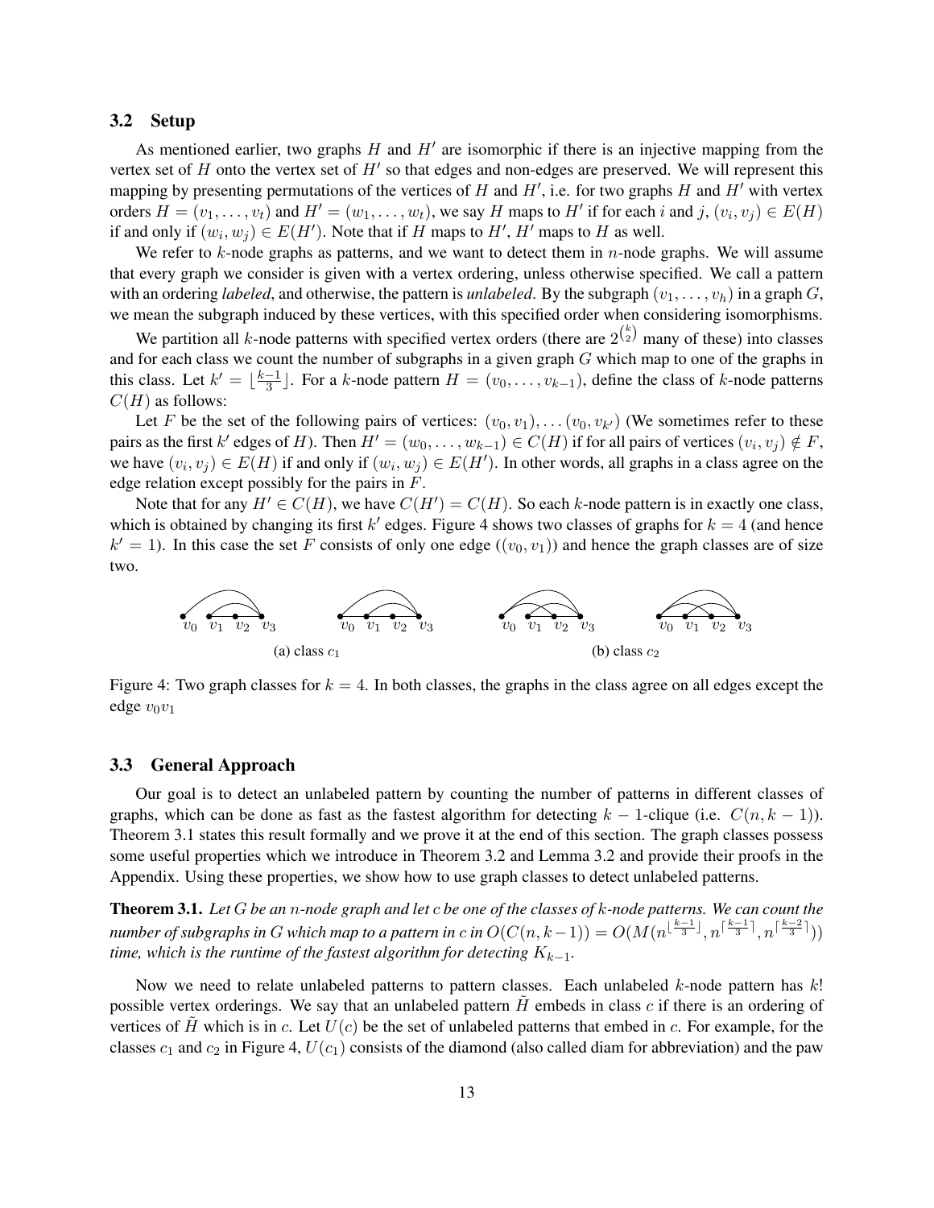### 3.2 Setup

As mentioned earlier, two graphs $H$ and $H'$ are isomorphic if there is an injective mapping from the vertex set of $H$ onto the vertex set of $H'$ so that edges and non-edges are preserved. We will represent this mapping by presenting permutations of the vertices of $H$ and $H'$, i.e. for two graphs $H$ and $H'$ with vertex orders $H = (v_1, \ldots, v_t)$ and $H' = (w_1, \ldots, w_t)$, we say $H$ maps to $H'$ if for each $i$ and $j$, $(v_i, v_j) \in E(H)$ if and only if $(w_i, w_j) \in E(H')$. Note that if $H$ maps to $H'$, $H'$ maps to $H$ as well.

We refer to $k$-node graphs as patterns, and we want to detect them in $n$-node graphs. We will assume that every graph we consider is given with a vertex ordering, unless otherwise specified. We call a pattern with an ordering *labeled*, and otherwise, the pattern is *unlabeled*. By the subgraph $(v_1, \ldots, v_h)$ in a graph $G$, we mean the subgraph induced by these vertices, with this specified order when considering isomorphisms.

We partition all $k$-node patterns with specified vertex orders (there are $2^{\binom{k}{2}}$ many of these) into classes and for each class we count the number of subgraphs in a given graph $G$ which map to one of the graphs in this class. Let $k' = \lfloor \frac{k-1}{3} \rfloor$. For a $k$-node pattern $H = (v_0, \ldots, v_{k-1})$, define the class of $k$-node patterns $C(H)$ as follows:

Let $F$ be the set of the following pairs of vertices: $(v_0, v_1), \ldots (v_0, v_{k'})$ (We sometimes refer to these pairs as the first $k'$ edges of $H$). Then $H' = (w_0, \ldots, w_{k-1}) \in C(H)$ if for all pairs of vertices $(v_i, v_j) \notin F$, we have $(v_i, v_j) \in E(H)$ if and only if $(w_i, w_j) \in E(H')$. In other words, all graphs in a class agree on the edge relation except possibly for the pairs in $F$.

Note that for any $H' \in C(H)$, we have $C(H') = C(H)$. So each $k$-node pattern is in exactly one class, which is obtained by changing its first $k'$ edges. Figure 4 shows two classes of graphs for $k = 4$ (and hence $k' = 1$). In this case the set $F$ consists of only one edge ($(v_0, v_1)$) and hence the graph classes are of size two.

(a) class $c_1$ (b) class $c_2$

Figure 4: Two graph classes for $k = 4$. In both classes, the graphs in the class agree on all edges except the edge $v_0v_1$

### 3.3 General Approach

Our goal is to detect an unlabeled pattern by counting the number of patterns in different classes of graphs, which can be done as fast as the fastest algorithm for detecting $k-1$-clique (i.e. $C(n, k-1)$). Theorem 3.1 states this result formally and we prove it at the end of this section. The graph classes possess some useful properties which we introduce in Theorem 3.2 and Lemma 3.2 and provide their proofs in the Appendix. Using these properties, we show how to use graph classes to detect unlabeled patterns.

**Theorem 3.1.** *Let $G$ be an $n$-node graph and let $c$ be one of the classes of $k$-node patterns. We can count the number of subgraphs in $G$ which map to a pattern in $c$ in $O(C(n, k-1)) = O(M(n^{\lfloor \frac{k-1}{3} \rfloor}, n^{\lceil \frac{k-1}{3} \rceil}, n^{\lceil \frac{k-2}{3} \rceil}))$ time, which is the runtime of the fastest algorithm for detecting $K_{k-1}$.*

Now we need to relate unlabeled patterns to pattern classes. Each unlabeled $k$-node pattern has $k!$ possible vertex orderings. We say that an unlabeled pattern $\tilde{H}$ embeds in class $c$ if there is an ordering of vertices of $\tilde{H}$ which is in $c$. Let $U(c)$ be the set of unlabeled patterns that embed in $c$. For example, for the classes $c_1$ and $c_2$ in Figure 4, $U(c_1)$ consists of the diamond (also called diam for abbreviation) and the paw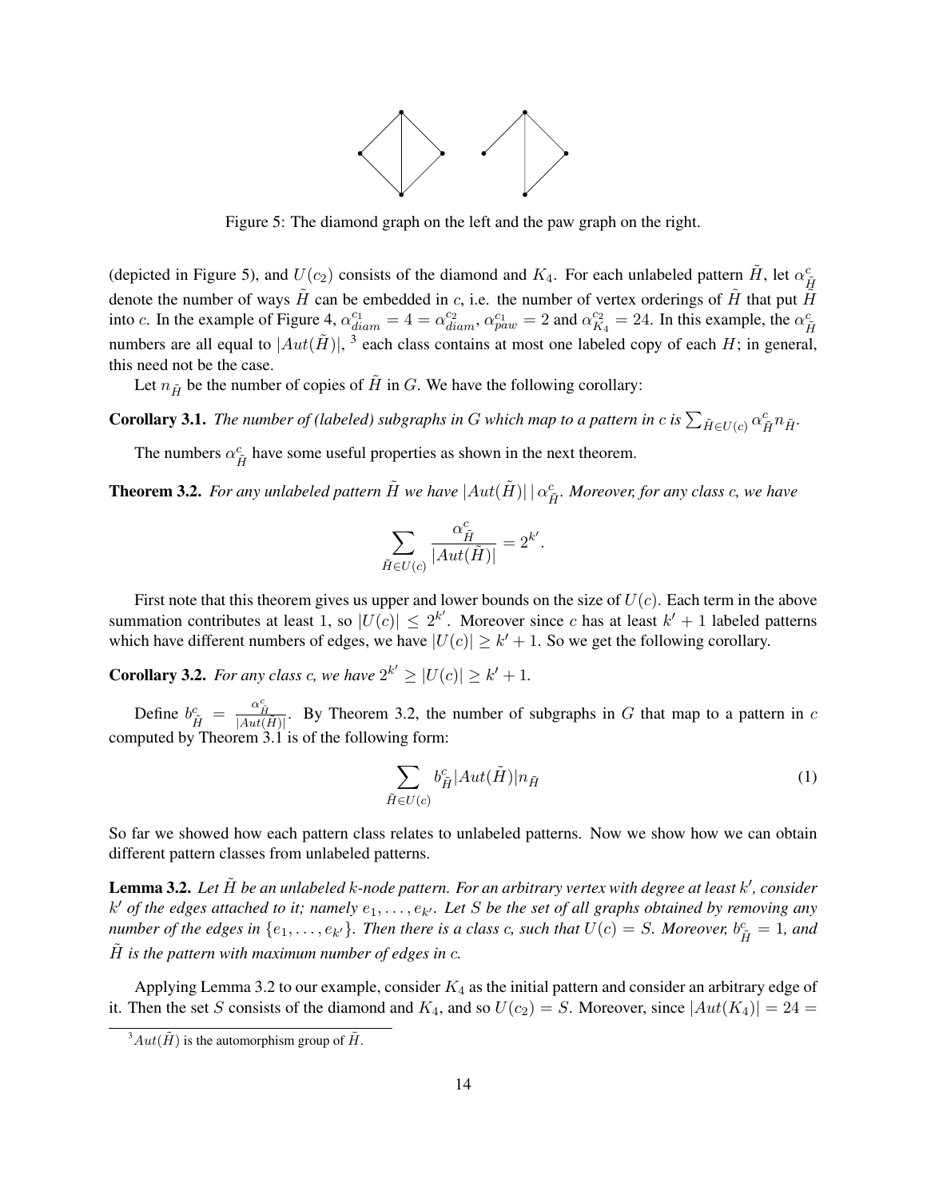Figure 5: The diamond graph on the left and the paw graph on the right.

(depicted in Figure 5), and $U(c_2)$ consists of the diamond and $K_4$. For each unlabeled pattern $\tilde{H}$, let $\alpha^c_{\tilde{H}}$ denote the number of ways $\tilde{H}$ can be embedded in $c$, i.e. the number of vertex orderings of $\tilde{H}$ that put $\tilde{H}$ into $c$. In the example of Figure 4, $\alpha^{c_1}_{diam} = 4 = \alpha^{c_2}_{diam}$, $\alpha^{c_1}_{paw} = 2$ and $\alpha^{c_2}_{K_4} = 24$. In this example, the $\alpha^c_{\tilde{H}}$ numbers are all equal to $|Aut(\tilde{H})|$, [3] each class contains at most one labeled copy of each $H$; in general, this need not be the case.

Let $n_{\tilde{H}}$ be the number of copies of $\tilde{H}$ in $G$. We have the following corollary:

**Corollary 3.1.** *The number of (labeled) subgraphs in G which map to a pattern in c is* $\sum_{\tilde{H} \in U(c)} \alpha^c_{\tilde{H}} n_{\tilde{H}}$.

The numbers $\alpha^c_{\tilde{H}}$ have some useful properties as shown in the next theorem.

**Theorem 3.2.** *For any unlabeled pattern $\tilde{H}$ we have $|Aut(\tilde{H})| \mid \alpha^c_{\tilde{H}}$. Moreover, for any class c, we have*

$$\sum_{\tilde{H} \in U(c)} \frac{\alpha^c_{\tilde{H}}}{|Aut(\tilde{H})|} = 2^{k'}.$$

First note that this theorem gives us upper and lower bounds on the size of $U(c)$. Each term in the above summation contributes at least 1, so $|U(c)| \leq 2^{k'}$. Moreover since $c$ has at least $k'+1$ labeled patterns which have different numbers of edges, we have $|U(c)| \geq k'+1$. So we get the following corollary.

**Corollary 3.2.** *For any class c, we have* $2^{k'} \geq |U(c)| \geq k'+1$.

Define $b^c_{\tilde{H}} = \frac{\alpha^c_{\tilde{H}}}{|Aut(\tilde{H})|}$. By Theorem 3.2, the number of subgraphs in $G$ that map to a pattern in $c$ computed by Theorem 3.1 is of the following form:

$$\sum_{\tilde{H} \in U(c)} b^c_{\tilde{H}} |Aut(\tilde{H})| n_{\tilde{H}} \tag{1}$$

So far we showed how each pattern class relates to unlabeled patterns. Now we show how we can obtain different pattern classes from unlabeled patterns.

**Lemma 3.2.** *Let $\tilde{H}$ be an unlabeled $k$-node pattern. For an arbitrary vertex with degree at least $k'$, consider $k'$ of the edges attached to it; namely $e_1, \ldots, e_{k'}$. Let $S$ be the set of all graphs obtained by removing any number of the edges in $\{e_1, \ldots, e_{k'}\}$. Then there is a class c, such that $U(c) = S$. Moreover, $b^c_{\tilde{H}} = 1$, and $\tilde{H}$ is the pattern with maximum number of edges in c.*

Applying Lemma 3.2 to our example, consider $K_4$ as the initial pattern and consider an arbitrary edge of it. Then the set $S$ consists of the diamond and $K_4$, and so $U(c_2) = S$. Moreover, since $|Aut(K_4)| = 24 =$

[3] $Aut(\tilde{H})$ is the automorphism group of $\tilde{H}$.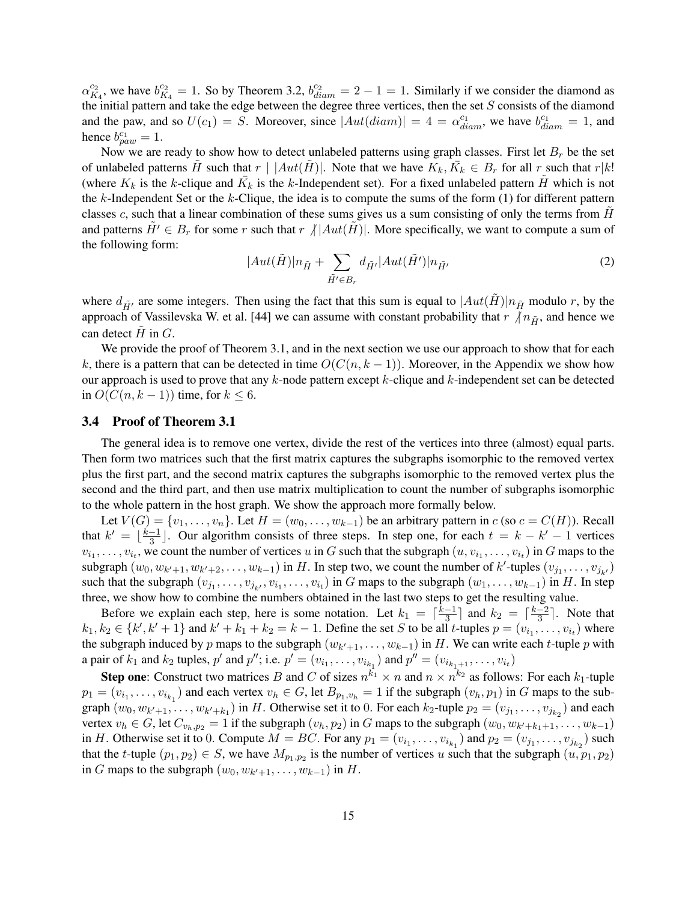$\alpha^{c_2}_{K_4}$, we have $b^{c_2}_{K_4} = 1$. So by Theorem 3.2, $b^{c_2}_{diam} = 2 - 1 = 1$. Similarly if we consider the diamond as the initial pattern and take the edge between the degree three vertices, then the set $S$ consists of the diamond and the paw, and so $U(c_1) = S$. Moreover, since $|Aut(diam)| = 4 = \alpha^{c_1}_{diam}$, we have $b^{c_1}_{diam} = 1$, and hence $b^{c_1}_{paw} = 1$.

Now we are ready to show how to detect unlabeled patterns using graph classes. First let $B_r$ be the set of unlabeled patterns $\tilde{H}$ such that $r \mid |Aut(\tilde{H})|$. Note that we have $K_k, \bar{K_k} \in B_r$ for all $r$ such that $r|k!$ (where $K_k$ is the $k$-clique and $\bar{K_k}$ is the $k$-Independent set). For a fixed unlabeled pattern $\tilde{H}$ which is not the $k$-Independent Set or the $k$-Clique, the idea is to compute the sums of the form (1) for different pattern classes $c$, such that a linear combination of these sums gives us a sum consisting of only the terms from $\tilde{H}$ and patterns $\tilde{H}' \in B_r$ for some $r$ such that $r \not| |Aut(\tilde{H})|$. More specifically, we want to compute a sum of the following form:

$$|Aut(\tilde{H})| n_{\tilde{H}} + \sum_{\tilde{H}' \in B_r} d_{\tilde{H}'} |Aut(\tilde{H}')| n_{\tilde{H}'} \tag{2}$$

where $d_{\tilde{H}'}$ are some integers. Then using the fact that this sum is equal to $|Aut(\tilde{H})| n_{\tilde{H}}$ modulo $r$, by the approach of Vassilevska W. et al. [44] we can assume with constant probability that $r \not| n_{\tilde{H}}$, and hence we can detect $\tilde{H}$ in $G$.

We provide the proof of Theorem 3.1, and in the next section we use our approach to show that for each $k$, there is a pattern that can be detected in time $O(C(n, k-1))$. Moreover, in the Appendix we show how our approach is used to prove that any $k$-node pattern except $k$-clique and $k$-independent set can be detected in $O(C(n, k-1))$ time, for $k \leq 6$.

### 3.4 Proof of Theorem 3.1

The general idea is to remove one vertex, divide the rest of the vertices into three (almost) equal parts. Then form two matrices such that the first matrix captures the subgraphs isomorphic to the removed vertex plus the first part, and the second matrix captures the subgraphs isomorphic to the removed vertex plus the second and the third part, and then use matrix multiplication to count the number of subgraphs isomorphic to the whole pattern in the host graph. We show the approach more formally below.

Let $V(G) = \{v_1, \ldots, v_n\}$. Let $H = (w_0, \ldots, w_{k-1})$ be an arbitrary pattern in $c$ (so $c = C(H)$). Recall that $k' = \lfloor \frac{k-1}{3} \rfloor$. Our algorithm consists of three steps. In step one, for each $t = k - k' - 1$ vertices $v_{i_1}, \ldots, v_{i_t}$, we count the number of vertices $u$ in $G$ such that the subgraph $(u, v_{i_1}, \ldots, v_{i_t})$ in $G$ maps to the subgraph $(w_0, w_{k'+1}, w_{k'+2}, \ldots, w_{k-1})$ in $H$. In step two, we count the number of $k'$-tuples $(v_{j_1}, \ldots, v_{j_{k'}})$ such that the subgraph $(v_{j_1}, \ldots, v_{j_{k'}}, v_{i_1}, \ldots, v_{i_t})$ in $G$ maps to the subgraph $(w_1, \ldots, w_{k-1})$ in $H$. In step three, we show how to combine the numbers obtained in the last two steps to get the resulting value.

Before we explain each step, here is some notation. Let $k_1 = \lceil \frac{k-1}{3} \rceil$ and $k_2 = \lceil \frac{k-2}{3} \rceil$. Note that $k_1, k_2 \in \{k', k'+1\}$ and $k' + k_1 + k_2 = k - 1$. Define the set $S$ to be all $t$-tuples $p = (v_{i_1}, \ldots, v_{i_t})$ where the subgraph induced by $p$ maps to the subgraph $(w_{k'+1}, \ldots, w_{k-1})$ in $H$. We can write each $t$-tuple $p$ with a pair of $k_1$ and $k_2$ tuples, $p'$ and $p''$; i.e. $p' = (v_{i_1}, \ldots, v_{i_{k_1}})$ and $p'' = (v_{i_{k_1+1}}, \ldots, v_{i_t})$

**Step one**: Construct two matrices $B$ and $C$ of sizes $n^{k_1} \times n$ and $n \times n^{k_2}$ as follows: For each $k_1$-tuple $p_1 = (v_{i_1}, \ldots, v_{i_{k_1}})$ and each vertex $v_h \in G$, let $B_{p_1, v_h} = 1$ if the subgraph $(v_h, p_1)$ in $G$ maps to the subgraph $(w_0, w_{k'+1}, \ldots, w_{k'+k_1})$ in $H$. Otherwise set it to 0. For each $k_2$-tuple $p_2 = (v_{j_1}, \ldots, v_{j_{k_2}})$ and each vertex $v_h \in G$, let $C_{v_h, p_2} = 1$ if the subgraph $(v_h, p_2)$ in $G$ maps to the subgraph $(w_0, w_{k'+k_1+1}, \ldots, w_{k-1})$ in $H$. Otherwise set it to 0. Compute $M = BC$. For any $p_1 = (v_{i_1}, \ldots, v_{i_{k_1}})$ and $p_2 = (v_{j_1}, \ldots, v_{j_{k_2}})$ such that the $t$-tuple $(p_1, p_2) \in S$, we have $M_{p_1, p_2}$ is the number of vertices $u$ such that the subgraph $(u, p_1, p_2)$ in $G$ maps to the subgraph $(w_0, w_{k'+1}, \ldots, w_{k-1})$ in $H$.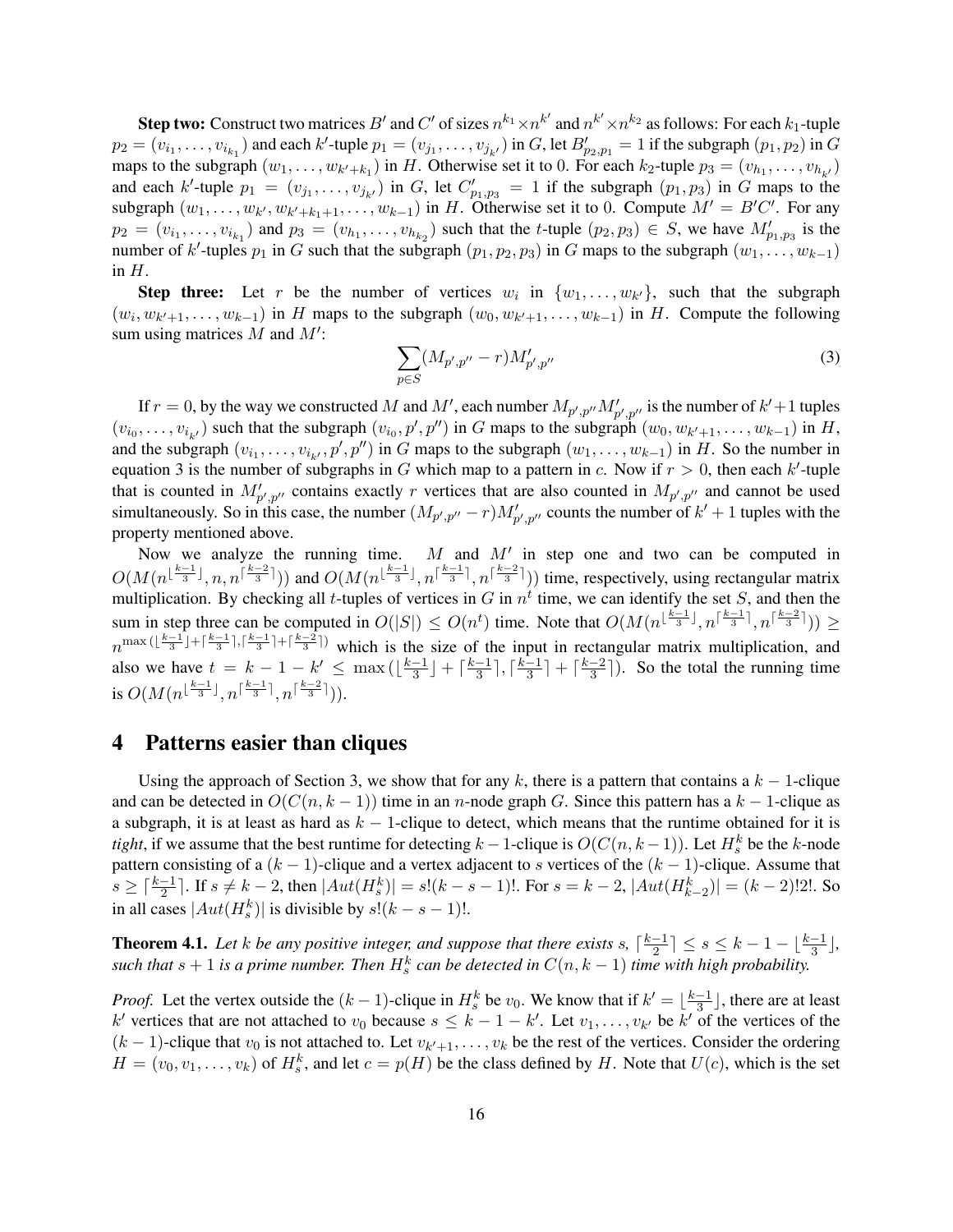**Step two:** Construct two matrices $B'$ and $C'$ of sizes $n^{k_1} \times n^{k'}$ and $n^{k'} \times n^{k_2}$ as follows: For each $k_1$-tuple $p_2 = (v_{i_1}, \ldots, v_{i_{k_1}})$ and each $k'$-tuple $p_1 = (v_{j_1}, \ldots, v_{j_{k'}})$ in $G$, let $B'_{p_2,p_1} = 1$ if the subgraph $(p_1, p_2)$ in $G$ maps to the subgraph $(w_1, \ldots, w_{k'+k_1})$ in $H$. Otherwise set it to 0. For each $k_2$-tuple $p_3 = (v_{h_1}, \ldots, v_{h_{k'}})$ and each $k'$-tuple $p_1 = (v_{j_1}, \ldots, v_{j_{k'}})$ in $G$, let $C'_{p_1,p_3} = 1$ if the subgraph $(p_1, p_3)$ in $G$ maps to the subgraph $(w_1, \ldots, w_{k'}, w_{k'+k_1+1}, \ldots, w_{k-1})$ in $H$. Otherwise set it to 0. Compute $M' = B'C'$. For any $p_2 = (v_{i_1}, \ldots, v_{i_{k_1}})$ and $p_3 = (v_{h_1}, \ldots, v_{h_{k_2}})$ such that the $t$-tuple $(p_2, p_3) \in S$, we have $M'_{p_1,p_3}$ is the number of $k'$-tuples $p_1$ in $G$ such that the subgraph $(p_1, p_2, p_3)$ in $G$ maps to the subgraph $(w_1, \ldots, w_{k-1})$ in $H$.

**Step three:** Let $r$ be the number of vertices $w_i$ in $\{w_1, \ldots, w_{k'}\}$, such that the subgraph $(w_i, w_{k'+1}, \ldots, w_{k-1})$ in $H$ maps to the subgraph $(w_0, w_{k'+1}, \ldots, w_{k-1})$ in $H$. Compute the following sum using matrices $M$ and $M'$:

$$\sum_{p \in S} (M_{p',p''} - r) M'_{p',p''} \tag{3}$$

If $r = 0$, by the way we constructed $M$ and $M'$, each number $M_{p',p''} M'_{p',p''}$ is the number of $k'+1$ tuples $(v_{i_0}, \ldots, v_{i_{k'}})$ such that the subgraph $(v_{i_0}, p', p'')$ in $G$ maps to the subgraph $(w_0, w_{k'+1}, \ldots, w_{k-1})$ in $H$, and the subgraph $(v_{i_1}, \ldots, v_{i_{k'}}, p', p'')$ in $G$ maps to the subgraph $(w_1, \ldots, w_{k-1})$ in $H$. So the number in equation 3 is the number of subgraphs in $G$ which map to a pattern in $c$. Now if $r > 0$, then each $k'$-tuple that is counted in $M'_{p',p''}$ contains exactly $r$ vertices that are also counted in $M_{p',p''}$ and cannot be used simultaneously. So in this case, the number $(M_{p',p''} - r) M'_{p',p''}$ counts the number of $k'+1$ tuples with the property mentioned above.

Now we analyze the running time. $M$ and $M'$ in step one and two can be computed in $O(M(n^{\lfloor \frac{k-1}{3} \rfloor}, n, n^{\lceil \frac{k-2}{3} \rceil}))$ and $O(M(n^{\lfloor \frac{k-1}{3} \rfloor}, n^{\lceil \frac{k-1}{3} \rceil}, n^{\lceil \frac{k-2}{3} \rceil}))$ time, respectively, using rectangular matrix multiplication. By checking all $t$-tuples of vertices in $G$ in $n^t$ time, we can identify the set $S$, and then the sum in step three can be computed in $O(|S|) \le O(n^t)$ time. Note that $O(M(n^{\lfloor \frac{k-1}{3} \rfloor}, n^{\lceil \frac{k-1}{3} \rceil}, n^{\lceil \frac{k-2}{3} \rceil})) \ge n^{\max(\lfloor \frac{k-1}{3} \rfloor + \lceil \frac{k-1}{3} \rceil, \lceil \frac{k-1}{3} \rceil + \lceil \frac{k-2}{3} \rceil)}$ which is the size of the input in rectangular matrix multiplication, and also we have $t = k - 1 - k' \le \max(\lfloor \frac{k-1}{3} \rfloor + \lceil \frac{k-1}{3} \rceil, \lceil \frac{k-1}{3} \rceil + \lceil \frac{k-2}{3} \rceil)$. So the total the running time is $O(M(n^{\lfloor \frac{k-1}{3} \rfloor}, n^{\lceil \frac{k-1}{3} \rceil}, n^{\lceil \frac{k-2}{3} \rceil}))$.

## 4 Patterns easier than cliques

Using the approach of Section 3, we show that for any $k$, there is a pattern that contains a $k-1$-clique and can be detected in $O(C(n, k-1))$ time in an $n$-node graph $G$. Since this pattern has a $k-1$-clique as a subgraph, it is at least as hard as $k-1$-clique to detect, which means that the runtime obtained for it is *tight*, if we assume that the best runtime for detecting $k-1$-clique is $O(C(n, k-1))$. Let $H_s^k$ be the $k$-node pattern consisting of a $(k-1)$-clique and a vertex adjacent to $s$ vertices of the $(k-1)$-clique. Assume that $s \ge \lceil \frac{k-1}{2} \rceil$. If $s \ne k-2$, then $|Aut(H_s^k)| = s!(k-s-1)!$. For $s = k-2$, $|Aut(H_{k-2}^k)| = (k-2)!2!$. So in all cases $|Aut(H_s^k)|$ is divisible by $s!(k-s-1)!$.

**Theorem 4.1.** *Let $k$ be any positive integer, and suppose that there exists $s$, $\lceil \frac{k-1}{2} \rceil \le s \le k - 1 - \lfloor \frac{k-1}{3} \rfloor$, such that $s+1$ is a prime number. Then $H_s^k$ can be detected in $C(n, k-1)$ time with high probability.*

*Proof.* Let the vertex outside the $(k-1)$-clique in $H_s^k$ be $v_0$. We know that if $k' = \lfloor \frac{k-1}{3} \rfloor$, there are at least $k'$ vertices that are not attached to $v_0$ because $s \le k - 1 - k'$. Let $v_1, \ldots, v_{k'}$ be $k'$ of the vertices of the $(k-1)$-clique that $v_0$ is not attached to. Let $v_{k'+1}, \ldots, v_k$ be the rest of the vertices. Consider the ordering $H = (v_0, v_1, \ldots, v_k)$ of $H_s^k$, and let $c = p(H)$ be the class defined by $H$. Note that $U(c)$, which is the set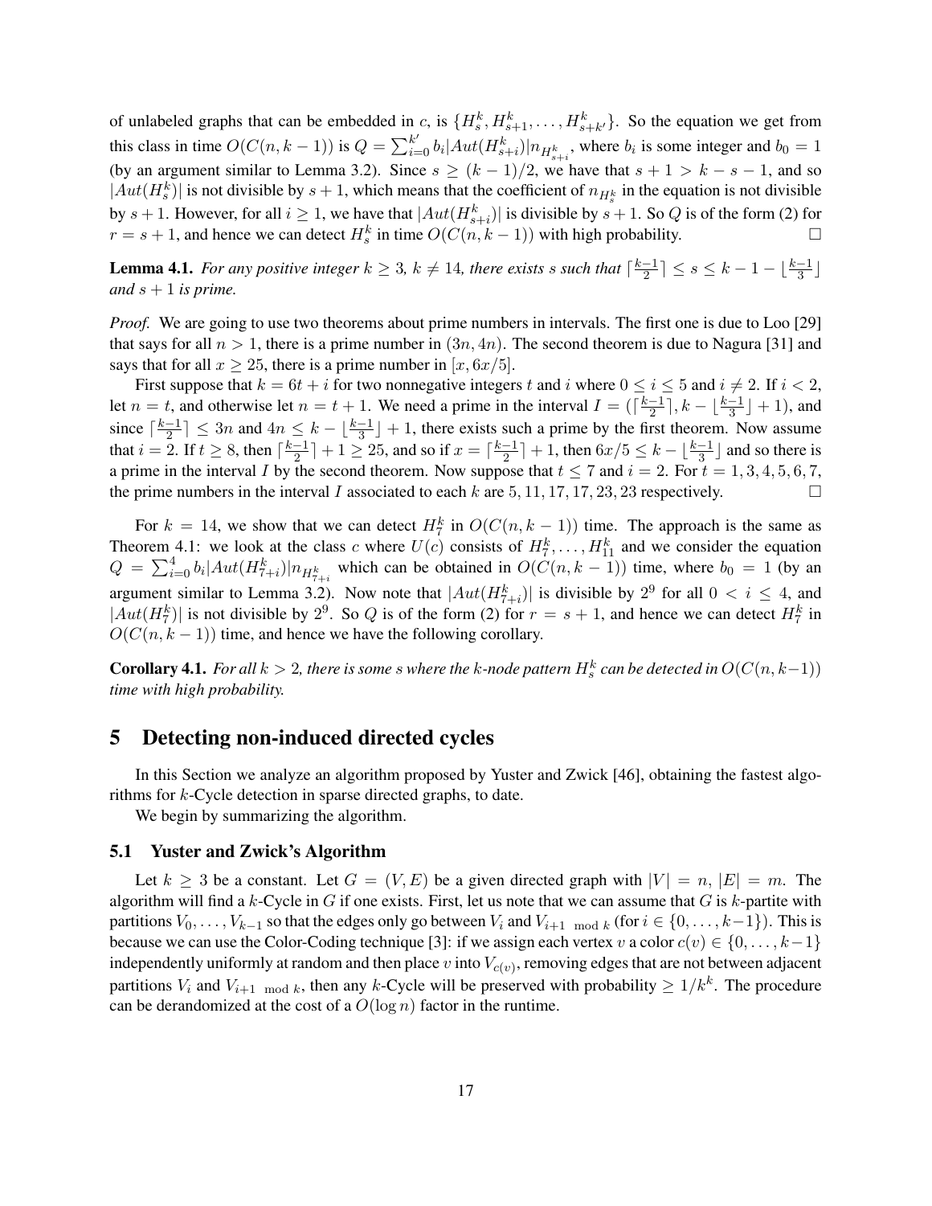of unlabeled graphs that can be embedded in $c$, is $\{H_s^k, H_{s+1}^k, \ldots, H_{s+k'}^k\}$. So the equation we get from this class in time $O(C(n, k-1))$ is $Q = \sum_{i=0}^{k'} b_i |Aut(H_{s+i}^k)| n_{H_{s+i}^k}$, where $b_i$ is some integer and $b_0 = 1$ (by an argument similar to Lemma 3.2). Since $s \geq (k-1)/2$, we have that $s+1 > k-s-1$, and so $|Aut(H_s^k)|$ is not divisible by $s+1$, which means that the coefficient of $n_{H_s^k}$ in the equation is not divisible by $s+1$. However, for all $i \geq 1$, we have that $|Aut(H_{s+i}^k)|$ is divisible by $s+1$. So $Q$ is of the form (2) for $r = s+1$, and hence we can detect $H_s^k$ in time $O(C(n, k-1))$ with high probability. □

**Lemma 4.1.** *For any positive integer $k \geq 3$, $k \neq 14$, there exists $s$ such that $\lceil \frac{k-1}{2} \rceil \leq s \leq k-1-\lfloor \frac{k-1}{3} \rfloor$ and $s+1$ is prime.*

*Proof.* We are going to use two theorems about prime numbers in intervals. The first one is due to Loo [29] that says for all $n > 1$, there is a prime number in $(3n, 4n)$. The second theorem is due to Nagura [31] and says that for all $x \geq 25$, there is a prime number in $[x, 6x/5]$.

First suppose that $k = 6t + i$ for two nonnegative integers $t$ and $i$ where $0 \leq i \leq 5$ and $i \neq 2$. If $i < 2$, let $n = t$, and otherwise let $n = t+1$. We need a prime in the interval $I = (\lceil \frac{k-1}{2} \rceil, k - \lfloor \frac{k-1}{3} \rfloor + 1)$, and since $\lceil \frac{k-1}{2} \rceil \leq 3n$ and $4n \leq k - \lfloor \frac{k-1}{3} \rfloor + 1$, there exists such a prime by the first theorem. Now assume that $i = 2$. If $t \geq 8$, then $\lceil \frac{k-1}{2} \rceil + 1 \geq 25$, and so if $x = \lceil \frac{k-1}{2} \rceil + 1$, then $6x/5 \leq k - \lfloor \frac{k-1}{3} \rfloor$ and so there is a prime in the interval $I$ by the second theorem. Now suppose that $t \leq 7$ and $i = 2$. For $t = 1, 3, 4, 5, 6, 7$, the prime numbers in the interval $I$ associated to each $k$ are $5, 11, 17, 17, 23, 23$ respectively. □

For $k = 14$, we show that we can detect $H_7^k$ in $O(C(n, k-1))$ time. The approach is the same as Theorem 4.1: we look at the class $c$ where $U(c)$ consists of $H_7^k, \ldots, H_{11}^k$ and we consider the equation $Q = \sum_{i=0}^{4} b_i |Aut(H_{7+i}^k)| n_{H_{7+i}^k}$ which can be obtained in $O(C(n, k-1))$ time, where $b_0 = 1$ (by an argument similar to Lemma 3.2). Now note that $|Aut(H_{7+i}^k)|$ is divisible by $2^9$ for all $0 < i \leq 4$, and $|Aut(H_7^k)|$ is not divisible by $2^9$. So $Q$ is of the form (2) for $r = s+1$, and hence we can detect $H_7^k$ in $O(C(n, k-1))$ time, and hence we have the following corollary.

**Corollary 4.1.** *For all $k > 2$, there is some $s$ where the $k$-node pattern $H_s^k$ can be detected in $O(C(n, k-1))$ time with high probability.*

# 5 Detecting non-induced directed cycles

In this Section we analyze an algorithm proposed by Yuster and Zwick [46], obtaining the fastest algorithms for $k$-Cycle detection in sparse directed graphs, to date.

We begin by summarizing the algorithm.

## 5.1 Yuster and Zwick's Algorithm

Let $k \geq 3$ be a constant. Let $G = (V, E)$ be a given directed graph with $|V| = n$, $|E| = m$. The algorithm will find a $k$-Cycle in $G$ if one exists. First, let us note that we can assume that $G$ is $k$-partite with partitions $V_0, \ldots, V_{k-1}$ so that the edges only go between $V_i$ and $V_{i+1 \mod k}$ (for $i \in \{0, \ldots, k-1\}$). This is because we can use the Color-Coding technique [3]: if we assign each vertex $v$ a color $c(v) \in \{0, \ldots, k-1\}$ independently uniformly at random and then place $v$ into $V_{c(v)}$, removing edges that are not between adjacent partitions $V_i$ and $V_{i+1 \mod k}$, then any $k$-Cycle will be preserved with probability $\geq 1/k^k$. The procedure can be derandomized at the cost of a $O(\log n)$ factor in the runtime.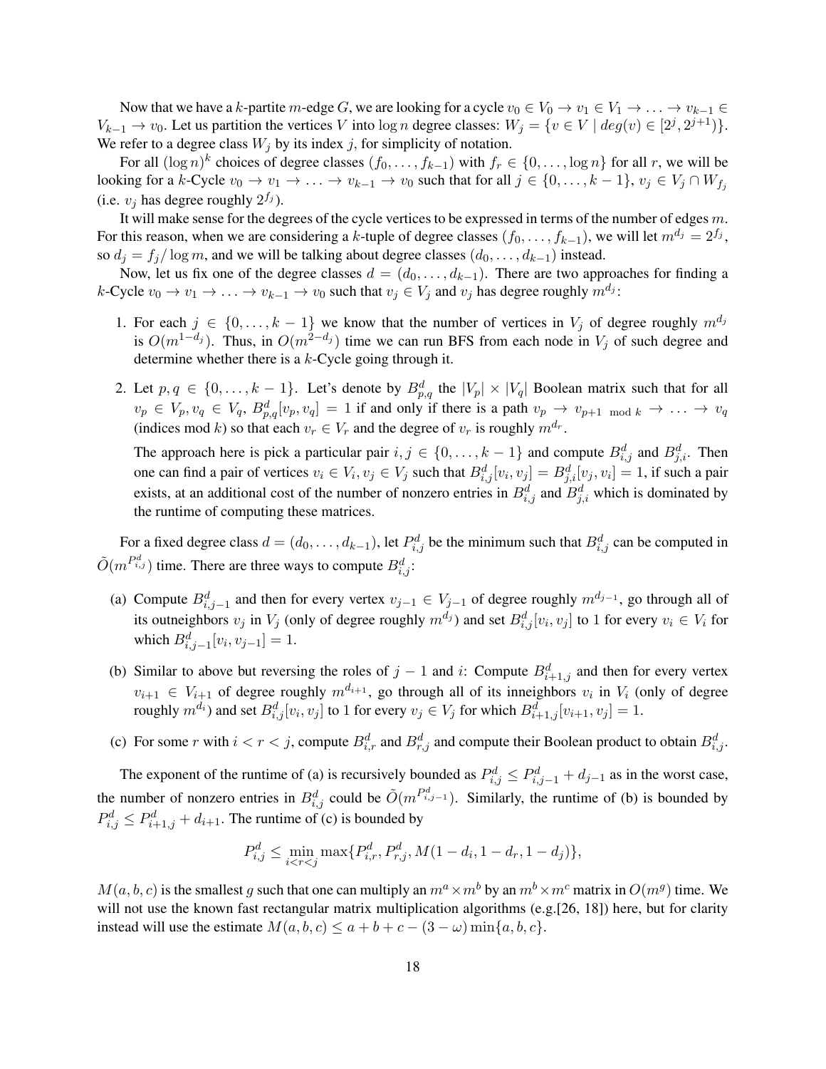Now that we have a $k$-partite $m$-edge $G$, we are looking for a cycle $v_0 \in V_0 \to v_1 \in V_1 \to \ldots \to v_{k-1} \in V_{k-1} \to v_0$. Let us partition the vertices $V$ into $\log n$ degree classes: $W_j = \{v \in V \mid deg(v) \in [2^j, 2^{j+1})\}$. We refer to a degree class $W_j$ by its index $j$, for simplicity of notation.

For all $(\log n)^k$ choices of degree classes $(f_0, \ldots, f_{k-1})$ with $f_r \in \{0, \ldots, \log n\}$ for all $r$, we will be looking for a $k$-Cycle $v_0 \to v_1 \to \ldots \to v_{k-1} \to v_0$ such that for all $j \in \{0, \ldots, k-1\}$, $v_j \in V_j \cap W_{f_j}$ (i.e. $v_j$ has degree roughly $2^{f_j}$).

It will make sense for the degrees of the cycle vertices to be expressed in terms of the number of edges $m$. For this reason, when we are considering a $k$-tuple of degree classes $(f_0, \ldots, f_{k-1})$, we will let $m^{d_j} = 2^{f_j}$, so $d_j = f_j / \log m$, and we will be talking about degree classes $(d_0, \ldots, d_{k-1})$ instead.

Now, let us fix one of the degree classes $d = (d_0, \ldots, d_{k-1})$. There are two approaches for finding a $k$-Cycle $v_0 \to v_1 \to \ldots \to v_{k-1} \to v_0$ such that $v_j \in V_j$ and $v_j$ has degree roughly $m^{d_j}$:

1. For each $j \in \{0, \ldots, k-1\}$ we know that the number of vertices in $V_j$ of degree roughly $m^{d_j}$ is $O(m^{1-d_j})$. Thus, in $O(m^{2-d_j})$ time we can run BFS from each node in $V_j$ of such degree and determine whether there is a $k$-Cycle going through it.

2. Let $p, q \in \{0, \ldots, k-1\}$. Let's denote by $B^d_{p,q}$ the $|V_p| \times |V_q|$ Boolean matrix such that for all $v_p \in V_p, v_q \in V_q$, $B^d_{p,q}[v_p, v_q] = 1$ if and only if there is a path $v_p \to v_{p+1 \mod k} \to \ldots \to v_q$ (indices mod $k$) so that each $v_r \in V_r$ and the degree of $v_r$ is roughly $m^{d_r}$.

   The approach here is pick a particular pair $i, j \in \{0, \ldots, k-1\}$ and compute $B^d_{i,j}$ and $B^d_{j,i}$. Then one can find a pair of vertices $v_i \in V_i, v_j \in V_j$ such that $B^d_{i,j}[v_i, v_j] = B^d_{j,i}[v_j, v_i] = 1$, if such a pair exists, at an additional cost of the number of nonzero entries in $B^d_{i,j}$ and $B^d_{j,i}$ which is dominated by the runtime of computing these matrices.

For a fixed degree class $d = (d_0, \ldots, d_{k-1})$, let $P^d_{i,j}$ be the minimum such that $B^d_{i,j}$ can be computed in $\tilde{O}(m^{P^d_{i,j}})$ time. There are three ways to compute $B^d_{i,j}$:

(a) Compute $B^d_{i,j-1}$ and then for every vertex $v_{j-1} \in V_{j-1}$ of degree roughly $m^{d_{j-1}}$, go through all of its outneighbors $v_j$ in $V_j$ (only of degree roughly $m^{d_j}$) and set $B^d_{i,j}[v_i, v_j]$ to 1 for every $v_i \in V_i$ for which $B^d_{i,j-1}[v_i, v_{j-1}] = 1$.

(b) Similar to above but reversing the roles of $j-1$ and $i$: Compute $B^d_{i+1,j}$ and then for every vertex $v_{i+1} \in V_{i+1}$ of degree roughly $m^{d_{i+1}}$, go through all of its inneighbors $v_i$ in $V_i$ (only of degree roughly $m^{d_i}$) and set $B^d_{i,j}[v_i, v_j]$ to 1 for every $v_j \in V_j$ for which $B^d_{i+1,j}[v_{i+1}, v_j] = 1$.

(c) For some $r$ with $i < r < j$, compute $B^d_{i,r}$ and $B^d_{r,j}$ and compute their Boolean product to obtain $B^d_{i,j}$.

The exponent of the runtime of (a) is recursively bounded as $P^d_{i,j} \leq P^d_{i,j-1} + d_{j-1}$ as in the worst case, the number of nonzero entries in $B^d_{i,j}$ could be $\tilde{O}(m^{P^d_{i,j-1}})$. Similarly, the runtime of (b) is bounded by $P^d_{i,j} \leq P^d_{i+1,j} + d_{i+1}$. The runtime of (c) is bounded by

$$P^d_{i,j} \leq \min_{i<r<j} \max\{P^d_{i,r}, P^d_{r,j}, M(1-d_i, 1-d_r, 1-d_j)\},$$

$M(a, b, c)$ is the smallest $g$ such that one can multiply an $m^a \times m^b$ by an $m^b \times m^c$ matrix in $O(m^g)$ time. We will not use the known fast rectangular matrix multiplication algorithms (e.g.[26, 18]) here, but for clarity instead will use the estimate $M(a, b, c) \leq a + b + c - (3 - \omega) \min\{a, b, c\}$.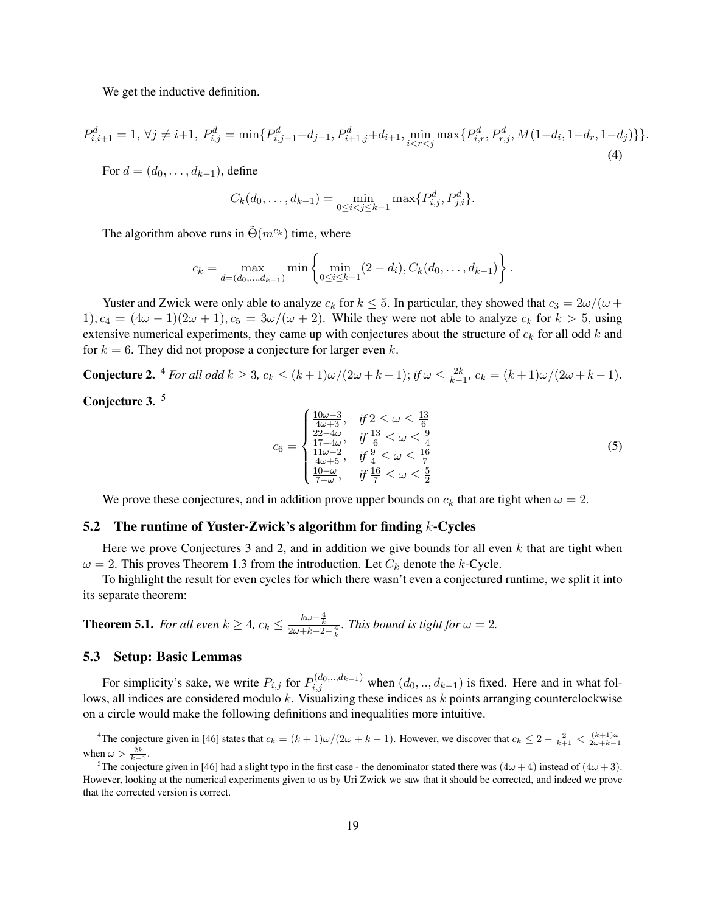We get the inductive definition.

$$P^d_{i,i+1} = 1,\ \forall j \neq i+1,\ P^d_{i,j} = \min\{P^d_{i,j-1} + d_{j-1}, P^d_{i+1,j} + d_{i+1}, \min_{i<r<j} \max\{P^d_{i,r}, P^d_{r,j}, M(1-d_i, 1-d_r, 1-d_j)\}\}. \tag{4}$$

For $d = (d_0, \ldots, d_{k-1})$, define

$$C_k(d_0, \ldots, d_{k-1}) = \min_{0 \leq i < j \leq k-1} \max\{P^d_{i,j}, P^d_{j,i}\}.$$

The algorithm above runs in $\tilde{\Theta}(m^{c_k})$ time, where

$$c_k = \max_{d=(d_0,\ldots,d_{k-1})} \min\left\{ \min_{0 \leq i \leq k-1} (2 - d_i), C_k(d_0, \ldots, d_{k-1}) \right\}.$$

Yuster and Zwick were only able to analyze $c_k$ for $k \leq 5$. In particular, they showed that $c_3 = 2\omega/(\omega + 1), c_4 = (4\omega - 1)(2\omega + 1), c_5 = 3\omega/(\omega + 2)$. While they were not able to analyze $c_k$ for $k > 5$, using extensive numerical experiments, they came up with conjectures about the structure of $c_k$ for all odd $k$ and for $k = 6$. They did not propose a conjecture for larger even $k$.

**Conjecture 2.** [4] *For all odd $k \geq 3$, $c_k \leq (k+1)\omega/(2\omega + k - 1)$; if $\omega \leq \frac{2k}{k-1}$, $c_k = (k+1)\omega/(2\omega + k - 1)$.*

**Conjecture 3.** [5]

$$c_6 = \begin{cases} \frac{10\omega - 3}{4\omega + 3}, & \text{if } 2 \leq \omega \leq \frac{13}{6} \\ \frac{22 - 4\omega}{17 - 4\omega}, & \text{if } \frac{13}{6} \leq \omega \leq \frac{9}{4} \\ \frac{11\omega - 2}{4\omega + 5}, & \text{if } \frac{9}{4} \leq \omega \leq \frac{16}{7} \\ \frac{10 - \omega}{7 - \omega}, & \text{if } \frac{16}{7} \leq \omega \leq \frac{5}{2} \end{cases} \tag{5}$$

We prove these conjectures, and in addition prove upper bounds on $c_k$ that are tight when $\omega = 2$.

## 5.2 The runtime of Yuster-Zwick's algorithm for finding $k$-Cycles

Here we prove Conjectures 3 and 2, and in addition we give bounds for all even $k$ that are tight when $\omega = 2$. This proves Theorem 1.3 from the introduction. Let $C_k$ denote the $k$-Cycle.

To highlight the result for even cycles for which there wasn't even a conjectured runtime, we split it into its separate theorem:

**Theorem 5.1.** *For all even $k \geq 4$, $c_k \leq \frac{k\omega - \frac{4}{k}}{2\omega + k - 2 - \frac{4}{k}}$. This bound is tight for $\omega = 2$.*

## 5.3 Setup: Basic Lemmas

For simplicity's sake, we write $P_{i,j}$ for $P^{(d_0,..,d_{k-1})}_{i,j}$ when $(d_0, .., d_{k-1})$ is fixed. Here and in what follows, all indices are considered modulo $k$. Visualizing these indices as $k$ points arranging counterclockwise on a circle would make the following definitions and inequalities more intuitive.

---

[4] The conjecture given in [46] states that $c_k = (k+1)\omega/(2\omega + k - 1)$. However, we discover that $c_k \leq 2 - \frac{2}{k+1} < \frac{(k+1)\omega}{2\omega+k-1}$ when $\omega > \frac{2k}{k-1}$.

[5] The conjecture given in [46] had a slight typo in the first case - the denominator stated there was $(4\omega + 4)$ instead of $(4\omega + 3)$. However, looking at the numerical experiments given to us by Uri Zwick we saw that it should be corrected, and indeed we prove that the corrected version is correct.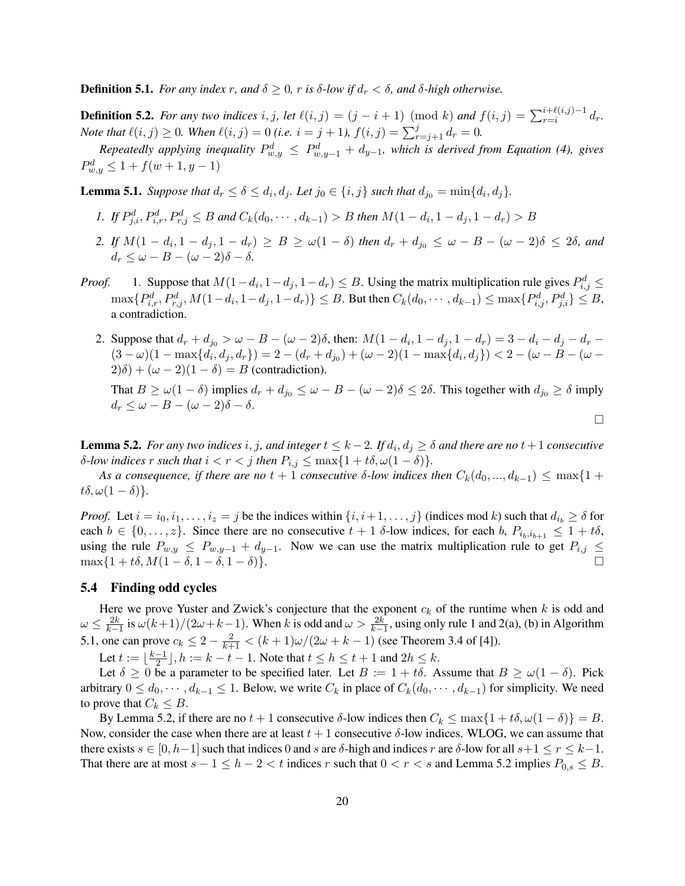**Definition 5.1.** *For any index $r$, and $\delta \geq 0$, $r$ is $\delta$-low if $d_r < \delta$, and $\delta$-high otherwise.*

**Definition 5.2.** *For any two indices $i, j$, let $\ell(i,j) = (j - i + 1) \pmod{k}$ and $f(i,j) = \sum_{r=i}^{i+\ell(i,j)-1} d_r$. Note that $\ell(i,j) \geq 0$. When $\ell(i,j) = 0$ (i.e. $i = j+1$), $f(i,j) = \sum_{r=j+1}^{j} d_r = 0$.*

*Repeatedly applying inequality $P^d_{w,y} \leq P^d_{w,y-1} + d_{y-1}$, which is derived from Equation (4), gives $P^d_{w,y} \leq 1 + f(w+1, y-1)$*

**Lemma 5.1.** *Suppose that $d_r \leq \delta \leq d_i, d_j$. Let $j_0 \in \{i,j\}$ such that $d_{j_0} = \min\{d_i, d_j\}$.*

1. *If $P^d_{j,i}, P^d_{i,r}, P^d_{r,j} \leq B$ and $C_k(d_0, \cdots, d_{k-1}) > B$ then $M(1-d_i, 1-d_j, 1-d_r) > B$*
2. *If $M(1-d_i, 1-d_j, 1-d_r) \geq B \geq \omega(1-\delta)$ then $d_r + d_{j_0} \leq \omega - B - (\omega-2)\delta \leq 2\delta$, and $d_r \leq \omega - B - (\omega-2)\delta - \delta$.*

*Proof.*

1. Suppose that $M(1-d_i, 1-d_j, 1-d_r) \leq B$. Using the matrix multiplication rule gives $P^d_{i,j} \leq \max\{P^d_{i,r}, P^d_{r,j}, M(1-d_i, 1-d_j, 1-d_r)\} \leq B$. But then $C_k(d_0, \cdots, d_{k-1}) \leq \max\{P^d_{i,j}, P^d_{j,i}\} \leq B$, a contradiction.
2. Suppose that $d_r + d_{j_0} > \omega - B - (\omega-2)\delta$, then: $M(1-d_i, 1-d_j, 1-d_r) = 3 - d_i - d_j - d_r - (3-\omega)(1-\max\{d_i, d_j, d_r\}) = 2 - (d_r + d_{j_0}) + (\omega-2)(1-\max\{d_i, d_j\}) < 2 - (\omega - B - (\omega-2)\delta) + (\omega-2)(1-\delta) = B$ (contradiction).

   That $B \geq \omega(1-\delta)$ implies $d_r + d_{j_0} \leq \omega - B - (\omega-2)\delta \leq 2\delta$. This together with $d_{j_0} \geq \delta$ imply $d_r \leq \omega - B - (\omega-2)\delta - \delta$.

□

**Lemma 5.2.** *For any two indices $i, j$, and integer $t \leq k-2$. If $d_i, d_j \geq \delta$ and there are no $t+1$ consecutive $\delta$-low indices $r$ such that $i < r < j$ then $P_{i,j} \leq \max\{1 + t\delta, \omega(1-\delta)\}$.*

*As a consequence, if there are no $t+1$ consecutive $\delta$-low indices then $C_k(d_0, ..., d_{k-1}) \leq \max\{1 + t\delta, \omega(1-\delta)\}$.*

*Proof.* Let $i = i_0, i_1, \ldots, i_z = j$ be the indices within $\{i, i+1, \ldots, j\}$ (indices mod $k$) such that $d_{i_b} \geq \delta$ for each $b \in \{0, \ldots, z\}$. Since there are no consecutive $t+1$ $\delta$-low indices, for each $b$, $P_{i_b, i_{b+1}} \leq 1 + t\delta$, using the rule $P_{w,y} \leq P_{w,y-1} + d_{y-1}$. Now we can use the matrix multiplication rule to get $P_{i,j} \leq \max\{1 + t\delta, M(1-\delta, 1-\delta, 1-\delta)\}$. □

### 5.4 Finding odd cycles

Here we prove Yuster and Zwick's conjecture that the exponent $c_k$ of the runtime when $k$ is odd and $\omega \leq \frac{2k}{k-1}$ is $\omega(k+1)/(2\omega+k-1)$. When $k$ is odd and $\omega > \frac{2k}{k-1}$, using only rule 1 and 2(a), (b) in Algorithm 5.1, one can prove $c_k \leq 2 - \frac{2}{k+1} < (k+1)\omega/(2\omega+k-1)$ (see Theorem 3.4 of [4]).

Let $t := \lfloor \frac{k-1}{2} \rfloor, h := k - t - 1$. Note that $t \leq h \leq t+1$ and $2h \leq k$.

Let $\delta \geq 0$ be a parameter to be specified later. Let $B := 1 + t\delta$. Assume that $B \geq \omega(1-\delta)$. Pick arbitrary $0 \leq d_0, \cdots, d_{k-1} \leq 1$. Below, we write $C_k$ in place of $C_k(d_0, \cdots, d_{k-1})$ for simplicity. We need to prove that $C_k \leq B$.

By Lemma 5.2, if there are no $t+1$ consecutive $\delta$-low indices then $C_k \leq \max\{1 + t\delta, \omega(1-\delta)\} = B$. Now, consider the case when there are at least $t+1$ consecutive $\delta$-low indices. WLOG, we can assume that there exists $s \in [0, h-1]$ such that indices $0$ and $s$ are $\delta$-high and indices $r$ are $\delta$-low for all $s+1 \leq r \leq k-1$. That there are at most $s - 1 \leq h - 2 < t$ indices $r$ such that $0 < r < s$ and Lemma 5.2 implies $P_{0,s} \leq B$.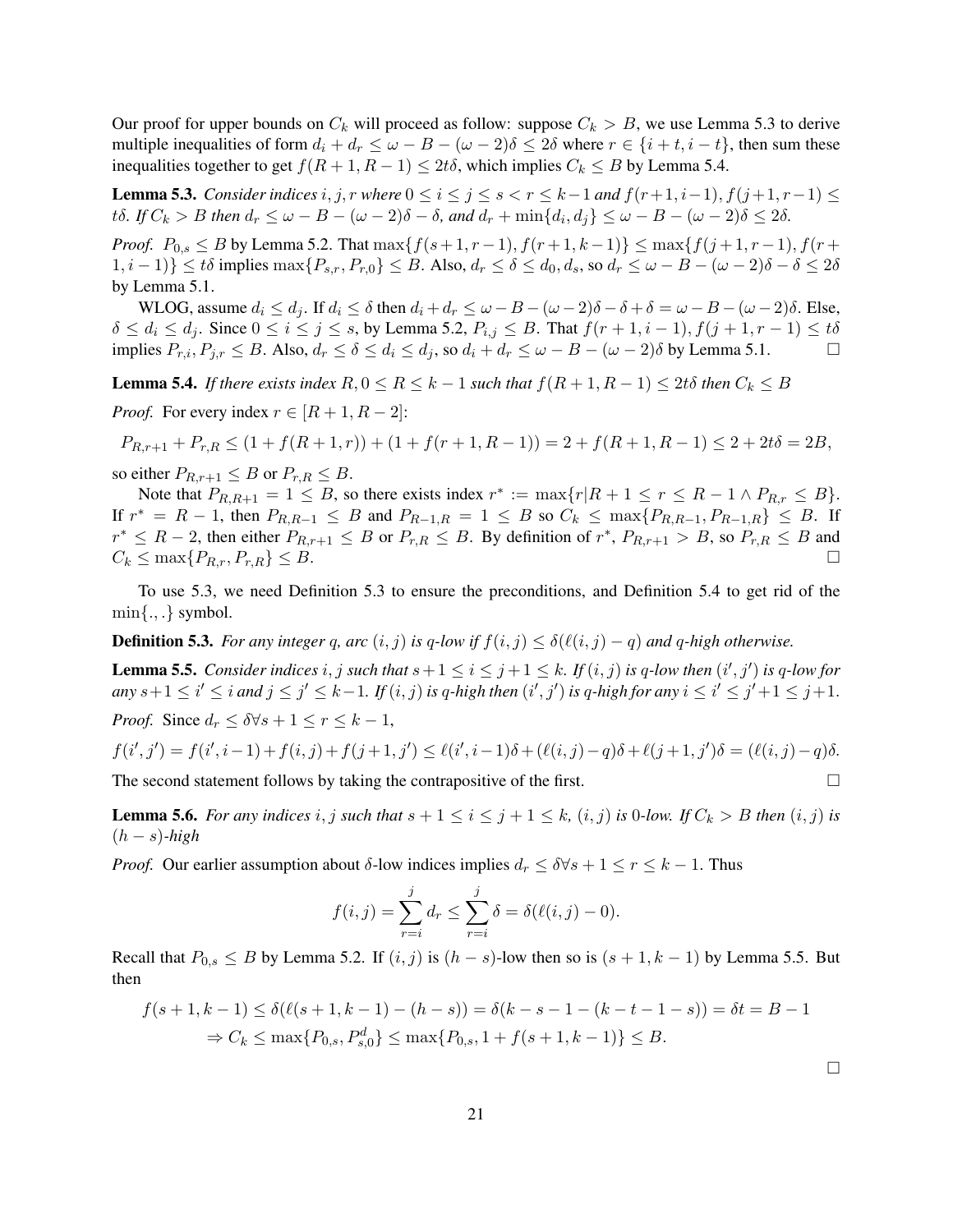Our proof for upper bounds on $C_k$ will proceed as follow: suppose $C_k > B$, we use Lemma 5.3 to derive multiple inequalities of form $d_i + d_r \leq \omega - B - (\omega - 2)\delta \leq 2\delta$ where $r \in \{i + t, i - t\}$, then sum these inequalities together to get $f(R + 1, R - 1) \leq 2t\delta$, which implies $C_k \leq B$ by Lemma 5.4.

**Lemma 5.3.** *Consider indices $i, j, r$ where $0 \leq i \leq j \leq s < r \leq k-1$ and $f(r+1, i-1), f(j+1, r-1) \leq t\delta$. If $C_k > B$ then $d_r \leq \omega - B - (\omega - 2)\delta - \delta$, and $d_r + \min\{d_i, d_j\} \leq \omega - B - (\omega - 2)\delta \leq 2\delta$.*

*Proof.* $P_{0,s} \leq B$ by Lemma 5.2. That $\max\{f(s+1, r-1), f(r+1, k-1)\} \leq \max\{f(j+1, r-1), f(r+1, i-1)\} \leq t\delta$ implies $\max\{P_{s,r}, P_{r,0}\} \leq B$. Also, $d_r \leq \delta \leq d_0, d_s$, so $d_r \leq \omega - B - (\omega - 2)\delta - \delta \leq 2\delta$ by Lemma 5.1.

WLOG, assume $d_i \leq d_j$. If $d_i \leq \delta$ then $d_i + d_r \leq \omega - B - (\omega - 2)\delta - \delta + \delta = \omega - B - (\omega - 2)\delta$. Else, $\delta \leq d_i \leq d_j$. Since $0 \leq i \leq j \leq s$, by Lemma 5.2, $P_{i,j} \leq B$. That $f(r + 1, i - 1), f(j + 1, r - 1) \leq t\delta$ implies $P_{r,i}, P_{j,r} \leq B$. Also, $d_r \leq \delta \leq d_i \leq d_j$, so $d_i + d_r \leq \omega - B - (\omega - 2)\delta$ by Lemma 5.1. $\square$

**Lemma 5.4.** *If there exists index $R, 0 \leq R \leq k - 1$ such that $f(R + 1, R - 1) \leq 2t\delta$ then $C_k \leq B$*

*Proof.* For every index $r \in [R + 1, R - 2]$:

$$P_{R,r+1} + P_{r,R} \leq (1 + f(R + 1, r)) + (1 + f(r + 1, R - 1)) = 2 + f(R + 1, R - 1) \leq 2 + 2t\delta = 2B,$$

so either $P_{R,r+1} \leq B$ or $P_{r,R} \leq B$.

Note that $P_{R,R+1} = 1 \leq B$, so there exists index $r^* := \max\{r | R + 1 \leq r \leq R - 1 \wedge P_{R,r} \leq B\}$. If $r^* = R - 1$, then $P_{R,R-1} \leq B$ and $P_{R-1,R} = 1 \leq B$ so $C_k \leq \max\{P_{R,R-1}, P_{R-1,R}\} \leq B$. If $r^* \leq R - 2$, then either $P_{R,r+1} \leq B$ or $P_{r,R} \leq B$. By definition of $r^*$, $P_{R,r+1} > B$, so $P_{r,R} \leq B$ and $C_k \leq \max\{P_{R,r}, P_{r,R}\} \leq B$. $\square$

To use 5.3, we need Definition 5.3 to ensure the preconditions, and Definition 5.4 to get rid of the $\min\{.,.\}$ symbol.

**Definition 5.3.** *For any integer $q$, arc $(i, j)$ is q-low if $f(i, j) \leq \delta(\ell(i, j) - q)$ and q-high otherwise.*

**Lemma 5.5.** *Consider indices $i, j$ such that $s+1 \leq i \leq j+1 \leq k$. If $(i, j)$ is q-low then $(i', j')$ is q-low for any $s+1 \leq i' \leq i$ and $j \leq j' \leq k-1$. If $(i, j)$ is q-high then $(i', j')$ is q-high for any $i \leq i' \leq j'+1 \leq j+1$.*

*Proof.* Since $d_r \leq \delta \forall s + 1 \leq r \leq k - 1$,

$$f(i', j') = f(i', i-1) + f(i, j) + f(j+1, j') \leq \ell(i', i-1)\delta + (\ell(i, j) - q)\delta + \ell(j+1, j')\delta = (\ell(i, j) - q)\delta.$$

The second statement follows by taking the contrapositive of the first. $\square$

**Lemma 5.6.** *For any indices $i, j$ such that $s + 1 \leq i \leq j + 1 \leq k$, $(i, j)$ is 0-low. If $C_k > B$ then $(i, j)$ is $(h - s)$-high*

*Proof.* Our earlier assumption about $\delta$-low indices implies $d_r \leq \delta \forall s + 1 \leq r \leq k - 1$. Thus

$$f(i, j) = \sum_{r=i}^{j} d_r \leq \sum_{r=i}^{j} \delta = \delta(\ell(i, j) - 0).$$

Recall that $P_{0,s} \leq B$ by Lemma 5.2. If $(i, j)$ is $(h - s)$-low then so is $(s + 1, k - 1)$ by Lemma 5.5. But then

$$f(s + 1, k - 1) \leq \delta(\ell(s + 1, k - 1) - (h - s)) = \delta(k - s - 1 - (k - t - 1 - s)) = \delta t = B - 1$$
$$\Rightarrow C_k \leq \max\{P_{0,s}, P^d_{s,0}\} \leq \max\{P_{0,s}, 1 + f(s + 1, k - 1)\} \leq B.$$

$\square$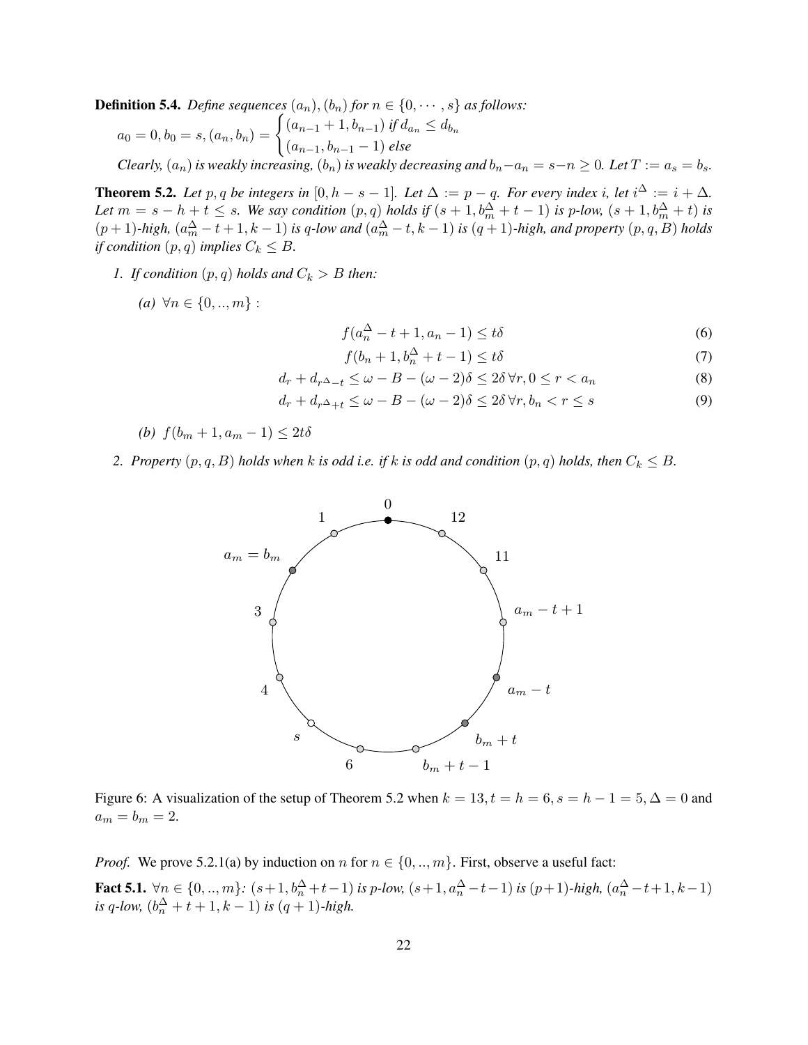**Definition 5.4.** *Define sequences $(a_n), (b_n)$ for $n \in \{0, \cdots, s\}$ as follows:*

$$a_0 = 0, b_0 = s, (a_n, b_n) = \begin{cases} (a_{n-1}+1, b_{n-1}) \text{ if } d_{a_n} \leq d_{b_n} \\ (a_{n-1}, b_{n-1}-1) \text{ else} \end{cases}$$

*Clearly, $(a_n)$ is weakly increasing, $(b_n)$ is weakly decreasing and $b_n - a_n = s - n \geq 0$. Let $T := a_s = b_s$.*

**Theorem 5.2.** *Let $p, q$ be integers in $[0, h-s-1]$. Let $\Delta := p - q$. For every index $i$, let $i^\Delta := i + \Delta$. Let $m = s - h + t \leq s$. We say condition $(p, q)$ holds if $(s+1, b_m^\Delta + t - 1)$ is $p$-low, $(s+1, b_m^\Delta + t)$ is $(p+1)$-high, $(a_m^\Delta - t + 1, k-1)$ is $q$-low and $(a_m^\Delta - t, k-1)$ is $(q+1)$-high, and property $(p, q, B)$ holds if condition $(p, q)$ implies $C_k \leq B$.*

1. *If condition $(p, q)$ holds and $C_k > B$ then:*

   *(a)* $\forall n \in \{0, .., m\}$ :

$$f(a_n^\Delta - t + 1, a_n - 1) \leq t\delta \tag{6}$$

$$f(b_n + 1, b_n^\Delta + t - 1) \leq t\delta \tag{7}$$

$$d_r + d_{r^\Delta - t} \leq \omega - B - (\omega - 2)\delta \leq 2\delta \, \forall r, 0 \leq r < a_n \tag{8}$$

$$d_r + d_{r^\Delta + t} \leq \omega - B - (\omega - 2)\delta \leq 2\delta \, \forall r, b_n < r \leq s \tag{9}$$

   *(b)* $f(b_m + 1, a_m - 1) \leq 2t\delta$

2. *Property $(p, q, B)$ holds when $k$ is odd i.e. if $k$ is odd and condition $(p, q)$ holds, then $C_k \leq B$.*

Figure 6: A visualization of the setup of Theorem 5.2 when $k = 13, t = h = 6, s = h - 1 = 5, \Delta = 0$ and $a_m = b_m = 2$.

*Proof.* We prove 5.2.1(a) by induction on $n$ for $n \in \{0, .., m\}$. First, observe a useful fact:

**Fact 5.1.** $\forall n \in \{0, .., m\}$*: $(s+1, b_n^\Delta + t - 1)$ is $p$-low, $(s+1, a_n^\Delta - t - 1)$ is $(p+1)$-high, $(a_n^\Delta - t + 1, k-1)$ is $q$-low, $(b_n^\Delta + t + 1, k-1)$ is $(q+1)$-high.*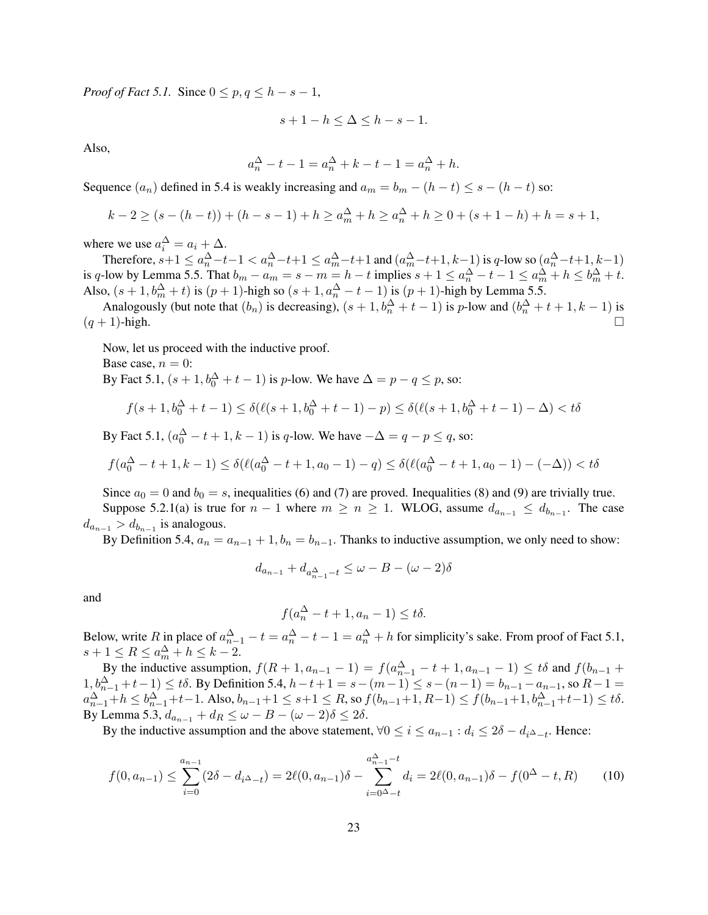*Proof of Fact 5.1.* Since $0 \le p, q \le h - s - 1$,

$$s + 1 - h \le \Delta \le h - s - 1.$$

Also,

$$a_n^\Delta - t - 1 = a_n^\Delta + k - t - 1 = a_n^\Delta + h.$$

Sequence $(a_n)$ defined in 5.4 is weakly increasing and $a_m = b_m - (h - t) \le s - (h - t)$ so:

$$k - 2 \ge (s - (h - t)) + (h - s - 1) + h \ge a_m^\Delta + h \ge a_n^\Delta + h \ge 0 + (s + 1 - h) + h = s + 1,$$

where we use $a_i^\Delta = a_i + \Delta$.

Therefore, $s+1 \le a_n^\Delta - t - 1 < a_n^\Delta - t + 1 \le a_m^\Delta - t + 1$ and $(a_m^\Delta - t + 1, k-1)$ is $q$-low so $(a_n^\Delta - t + 1, k-1)$ is $q$-low by Lemma 5.5. That $b_m - a_m = s - m = h - t$ implies $s + 1 \le a_n^\Delta - t - 1 \le a_m^\Delta + h \le b_m^\Delta + t$. Also, $(s + 1, b_m^\Delta + t)$ is $(p+1)$-high so $(s + 1, a_n^\Delta - t - 1)$ is $(p+1)$-high by Lemma 5.5.

Analogously (but note that $(b_n)$ is decreasing), $(s + 1, b_n^\Delta + t - 1)$ is $p$-low and $(b_n^\Delta + t + 1, k - 1)$ is $(q + 1)$-high. $\square$

Now, let us proceed with the inductive proof.

Base case, $n = 0$:

By Fact 5.1, $(s + 1, b_0^\Delta + t - 1)$ is $p$-low. We have $\Delta = p - q \le p$, so:

$$f(s + 1, b_0^\Delta + t - 1) \le \delta(\ell(s + 1, b_0^\Delta + t - 1) - p) \le \delta(\ell(s + 1, b_0^\Delta + t - 1) - \Delta) < t\delta$$

By Fact 5.1, $(a_0^\Delta - t + 1, k - 1)$ is $q$-low. We have $-\Delta = q - p \le q$, so:

$$f(a_0^\Delta - t + 1, k - 1) \le \delta(\ell(a_0^\Delta - t + 1, a_0 - 1) - q) \le \delta(\ell(a_0^\Delta - t + 1, a_0 - 1) - (-\Delta)) < t\delta$$

Since $a_0 = 0$ and $b_0 = s$, inequalities (6) and (7) are proved. Inequalities (8) and (9) are trivially true.

Suppose 5.2.1(a) is true for $n - 1$ where $m \ge n \ge 1$. WLOG, assume $d_{a_{n-1}} \le d_{b_{n-1}}$. The case $d_{a_{n-1}} > d_{b_{n-1}}$ is analogous.

By Definition 5.4, $a_n = a_{n-1} + 1, b_n = b_{n-1}$. Thanks to inductive assumption, we only need to show:

$$d_{a_{n-1}} + d_{a_{n-1}^\Delta - t} \le \omega - B - (\omega - 2)\delta$$

and

$$f(a_n^\Delta - t + 1, a_n - 1) \le t\delta.$$

Below, write $R$ in place of $a_{n-1}^\Delta - t = a_n^\Delta - t - 1 = a_n^\Delta + h$ for simplicity's sake. From proof of Fact 5.1, $s + 1 \le R \le a_m^\Delta + h \le k - 2$.

By the inductive assumption, $f(R + 1, a_{n-1} - 1) = f(a_{n-1}^\Delta - t + 1, a_{n-1} - 1) \le t\delta$ and $f(b_{n-1} + 1, b_{n-1}^\Delta + t - 1) \le t\delta$. By Definition 5.4, $h - t + 1 = s - (m - 1) \le s - (n - 1) = b_{n-1} - a_{n-1}$, so $R - 1 = a_{n-1}^\Delta + h \le b_{n-1}^\Delta + t - 1$. Also, $b_{n-1} + 1 \le s + 1 \le R$, so $f(b_{n-1} + 1, R - 1) \le f(b_{n-1} + 1, b_{n-1}^\Delta + t - 1) \le t\delta$. By Lemma 5.3, $d_{a_{n-1}} + d_R \le \omega - B - (\omega - 2)\delta \le 2\delta$.

By the inductive assumption and the above statement, $\forall 0 \le i \le a_{n-1} : d_i \le 2\delta - d_{i^\Delta - t}$. Hence:

$$f(0, a_{n-1}) \le \sum_{i=0}^{a_{n-1}} (2\delta - d_{i^\Delta - t}) = 2\ell(0, a_{n-1})\delta - \sum_{i=0^\Delta - t}^{a_{n-1}^\Delta - t} d_i = 2\ell(0, a_{n-1})\delta - f(0^\Delta - t, R) \tag{10}$$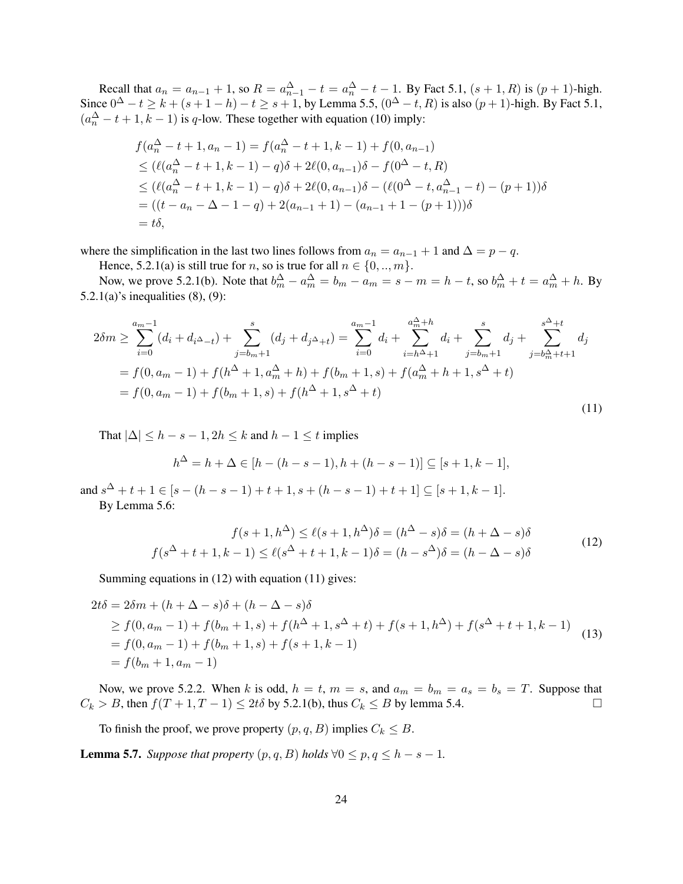Recall that $a_n = a_{n-1} + 1$, so $R = a_{n-1}^{\Delta} - t = a_n^{\Delta} - t - 1$. By Fact 5.1, $(s+1, R)$ is $(p+1)$-high. Since $0^{\Delta} - t \geq k + (s + 1 - h) - t \geq s + 1$, by Lemma 5.5, $(0^{\Delta} - t, R)$ is also $(p+1)$-high. By Fact 5.1, $(a_n^{\Delta} - t + 1, k - 1)$ is $q$-low. These together with equation (10) imply:

$$
\begin{aligned}
& f(a_n^{\Delta} - t + 1, a_n - 1) = f(a_n^{\Delta} - t + 1, k - 1) + f(0, a_{n-1}) \\
& \leq (\ell(a_n^{\Delta} - t + 1, k - 1) - q)\delta + 2\ell(0, a_{n-1})\delta - f(0^{\Delta} - t, R) \\
& \leq (\ell(a_n^{\Delta} - t + 1, k - 1) - q)\delta + 2\ell(0, a_{n-1})\delta - (\ell(0^{\Delta} - t, a_{n-1}^{\Delta} - t) - (p+1))\delta \\
& = ((t - a_n - \Delta - 1 - q) + 2(a_{n-1} + 1) - (a_{n-1} + 1 - (p+1)))\delta \\
& = t\delta,
\end{aligned}
$$

where the simplification in the last two lines follows from $a_n = a_{n-1} + 1$ and $\Delta = p - q$.

Hence, 5.2.1(a) is still true for $n$, so is true for all $n \in \{0, .., m\}$.

Now, we prove 5.2.1(b). Note that $b_m^{\Delta} - a_m^{\Delta} = b_m - a_m = s - m = h - t$, so $b_m^{\Delta} + t = a_m^{\Delta} + h$. By 5.2.1(a)'s inequalities (8), (9):

$$
\begin{aligned}
2\delta m & \geq \sum_{i=0}^{a_m - 1} (d_i + d_{i^{\Delta} - t}) + \sum_{j=b_m+1}^{s} (d_j + d_{j^{\Delta} + t}) = \sum_{i=0}^{a_m - 1} d_i + \sum_{i=h^{\Delta}+1}^{a_m^{\Delta}+h} d_i + \sum_{j=b_m+1}^{s} d_j + \sum_{j=b_m^{\Delta}+t+1}^{s^{\Delta}+t} d_j \\
& = f(0, a_m - 1) + f(h^{\Delta} + 1, a_m^{\Delta} + h) + f(b_m + 1, s) + f(a_m^{\Delta} + h + 1, s^{\Delta} + t) \\
& = f(0, a_m - 1) + f(b_m + 1, s) + f(h^{\Delta} + 1, s^{\Delta} + t)
\end{aligned} \tag{11}
$$

That $|\Delta| \leq h - s - 1, 2h \leq k$ and $h - 1 \leq t$ implies

$$
h^{\Delta} = h + \Delta \in [h - (h - s - 1), h + (h - s - 1)] \subseteq [s + 1, k - 1],
$$

and $s^{\Delta} + t + 1 \in [s - (h - s - 1) + t + 1, s + (h - s - 1) + t + 1] \subseteq [s + 1, k - 1]$.

By Lemma 5.6:

$$
\begin{aligned}
f(s + 1, h^{\Delta}) \leq \ell(s + 1, h^{\Delta})\delta = (h^{\Delta} - s)\delta = (h + \Delta - s)\delta \\
f(s^{\Delta} + t + 1, k - 1) \leq \ell(s^{\Delta} + t + 1, k - 1)\delta = (h - s^{\Delta})\delta = (h - \Delta - s)\delta
\end{aligned} \tag{12}
$$

Summing equations in (12) with equation (11) gives:

$$
\begin{aligned}
2t\delta & = 2\delta m + (h + \Delta - s)\delta + (h - \Delta - s)\delta \\
& \geq f(0, a_m - 1) + f(b_m + 1, s) + f(h^{\Delta} + 1, s^{\Delta} + t) + f(s + 1, h^{\Delta}) + f(s^{\Delta} + t + 1, k - 1) \\
& = f(0, a_m - 1) + f(b_m + 1, s) + f(s + 1, k - 1) \\
& = f(b_m + 1, a_m - 1)
\end{aligned} \tag{13}
$$

Now, we prove 5.2.2. When $k$ is odd, $h = t$, $m = s$, and $a_m = b_m = a_s = b_s = T$. Suppose that $C_k > B$, then $f(T + 1, T - 1) \leq 2t\delta$ by 5.2.1(b), thus $C_k \leq B$ by lemma 5.4. $\square$

To finish the proof, we prove property $(p, q, B)$ implies $C_k \leq B$.

**Lemma 5.7.** *Suppose that property $(p, q, B)$ holds $\forall 0 \leq p, q \leq h - s - 1$.*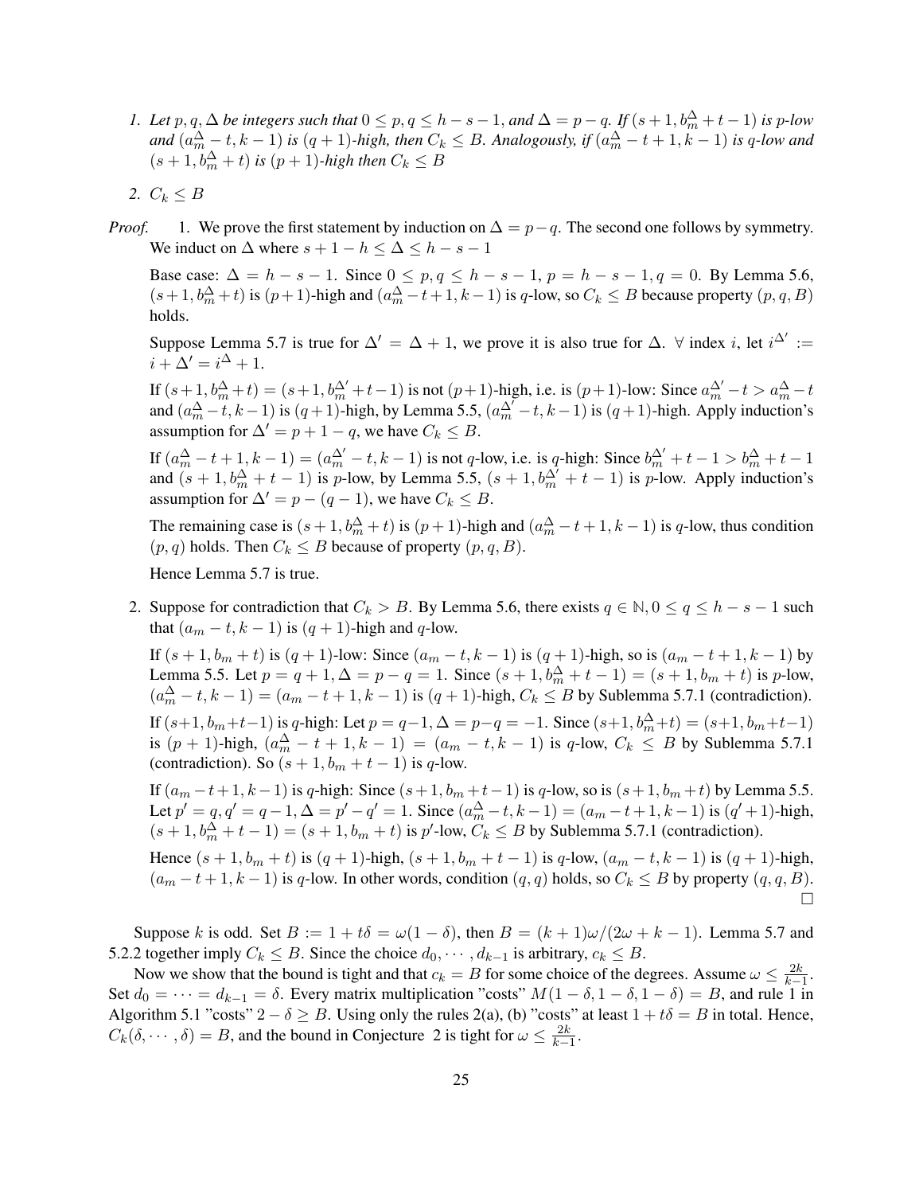1. *Let $p, q, \Delta$ be integers such that $0 \leq p, q \leq h-s-1$, and $\Delta = p - q$. If $(s+1, b_m^\Delta + t - 1)$ is $p$-low and $(a_m^\Delta - t, k-1)$ is $(q+1)$-high, then $C_k \leq B$. Analogously, if $(a_m^\Delta - t + 1, k-1)$ is $q$-low and $(s+1, b_m^\Delta + t)$ is $(p+1)$-high then $C_k \leq B$*

2. *$C_k \leq B$*

*Proof.* 1. We prove the first statement by induction on $\Delta = p - q$. The second one follows by symmetry. We induct on $\Delta$ where $s + 1 - h \leq \Delta \leq h - s - 1$

Base case: $\Delta = h - s - 1$. Since $0 \leq p, q \leq h - s - 1$, $p = h - s - 1, q = 0$. By Lemma 5.6, $(s+1, b_m^\Delta + t)$ is $(p+1)$-high and $(a_m^\Delta - t + 1, k - 1)$ is $q$-low, so $C_k \leq B$ because property $(p, q, B)$ holds.

Suppose Lemma 5.7 is true for $\Delta' = \Delta + 1$, we prove it is also true for $\Delta$. $\forall$ index $i$, let $i^{\Delta'} := i + \Delta' = i^\Delta + 1$.

If $(s+1, b_m^\Delta + t) = (s+1, b_m^{\Delta'} + t - 1)$ is not $(p+1)$-high, i.e. is $(p+1)$-low: Since $a_m^{\Delta'} - t > a_m^\Delta - t$ and $(a_m^\Delta - t, k-1)$ is $(q+1)$-high, by Lemma 5.5, $(a_m^{\Delta'} - t, k-1)$ is $(q+1)$-high. Apply induction's assumption for $\Delta' = p + 1 - q$, we have $C_k \leq B$.

If $(a_m^\Delta - t + 1, k-1) = (a_m^{\Delta'} - t, k-1)$ is not $q$-low, i.e. is $q$-high: Since $b_m^{\Delta'} + t - 1 > b_m^\Delta + t - 1$ and $(s+1, b_m^\Delta + t - 1)$ is $p$-low, by Lemma 5.5, $(s+1, b_m^{\Delta'} + t - 1)$ is $p$-low. Apply induction's assumption for $\Delta' = p - (q-1)$, we have $C_k \leq B$.

The remaining case is $(s+1, b_m^\Delta + t)$ is $(p+1)$-high and $(a_m^\Delta - t + 1, k-1)$ is $q$-low, thus condition $(p, q)$ holds. Then $C_k \leq B$ because of property $(p, q, B)$.

Hence Lemma 5.7 is true.

2. Suppose for contradiction that $C_k > B$. By Lemma 5.6, there exists $q \in \mathbb{N}, 0 \leq q \leq h - s - 1$ such that $(a_m - t, k-1)$ is $(q+1)$-high and $q$-low.

If $(s+1, b_m + t)$ is $(q+1)$-low: Since $(a_m - t, k-1)$ is $(q+1)$-high, so is $(a_m - t + 1, k-1)$ by Lemma 5.5. Let $p = q + 1, \Delta = p - q = 1$. Since $(s+1, b_m^\Delta + t - 1) = (s+1, b_m + t)$ is $p$-low, $(a_m^\Delta - t, k-1) = (a_m - t + 1, k-1)$ is $(q+1)$-high, $C_k \leq B$ by Sublemma 5.7.1 (contradiction).

If $(s+1, b_m + t - 1)$ is $q$-high: Let $p = q - 1, \Delta = p - q = -1$. Since $(s+1, b_m^\Delta + t) = (s+1, b_m + t - 1)$ is $(p+1)$-high, $(a_m^\Delta - t + 1, k-1) = (a_m - t, k-1)$ is $q$-low, $C_k \leq B$ by Sublemma 5.7.1 (contradiction). So $(s+1, b_m + t - 1)$ is $q$-low.

If $(a_m - t + 1, k-1)$ is $q$-high: Since $(s+1, b_m + t - 1)$ is $q$-low, so is $(s+1, b_m + t)$ by Lemma 5.5. Let $p' = q, q' = q - 1, \Delta = p' - q' = 1$. Since $(a_m^\Delta - t, k-1) = (a_m - t + 1, k-1)$ is $(q'+1)$-high, $(s+1, b_m^\Delta + t - 1) = (s+1, b_m + t)$ is $p'$-low, $C_k \leq B$ by Sublemma 5.7.1 (contradiction).

Hence $(s+1, b_m + t)$ is $(q+1)$-high, $(s+1, b_m + t - 1)$ is $q$-low, $(a_m - t, k-1)$ is $(q+1)$-high, $(a_m - t + 1, k-1)$ is $q$-low. In other words, condition $(q, q)$ holds, so $C_k \leq B$ by property $(q, q, B)$. □

Suppose $k$ is odd. Set $B := 1 + t\delta = \omega(1 - \delta)$, then $B = (k+1)\omega/(2\omega + k - 1)$. Lemma 5.7 and 5.2.2 together imply $C_k \leq B$. Since the choice $d_0, \cdots, d_{k-1}$ is arbitrary, $c_k \leq B$.

Now we show that the bound is tight and that $c_k = B$ for some choice of the degrees. Assume $\omega \leq \frac{2k}{k-1}$. Set $d_0 = \cdots = d_{k-1} = \delta$. Every matrix multiplication "costs" $M(1-\delta, 1-\delta, 1-\delta) = B$, and rule 1 in Algorithm 5.1 "costs" $2 - \delta \geq B$. Using only the rules 2(a), (b) "costs" at least $1 + t\delta = B$ in total. Hence, $C_k(\delta, \cdots, \delta) = B$, and the bound in Conjecture 2 is tight for $\omega \leq \frac{2k}{k-1}$.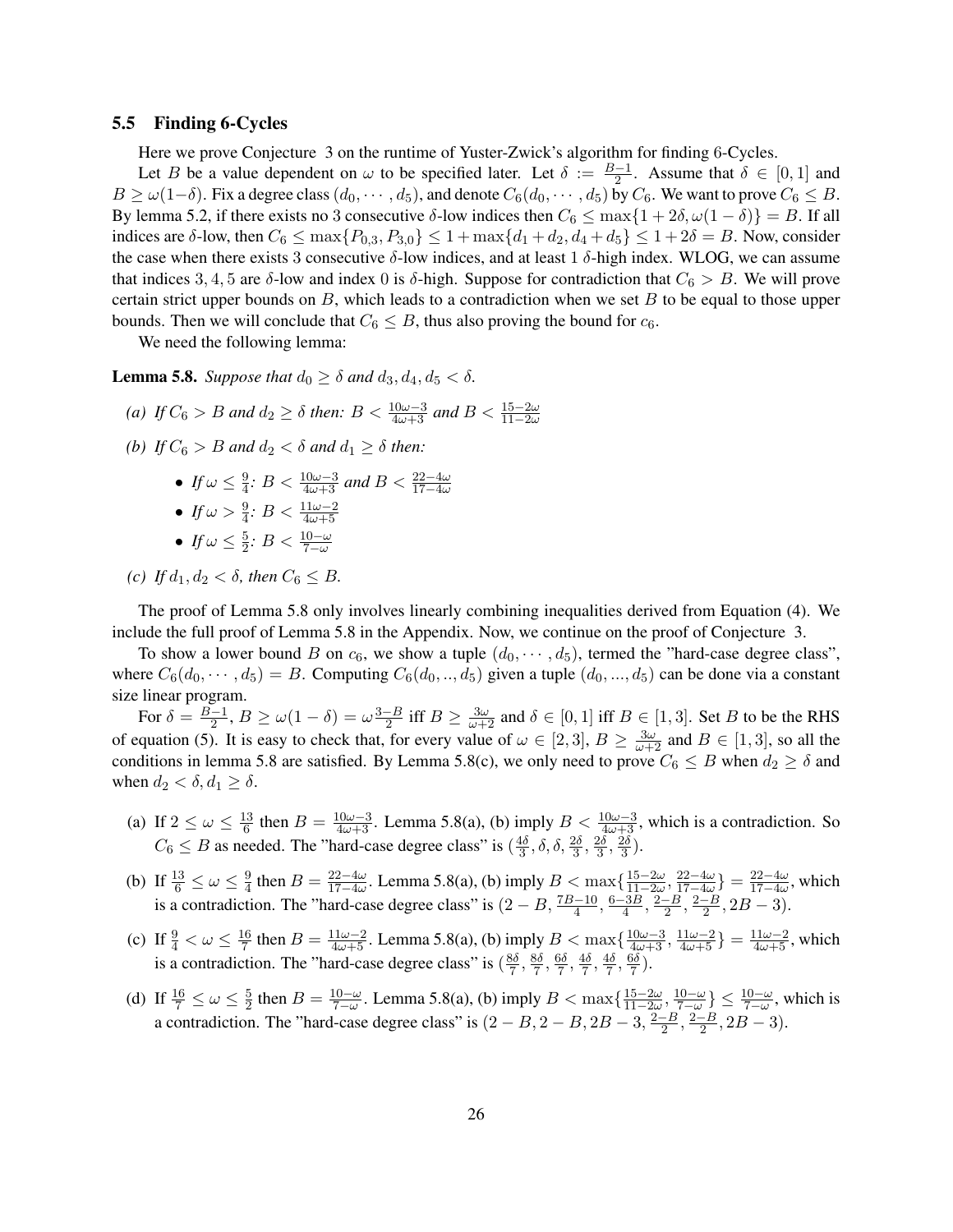### 5.5 Finding 6-Cycles

Here we prove Conjecture 3 on the runtime of Yuster-Zwick's algorithm for finding 6-Cycles.

Let $B$ be a value dependent on $\omega$ to be specified later. Let $\delta := \frac{B-1}{2}$. Assume that $\delta \in [0,1]$ and $B \geq \omega(1-\delta)$. Fix a degree class $(d_0, \cdots, d_5)$, and denote $C_6(d_0, \cdots, d_5)$ by $C_6$. We want to prove $C_6 \leq B$. By lemma 5.2, if there exists no 3 consecutive $\delta$-low indices then $C_6 \leq \max\{1+2\delta, \omega(1-\delta)\} = B$. If all indices are $\delta$-low, then $C_6 \leq \max\{P_{0,3}, P_{3,0}\} \leq 1 + \max\{d_1+d_2, d_4+d_5\} \leq 1+2\delta = B$. Now, consider the case when there exists 3 consecutive $\delta$-low indices, and at least 1 $\delta$-high index. WLOG, we can assume that indices $3, 4, 5$ are $\delta$-low and index 0 is $\delta$-high. Suppose for contradiction that $C_6 > B$. We will prove certain strict upper bounds on $B$, which leads to a contradiction when we set $B$ to be equal to those upper bounds. Then we will conclude that $C_6 \leq B$, thus also proving the bound for $c_6$.

We need the following lemma:

**Lemma 5.8.** *Suppose that $d_0 \geq \delta$ and $d_3, d_4, d_5 < \delta$.*

*(a) If $C_6 > B$ and $d_2 \geq \delta$ then: $B < \frac{10\omega-3}{4\omega+3}$ and $B < \frac{15-2\omega}{11-2\omega}$*

*(b) If $C_6 > B$ and $d_2 < \delta$ and $d_1 \geq \delta$ then:*

- *If $\omega \leq \frac{9}{4}$: $B < \frac{10\omega-3}{4\omega+3}$ and $B < \frac{22-4\omega}{17-4\omega}$*
- *If $\omega > \frac{9}{4}$: $B < \frac{11\omega-2}{4\omega+5}$*
- *If $\omega \leq \frac{5}{2}$: $B < \frac{10-\omega}{7-\omega}$*

*(c) If $d_1, d_2 < \delta$, then $C_6 \leq B$.*

The proof of Lemma 5.8 only involves linearly combining inequalities derived from Equation (4). We include the full proof of Lemma 5.8 in the Appendix. Now, we continue on the proof of Conjecture 3.

To show a lower bound $B$ on $c_6$, we show a tuple $(d_0, \cdots, d_5)$, termed the "hard-case degree class", where $C_6(d_0, \cdots, d_5) = B$. Computing $C_6(d_0, .., d_5)$ given a tuple $(d_0, ..., d_5)$ can be done via a constant size linear program.

For $\delta = \frac{B-1}{2}$, $B \geq \omega(1-\delta) = \omega\frac{3-B}{2}$ iff $B \geq \frac{3\omega}{\omega+2}$ and $\delta \in [0,1]$ iff $B \in [1,3]$. Set $B$ to be the RHS of equation (5). It is easy to check that, for every value of $\omega \in [2,3]$, $B \geq \frac{3\omega}{\omega+2}$ and $B \in [1,3]$, so all the conditions in lemma 5.8 are satisfied. By Lemma 5.8(c), we only need to prove $C_6 \leq B$ when $d_2 \geq \delta$ and when $d_2 < \delta, d_1 \geq \delta$.

(a) If $2 \leq \omega \leq \frac{13}{6}$ then $B = \frac{10\omega-3}{4\omega+3}$. Lemma 5.8(a), (b) imply $B < \frac{10\omega-3}{4\omega+3}$, which is a contradiction. So $C_6 \leq B$ as needed. The "hard-case degree class" is $(\frac{4\delta}{3}, \delta, \delta, \frac{2\delta}{3}, \frac{2\delta}{3}, \frac{2\delta}{3})$.

(b) If $\frac{13}{6} \leq \omega \leq \frac{9}{4}$ then $B = \frac{22-4\omega}{17-4\omega}$. Lemma 5.8(a), (b) imply $B < \max\{\frac{15-2\omega}{11-2\omega}, \frac{22-4\omega}{17-4\omega}\} = \frac{22-4\omega}{17-4\omega}$, which is a contradiction. The "hard-case degree class" is $(2-B, \frac{7B-10}{4}, \frac{6-3B}{4}, \frac{2-B}{2}, \frac{2-B}{2}, 2B-3)$.

(c) If $\frac{9}{4} < \omega \leq \frac{16}{7}$ then $B = \frac{11\omega-2}{4\omega+5}$. Lemma 5.8(a), (b) imply $B < \max\{\frac{10\omega-3}{4\omega+3}, \frac{11\omega-2}{4\omega+5}\} = \frac{11\omega-2}{4\omega+5}$, which is a contradiction. The "hard-case degree class" is $(\frac{8\delta}{7}, \frac{8\delta}{7}, \frac{6\delta}{7}, \frac{4\delta}{7}, \frac{4\delta}{7}, \frac{6\delta}{7})$.

(d) If $\frac{16}{7} \leq \omega \leq \frac{5}{2}$ then $B = \frac{10-\omega}{7-\omega}$. Lemma 5.8(a), (b) imply $B < \max\{\frac{15-2\omega}{11-2\omega}, \frac{10-\omega}{7-\omega}\} \leq \frac{10-\omega}{7-\omega}$, which is a contradiction. The "hard-case degree class" is $(2-B, 2-B, 2B-3, \frac{2-B}{2}, \frac{2-B}{2}, 2B-3)$.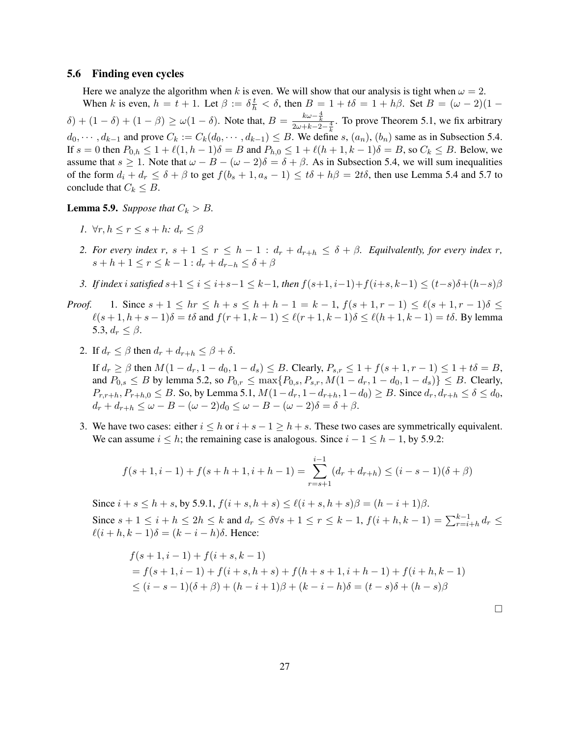### 5.6 Finding even cycles

Here we analyze the algorithm when $k$ is even. We will show that our analysis is tight when $\omega = 2$.

When $k$ is even, $h = t + 1$. Let $\beta := \delta\frac{t}{h} < \delta$, then $B = 1 + t\delta = 1 + h\beta$. Set $B = (\omega - 2)(1 - \delta) + (1 - \delta) + (1 - \beta) \geq \omega(1 - \delta)$. Note that, $B = \frac{k\omega - \frac{4}{k}}{2\omega + k - 2 - \frac{4}{k}}$. To prove Theorem 5.1, we fix arbitrary $d_0, \cdots, d_{k-1}$ and prove $C_k := C_k(d_0, \cdots, d_{k-1}) \leq B$. We define $s$, $(a_n)$, $(b_n)$ same as in Subsection 5.4. If $s = 0$ then $P_{0,h} \leq 1 + \ell(1, h-1)\delta = B$ and $P_{h,0} \leq 1 + \ell(h+1, k-1)\delta = B$, so $C_k \leq B$. Below, we assume that $s \geq 1$. Note that $\omega - B - (\omega - 2)\delta = \delta + \beta$. As in Subsection 5.4, we will sum inequalities of the form $d_i + d_r \leq \delta + \beta$ to get $f(b_s + 1, a_s - 1) \leq t\delta + h\beta = 2t\delta$, then use Lemma 5.4 and 5.7 to conclude that $C_k \leq B$.

**Lemma 5.9.** *Suppose that $C_k > B$.*

1. *$\forall r, h \leq r \leq s + h$: $d_r \leq \beta$*
2. *For every index $r$, $s + 1 \leq r \leq h - 1$ : $d_r + d_{r+h} \leq \delta + \beta$. Equilvalently, for every index $r$, $s + h + 1 \leq r \leq k - 1 : d_r + d_{r-h} \leq \delta + \beta$*
3. *If index $i$ satisfied $s+1 \leq i \leq i+s-1 \leq k-1$, then $f(s+1, i-1) + f(i+s, k-1) \leq (t-s)\delta + (h-s)\beta$*

*Proof.*

1. Since $s + 1 \leq hr \leq h + s \leq h + h - 1 = k - 1$, $f(s + 1, r - 1) \leq \ell(s + 1, r - 1)\delta \leq \ell(s + 1, h + s - 1)\delta = t\delta$ and $f(r + 1, k - 1) \leq \ell(r + 1, k - 1)\delta \leq \ell(h + 1, k - 1) = t\delta$. By lemma 5.3, $d_r \leq \beta$.

2. If $d_r \leq \beta$ then $d_r + d_{r+h} \leq \beta + \delta$.

   If $d_r \geq \beta$ then $M(1 - d_r, 1 - d_0, 1 - d_s) \leq B$. Clearly, $P_{s,r} \leq 1 + f(s + 1, r - 1) \leq 1 + t\delta = B$, and $P_{0,s} \leq B$ by lemma 5.2, so $P_{0,r} \leq \max\{P_{0,s}, P_{s,r}, M(1 - d_r, 1 - d_0, 1 - d_s)\} \leq B$. Clearly, $P_{r,r+h}, P_{r+h,0} \leq B$. So, by Lemma 5.1, $M(1 - d_r, 1 - d_{r+h}, 1 - d_0) \geq B$. Since $d_r, d_{r+h} \leq \delta \leq d_0$, $d_r + d_{r+h} \leq \omega - B - (\omega - 2)d_0 \leq \omega - B - (\omega - 2)\delta = \delta + \beta$.

3. We have two cases: either $i \leq h$ or $i + s - 1 \geq h + s$. These two cases are symmetrically equivalent. We can assume $i \leq h$; the remaining case is analogous. Since $i - 1 \leq h - 1$, by 5.9.2:

$$f(s + 1, i - 1) + f(s + h + 1, i + h - 1) = \sum_{r=s+1}^{i-1} (d_r + d_{r+h}) \leq (i - s - 1)(\delta + \beta)$$

   Since $i + s \leq h + s$, by 5.9.1, $f(i + s, h + s) \leq \ell(i + s, h + s)\beta = (h - i + 1)\beta$.

   Since $s + 1 \leq i + h \leq 2h \leq k$ and $d_r \leq \delta \forall s + 1 \leq r \leq k - 1$, $f(i + h, k - 1) = \sum_{r=i+h}^{k-1} d_r \leq \ell(i + h, k - 1)\delta = (k - i - h)\delta$. Hence:

$$\begin{aligned}
&f(s + 1, i - 1) + f(i + s, k - 1) \\
&= f(s + 1, i - 1) + f(i + s, h + s) + f(h + s + 1, i + h - 1) + f(i + h, k - 1) \\
&\leq (i - s - 1)(\delta + \beta) + (h - i + 1)\beta + (k - i - h)\delta = (t - s)\delta + (h - s)\beta
\end{aligned}$$

□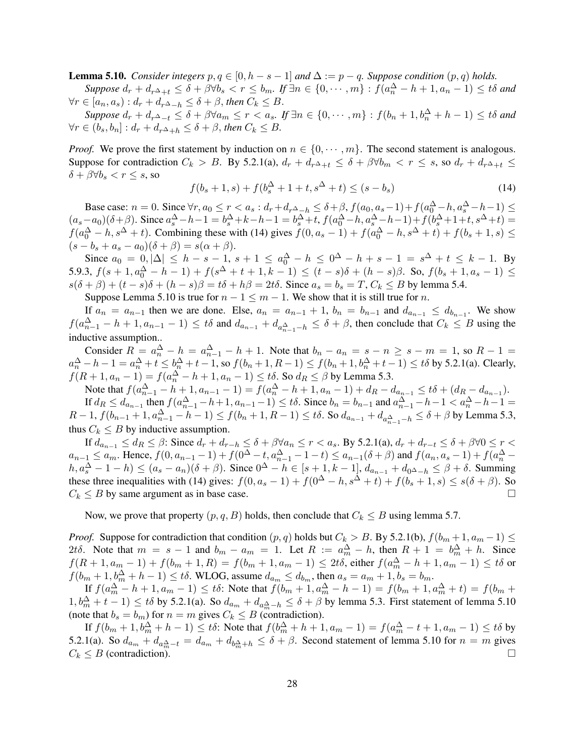**Lemma 5.10.** *Consider integers $p, q \in [0, h-s-1]$ and $\Delta := p - q$. Suppose condition $(p,q)$ holds.*

*Suppose $d_r + d_{r^\Delta+t} \le \delta + \beta \forall b_s < r \le b_m$. If $\exists n \in \{0, \cdots, m\} : f(a_n^\Delta - h + 1, a_n - 1) \le t\delta$ and $\forall r \in [a_n, a_s) : d_r + d_{r^\Delta - h} \le \delta + \beta$, then $C_k \le B$.*

*Suppose $d_r + d_{r^\Delta - t} \le \delta + \beta \forall a_m \le r < a_s$. If $\exists n \in \{0, \cdots, m\} : f(b_n + 1, b_n^\Delta + h - 1) \le t\delta$ and $\forall r \in (b_s, b_n] : d_r + d_{r^\Delta + h} \le \delta + \beta$, then $C_k \le B$.*

*Proof.* We prove the first statement by induction on $n \in \{0, \cdots, m\}$. The second statement is analogous. Suppose for contradiction $C_k > B$. By 5.2.1(a), $d_r + d_{r^\Delta+t} \le \delta + \beta \forall b_m < r \le s$, so $d_r + d_{r^\Delta+t} \le \delta + \beta \forall b_s < r \le s$, so

$$f(b_s + 1, s) + f(b_s^\Delta + 1 + t, s^\Delta + t) \le (s - b_s) \tag{14}$$

Base case: $n = 0$. Since $\forall r, a_0 \le r < a_s : d_r + d_{r^\Delta - h} \le \delta + \beta$, $f(a_0, a_s - 1) + f(a_0^\Delta - h, a_s^\Delta - h - 1) \le (a_s - a_0)(\delta + \beta)$. Since $a_s^\Delta - h - 1 = b_s^\Delta + k - h - 1 = b_s^\Delta + t$, $f(a_0^\Delta - h, a_s^\Delta - h - 1) + f(b_s^\Delta + 1 + t, s^\Delta + t) = f(a_0^\Delta - h, s^\Delta + t)$. Combining these with (14) gives $f(0, a_s - 1) + f(a_0^\Delta - h, s^\Delta + t) + f(b_s + 1, s) \le (s - b_s + a_s - a_0)(\delta + \beta) = s(\alpha + \beta)$.

Since $a_0 = 0, |\Delta| \le h - s - 1$, $s + 1 \le a_0^\Delta - h \le 0^\Delta - h + s - 1 = s^\Delta + t \le k - 1$. By 5.9.3, $f(s + 1, a_0^\Delta - h - 1) + f(s^\Delta + t + 1, k - 1) \le (t - s)\delta + (h - s)\beta$. So, $f(b_s + 1, a_s - 1) \le s(\delta + \beta) + (t - s)\delta + (h - s)\beta = t\delta + h\beta = 2t\delta$. Since $a_s = b_s = T$, $C_k \le B$ by lemma 5.4.

Suppose Lemma 5.10 is true for $n - 1 \le m - 1$. We show that it is still true for $n$.

If $a_n = a_{n-1}$ then we are done. Else, $a_n = a_{n-1} + 1$, $b_n = b_{n-1}$ and $d_{a_{n-1}} \le d_{b_{n-1}}$. We show $f(a_{n-1}^\Delta - h + 1, a_{n-1} - 1) \le t\delta$ and $d_{a_{n-1}} + d_{a_{n-1}^\Delta - h} \le \delta + \beta$, then conclude that $C_k \le B$ using the inductive assumption..

Consider $R = a_n^\Delta - h = a_{n-1}^\Delta - h + 1$. Note that $b_n - a_n = s - n \ge s - m = 1$, so $R - 1 = a_n^\Delta - h - 1 = a_n^\Delta + t \le b_n^\Delta + t - 1$, so $f(b_n + 1, R - 1) \le f(b_n + 1, b_n^\Delta + t - 1) \le t\delta$ by 5.2.1(a). Clearly, $f(R + 1, a_n - 1) = f(a_n^\Delta - h + 1, a_n - 1) \le t\delta$. So $d_R \le \beta$ by Lemma 5.3.

Note that $f(a_{n-1}^\Delta - h + 1, a_{n-1} - 1) = f(a_n^\Delta - h + 1, a_n - 1) + d_R - d_{a_{n-1}} \le t\delta + (d_R - d_{a_{n-1}})$.

If $d_R \le d_{a_{n-1}}$ then $f(a_{n-1}^\Delta - h + 1, a_{n-1} - 1) \le t\delta$. Since $b_n = b_{n-1}$ and $a_{n-1}^\Delta - h - 1 < a_n^\Delta - h - 1 = R - 1$, $f(b_{n-1} + 1, a_{n-1}^\Delta - h - 1) \le f(b_n + 1, R - 1) \le t\delta$. So $d_{a_{n-1}} + d_{a_{n-1}^\Delta - h} \le \delta + \beta$ by Lemma 5.3, thus $C_k \le B$ by inductive assumption.

If $d_{a_{n-1}} \le d_R \le \beta$: Since $d_r + d_{r-h} \le \delta + \beta \forall a_n \le r < a_s$. By 5.2.1(a), $d_r + d_{r-t} \le \delta + \beta \forall 0 \le r < a_{n-1} \le a_m$. Hence, $f(0, a_{n-1} - 1) + f(0^\Delta - t, a_{n-1}^\Delta - 1 - t) \le a_{n-1}(\delta + \beta)$ and $f(a_n, a_s - 1) + f(a_n^\Delta - h, a_s^\Delta - 1 - h) \le (a_s - a_n)(\delta + \beta)$. Since $0^\Delta - h \in [s + 1, k - 1]$, $d_{a_{n-1}} + d_{0^\Delta - h} \le \beta + \delta$. Summing these three inequalities with (14) gives: $f(0, a_s - 1) + f(0^\Delta - h, s^\Delta + t) + f(b_s + 1, s) \le s(\delta + \beta)$. So $C_k \le B$ by same argument as in base case. $\square$

Now, we prove that property $(p, q, B)$ holds, then conclude that $C_k \le B$ using lemma 5.7.

*Proof.* Suppose for contradiction that condition $(p, q)$ holds but $C_k > B$. By 5.2.1(b), $f(b_m + 1, a_m - 1) \le 2t\delta$. Note that $m = s - 1$ and $b_m - a_m = 1$. Let $R := a_m^\Delta - h$, then $R + 1 = b_m^\Delta + h$. Since $f(R + 1, a_m - 1) + f(b_m + 1, R) = f(b_m + 1, a_m - 1) \le 2t\delta$, either $f(a_m^\Delta - h + 1, a_m - 1) \le t\delta$ or $f(b_m + 1, b_m^\Delta + h - 1) \le t\delta$. WLOG, assume $d_{a_m} \le d_{b_m}$, then $a_s = a_m + 1, b_s = b_m$.

If $f(a_m^\Delta - h + 1, a_m - 1) \le t\delta$: Note that $f(b_m + 1, a_m^\Delta - h - 1) = f(b_m + 1, a_m^\Delta + t) = f(b_m + 1, b_m^\Delta + t - 1) \le t\delta$ by 5.2.1(a). So $d_{a_m} + d_{a_m^\Delta - h} \le \delta + \beta$ by lemma 5.3. First statement of lemma 5.10 (note that $b_s = b_m$) for $n = m$ gives $C_k \le B$ (contradiction).

If $f(b_m + 1, b_m^\Delta + h - 1) \le t\delta$: Note that $f(b_m^\Delta + h + 1, a_m - 1) = f(a_m^\Delta - t + 1, a_m - 1) \le t\delta$ by 5.2.1(a). So $d_{a_m} + d_{a_m^\Delta - t} = d_{a_m} + d_{b_m^\Delta + h} \le \delta + \beta$. Second statement of lemma 5.10 for $n = m$ gives $C_k \le B$ (contradiction). $\square$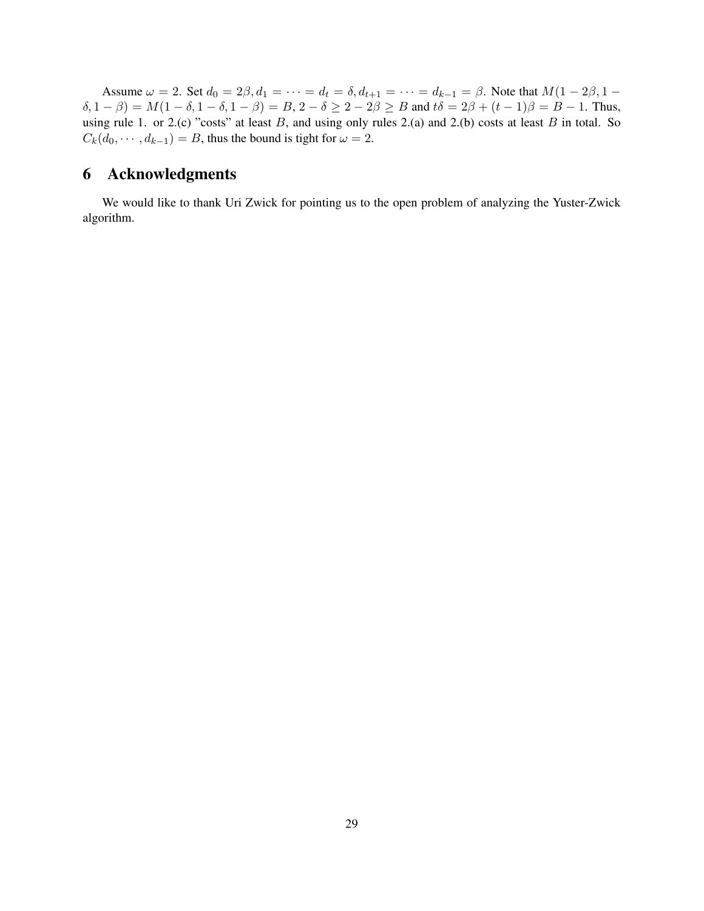Assume $\omega = 2$. Set $d_0 = 2\beta, d_1 = \cdots = d_t = \delta, d_{t+1} = \cdots = d_{k-1} = \beta$. Note that $M(1-2\beta, 1-\delta, 1-\beta) = M(1-\delta, 1-\delta, 1-\beta) = B$, $2 - \delta \geq 2 - 2\beta \geq B$ and $t\delta = 2\beta + (t-1)\beta = B - 1$. Thus, using rule 1. or 2.(c) "costs" at least $B$, and using only rules 2.(a) and 2.(b) costs at least $B$ in total. So $C_k(d_0, \cdots, d_{k-1}) = B$, thus the bound is tight for $\omega = 2$.

## 6 Acknowledgments

We would like to thank Uri Zwick for pointing us to the open problem of analyzing the Yuster-Zwick algorithm.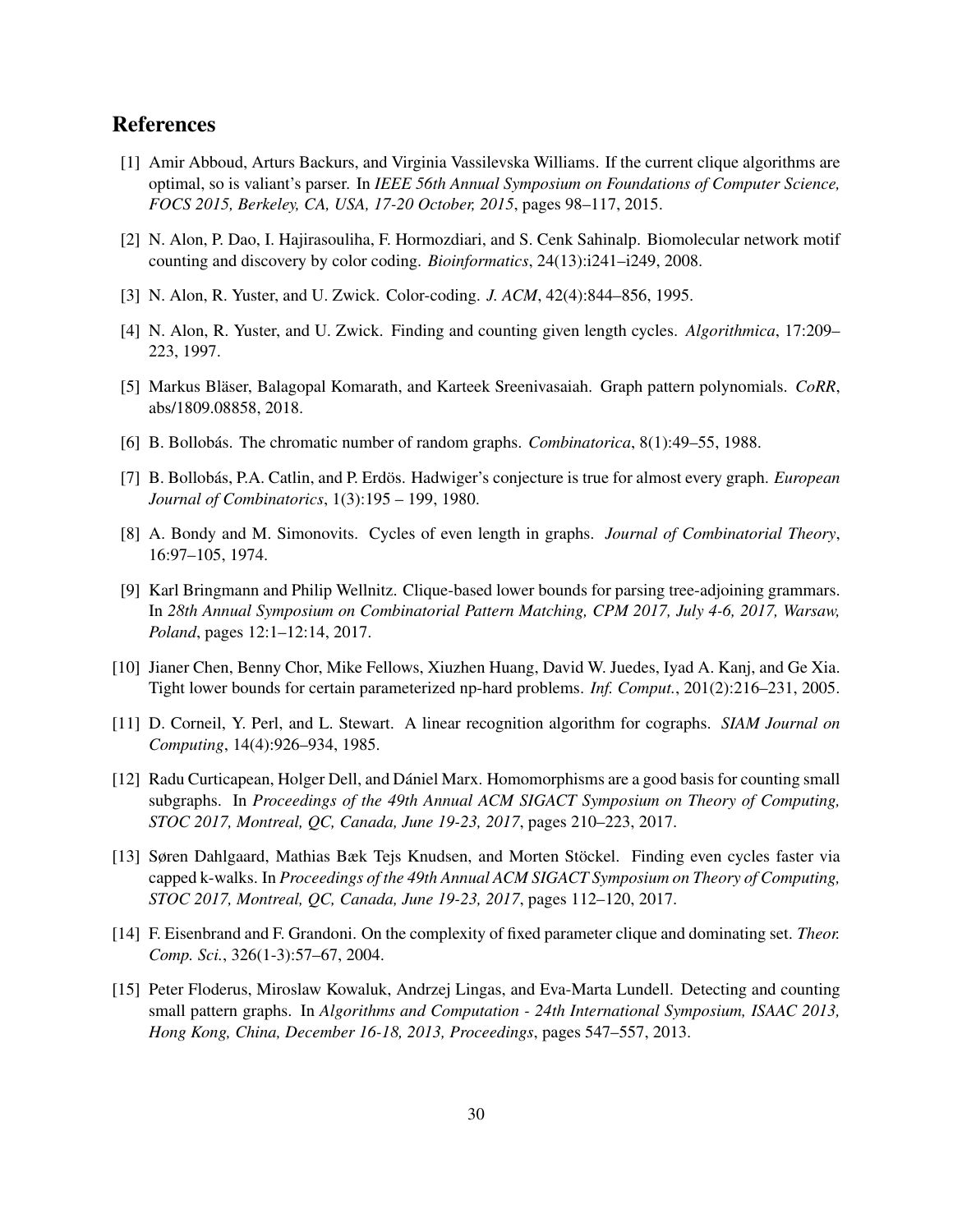## References

[1] Amir Abboud, Arturs Backurs, and Virginia Vassilevska Williams. If the current clique algorithms are optimal, so is valiant's parser. In *IEEE 56th Annual Symposium on Foundations of Computer Science, FOCS 2015, Berkeley, CA, USA, 17-20 October, 2015*, pages 98–117, 2015.

[2] N. Alon, P. Dao, I. Hajirasouliha, F. Hormozdiari, and S. Cenk Sahinalp. Biomolecular network motif counting and discovery by color coding. *Bioinformatics*, 24(13):i241–i249, 2008.

[3] N. Alon, R. Yuster, and U. Zwick. Color-coding. *J. ACM*, 42(4):844–856, 1995.

[4] N. Alon, R. Yuster, and U. Zwick. Finding and counting given length cycles. *Algorithmica*, 17:209–223, 1997.

[5] Markus Bläser, Balagopal Komarath, and Karteek Sreenivasaiah. Graph pattern polynomials. *CoRR*, abs/1809.08858, 2018.

[6] B. Bollobás. The chromatic number of random graphs. *Combinatorica*, 8(1):49–55, 1988.

[7] B. Bollobás, P.A. Catlin, and P. Erdös. Hadwiger's conjecture is true for almost every graph. *European Journal of Combinatorics*, 1(3):195 – 199, 1980.

[8] A. Bondy and M. Simonovits. Cycles of even length in graphs. *Journal of Combinatorial Theory*, 16:97–105, 1974.

[9] Karl Bringmann and Philip Wellnitz. Clique-based lower bounds for parsing tree-adjoining grammars. In *28th Annual Symposium on Combinatorial Pattern Matching, CPM 2017, July 4-6, 2017, Warsaw, Poland*, pages 12:1–12:14, 2017.

[10] Jianer Chen, Benny Chor, Mike Fellows, Xiuzhen Huang, David W. Juedes, Iyad A. Kanj, and Ge Xia. Tight lower bounds for certain parameterized np-hard problems. *Inf. Comput.*, 201(2):216–231, 2005.

[11] D. Corneil, Y. Perl, and L. Stewart. A linear recognition algorithm for cographs. *SIAM Journal on Computing*, 14(4):926–934, 1985.

[12] Radu Curticapean, Holger Dell, and Dániel Marx. Homomorphisms are a good basis for counting small subgraphs. In *Proceedings of the 49th Annual ACM SIGACT Symposium on Theory of Computing, STOC 2017, Montreal, QC, Canada, June 19-23, 2017*, pages 210–223, 2017.

[13] Søren Dahlgaard, Mathias Bæk Tejs Knudsen, and Morten Stöckel. Finding even cycles faster via capped k-walks. In *Proceedings of the 49th Annual ACM SIGACT Symposium on Theory of Computing, STOC 2017, Montreal, QC, Canada, June 19-23, 2017*, pages 112–120, 2017.

[14] F. Eisenbrand and F. Grandoni. On the complexity of fixed parameter clique and dominating set. *Theor. Comp. Sci.*, 326(1-3):57–67, 2004.

[15] Peter Floderus, Miroslaw Kowaluk, Andrzej Lingas, and Eva-Marta Lundell. Detecting and counting small pattern graphs. In *Algorithms and Computation - 24th International Symposium, ISAAC 2013, Hong Kong, China, December 16-18, 2013, Proceedings*, pages 547–557, 2013.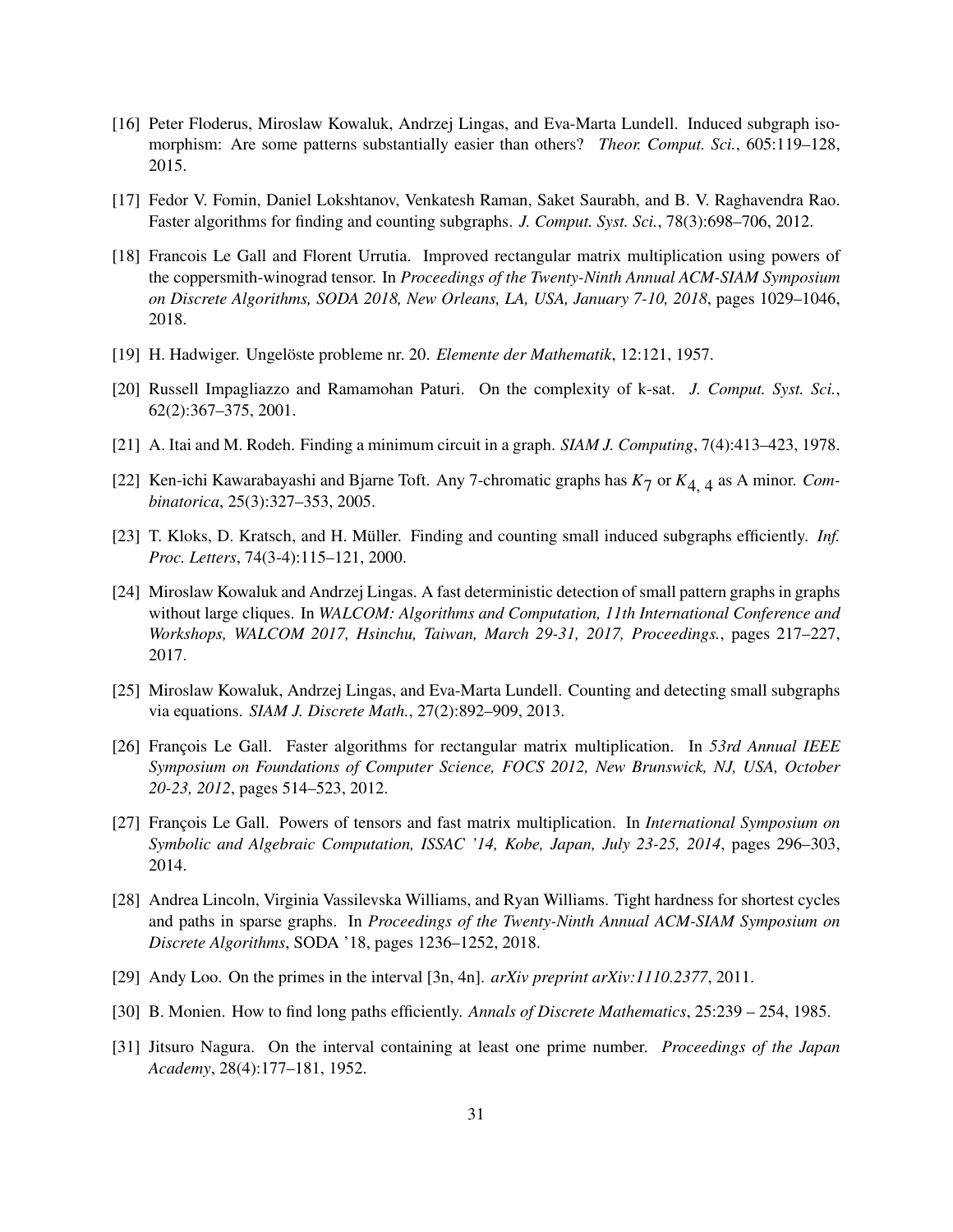[16] Peter Floderus, Miroslaw Kowaluk, Andrzej Lingas, and Eva-Marta Lundell. Induced subgraph isomorphism: Are some patterns substantially easier than others? *Theor. Comput. Sci.*, 605:119–128, 2015.

[17] Fedor V. Fomin, Daniel Lokshtanov, Venkatesh Raman, Saket Saurabh, and B. V. Raghavendra Rao. Faster algorithms for finding and counting subgraphs. *J. Comput. Syst. Sci.*, 78(3):698–706, 2012.

[18] Francois Le Gall and Florent Urrutia. Improved rectangular matrix multiplication using powers of the coppersmith-winograd tensor. In *Proceedings of the Twenty-Ninth Annual ACM-SIAM Symposium on Discrete Algorithms, SODA 2018, New Orleans, LA, USA, January 7-10, 2018*, pages 1029–1046, 2018.

[19] H. Hadwiger. Ungelöste probleme nr. 20. *Elemente der Mathematik*, 12:121, 1957.

[20] Russell Impagliazzo and Ramamohan Paturi. On the complexity of k-sat. *J. Comput. Syst. Sci.*, 62(2):367–375, 2001.

[21] A. Itai and M. Rodeh. Finding a minimum circuit in a graph. *SIAM J. Computing*, 7(4):413–423, 1978.

[22] Ken-ichi Kawarabayashi and Bjarne Toft. Any 7-chromatic graphs has $K_7$ or $K_{4,\,4}$ as A minor. *Combinatorica*, 25(3):327–353, 2005.

[23] T. Kloks, D. Kratsch, and H. Müller. Finding and counting small induced subgraphs efficiently. *Inf. Proc. Letters*, 74(3-4):115–121, 2000.

[24] Miroslaw Kowaluk and Andrzej Lingas. A fast deterministic detection of small pattern graphs in graphs without large cliques. In *WALCOM: Algorithms and Computation, 11th International Conference and Workshops, WALCOM 2017, Hsinchu, Taiwan, March 29-31, 2017, Proceedings.*, pages 217–227, 2017.

[25] Miroslaw Kowaluk, Andrzej Lingas, and Eva-Marta Lundell. Counting and detecting small subgraphs via equations. *SIAM J. Discrete Math.*, 27(2):892–909, 2013.

[26] François Le Gall. Faster algorithms for rectangular matrix multiplication. In *53rd Annual IEEE Symposium on Foundations of Computer Science, FOCS 2012, New Brunswick, NJ, USA, October 20-23, 2012*, pages 514–523, 2012.

[27] François Le Gall. Powers of tensors and fast matrix multiplication. In *International Symposium on Symbolic and Algebraic Computation, ISSAC '14, Kobe, Japan, July 23-25, 2014*, pages 296–303, 2014.

[28] Andrea Lincoln, Virginia Vassilevska Williams, and Ryan Williams. Tight hardness for shortest cycles and paths in sparse graphs. In *Proceedings of the Twenty-Ninth Annual ACM-SIAM Symposium on Discrete Algorithms*, SODA '18, pages 1236–1252, 2018.

[29] Andy Loo. On the primes in the interval [3n, 4n]. *arXiv preprint arXiv:1110.2377*, 2011.

[30] B. Monien. How to find long paths efficiently. *Annals of Discrete Mathematics*, 25:239 – 254, 1985.

[31] Jitsuro Nagura. On the interval containing at least one prime number. *Proceedings of the Japan Academy*, 28(4):177–181, 1952.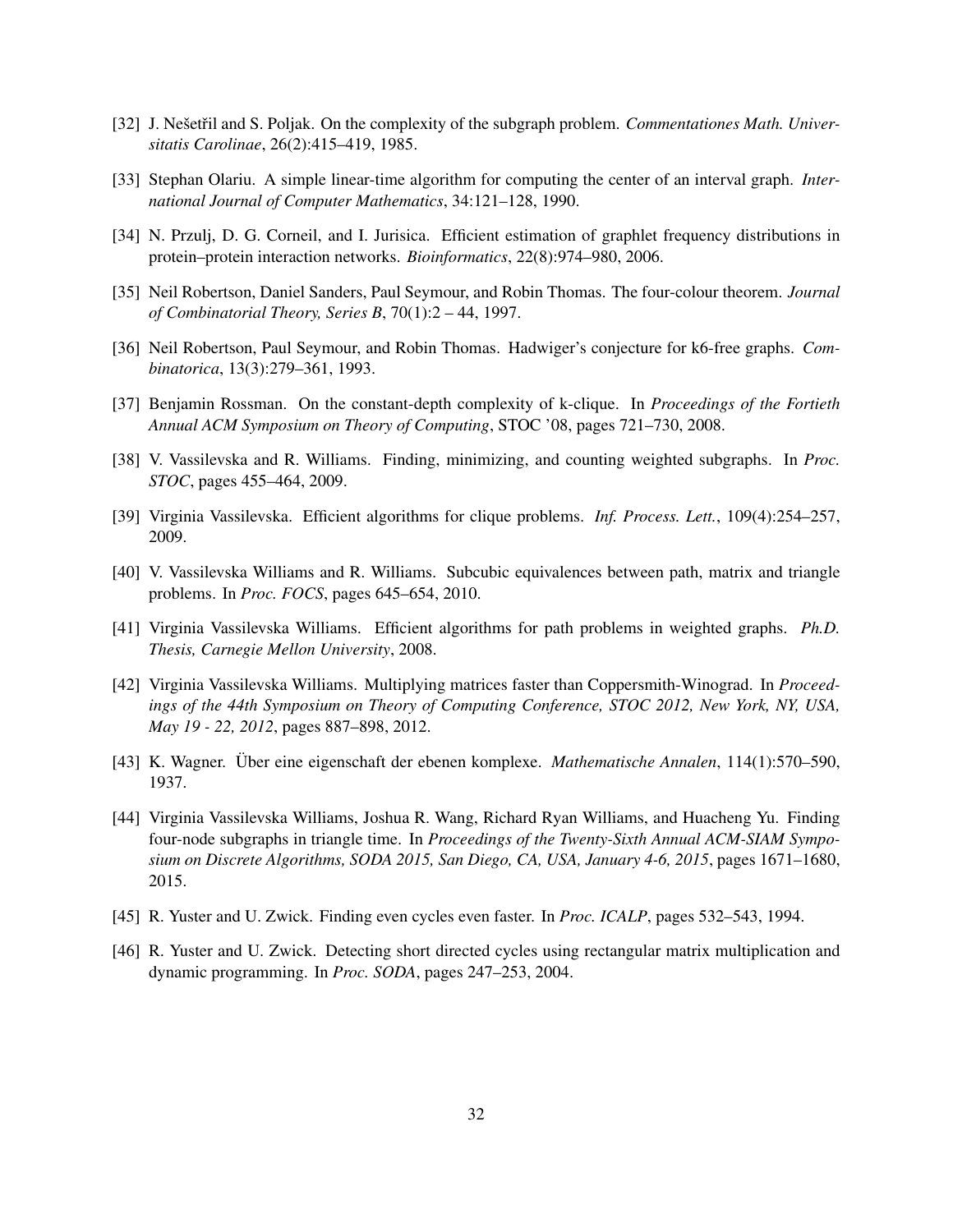[32] J. Nešetřil and S. Poljak. On the complexity of the subgraph problem. *Commentationes Math. Universitatis Carolinae*, 26(2):415–419, 1985.

[33] Stephan Olariu. A simple linear-time algorithm for computing the center of an interval graph. *International Journal of Computer Mathematics*, 34:121–128, 1990.

[34] N. Przulj, D. G. Corneil, and I. Jurisica. Efficient estimation of graphlet frequency distributions in protein–protein interaction networks. *Bioinformatics*, 22(8):974–980, 2006.

[35] Neil Robertson, Daniel Sanders, Paul Seymour, and Robin Thomas. The four-colour theorem. *Journal of Combinatorial Theory, Series B*, 70(1):2 – 44, 1997.

[36] Neil Robertson, Paul Seymour, and Robin Thomas. Hadwiger's conjecture for k6-free graphs. *Combinatorica*, 13(3):279–361, 1993.

[37] Benjamin Rossman. On the constant-depth complexity of k-clique. In *Proceedings of the Fortieth Annual ACM Symposium on Theory of Computing*, STOC '08, pages 721–730, 2008.

[38] V. Vassilevska and R. Williams. Finding, minimizing, and counting weighted subgraphs. In *Proc. STOC*, pages 455–464, 2009.

[39] Virginia Vassilevska. Efficient algorithms for clique problems. *Inf. Process. Lett.*, 109(4):254–257, 2009.

[40] V. Vassilevska Williams and R. Williams. Subcubic equivalences between path, matrix and triangle problems. In *Proc. FOCS*, pages 645–654, 2010.

[41] Virginia Vassilevska Williams. Efficient algorithms for path problems in weighted graphs. *Ph.D. Thesis, Carnegie Mellon University*, 2008.

[42] Virginia Vassilevska Williams. Multiplying matrices faster than Coppersmith-Winograd. In *Proceedings of the 44th Symposium on Theory of Computing Conference, STOC 2012, New York, NY, USA, May 19 - 22, 2012*, pages 887–898, 2012.

[43] K. Wagner. Über eine eigenschaft der ebenen komplexe. *Mathematische Annalen*, 114(1):570–590, 1937.

[44] Virginia Vassilevska Williams, Joshua R. Wang, Richard Ryan Williams, and Huacheng Yu. Finding four-node subgraphs in triangle time. In *Proceedings of the Twenty-Sixth Annual ACM-SIAM Symposium on Discrete Algorithms, SODA 2015, San Diego, CA, USA, January 4-6, 2015*, pages 1671–1680, 2015.

[45] R. Yuster and U. Zwick. Finding even cycles even faster. In *Proc. ICALP*, pages 532–543, 1994.

[46] R. Yuster and U. Zwick. Detecting short directed cycles using rectangular matrix multiplication and dynamic programming. In *Proc. SODA*, pages 247–253, 2004.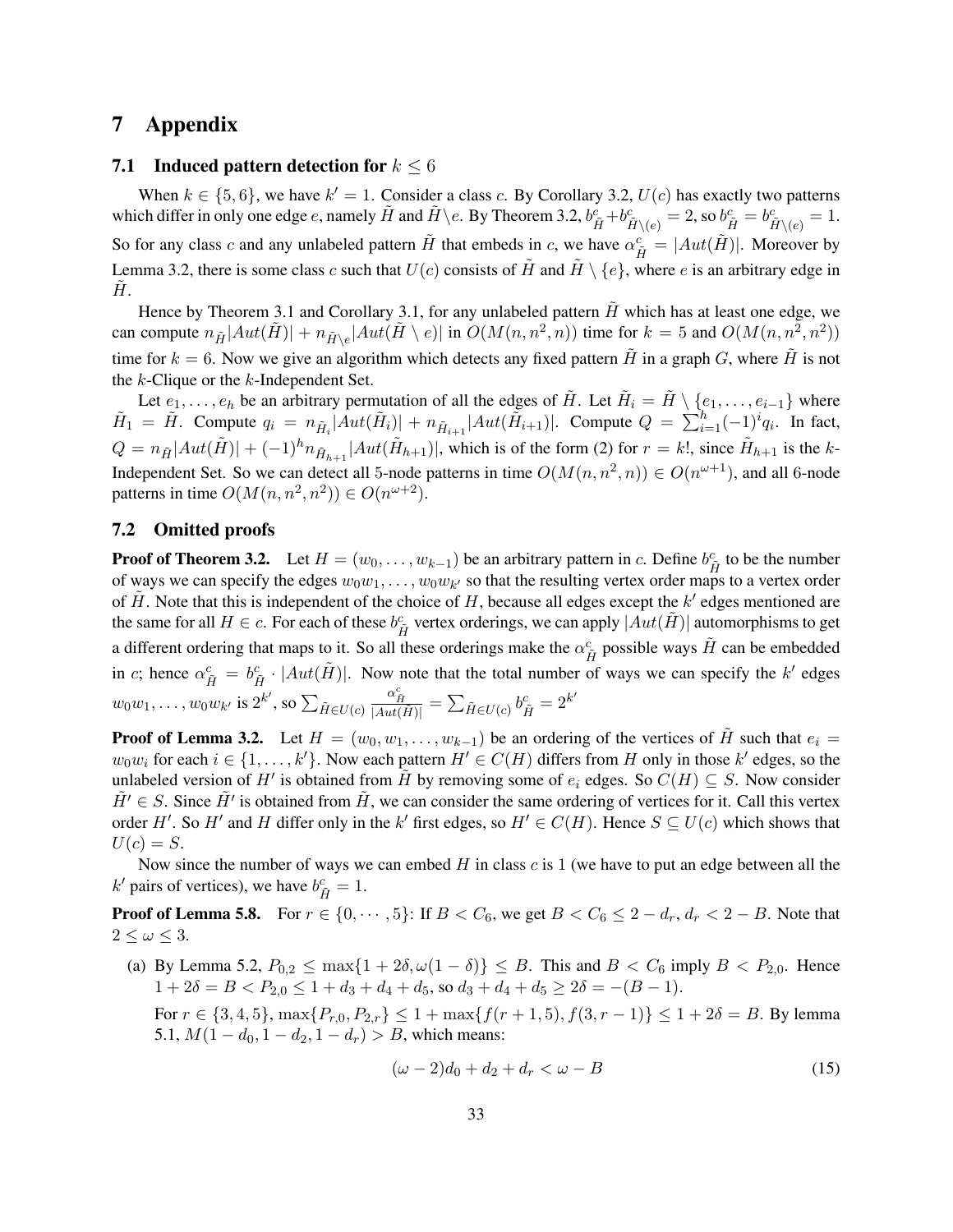# 7 Appendix

## 7.1 Induced pattern detection for $k \leq 6$

When $k \in \{5, 6\}$, we have $k' = 1$. Consider a class $c$. By Corollary 3.2, $U(c)$ has exactly two patterns which differ in only one edge $e$, namely $\tilde{H}$ and $\tilde{H} \setminus e$. By Theorem 3.2, $b^c_{\tilde{H}} + b^c_{\tilde{H} \setminus (e)} = 2$, so $b^c_{\tilde{H}} = b^c_{\tilde{H} \setminus (e)} = 1$. So for any class $c$ and any unlabeled pattern $\tilde{H}$ that embeds in $c$, we have $\alpha^c_{\tilde{H}} = |Aut(\tilde{H})|$. Moreover by Lemma 3.2, there is some class $c$ such that $U(c)$ consists of $\tilde{H}$ and $\tilde{H} \setminus \{e\}$, where $e$ is an arbitrary edge in $\tilde{H}$.

Hence by Theorem 3.1 and Corollary 3.1, for any unlabeled pattern $\tilde{H}$ which has at least one edge, we can compute $n_{\tilde{H}}|Aut(\tilde{H})| + n_{\tilde{H} \setminus e}|Aut(\tilde{H} \setminus e)|$ in $O(M(n, n^2, n))$ time for $k = 5$ and $O(M(n, n^2, n^2))$ time for $k = 6$. Now we give an algorithm which detects any fixed pattern $\tilde{H}$ in a graph $G$, where $\tilde{H}$ is not the $k$-Clique or the $k$-Independent Set.

Let $e_1, \ldots, e_h$ be an arbitrary permutation of all the edges of $\tilde{H}$. Let $\tilde{H}_i = \tilde{H} \setminus \{e_1, \ldots, e_{i-1}\}$ where $\tilde{H}_1 = \tilde{H}$. Compute $q_i = n_{\tilde{H}_i}|Aut(\tilde{H}_i)| + n_{\tilde{H}_{i+1}}|Aut(\tilde{H}_{i+1})|$. Compute $Q = \sum_{i=1}^{h}(-1)^i q_i$. In fact, $Q = n_{\tilde{H}}|Aut(\tilde{H})| + (-1)^h n_{\tilde{H}_{h+1}}|Aut(\tilde{H}_{h+1})|$, which is of the form (2) for $r = k!$, since $\tilde{H}_{h+1}$ is the $k$-Independent Set. So we can detect all 5-node patterns in time $O(M(n, n^2, n)) \in O(n^{\omega+1})$, and all 6-node patterns in time $O(M(n, n^2, n^2)) \in O(n^{\omega+2})$.

## 7.2 Omitted proofs

**Proof of Theorem 3.2.** Let $H = (w_0, \ldots, w_{k-1})$ be an arbitrary pattern in $c$. Define $b^c_{\tilde{H}}$ to be the number of ways we can specify the edges $w_0w_1, \ldots, w_0w_{k'}$ so that the resulting vertex order maps to a vertex order of $\tilde{H}$. Note that this is independent of the choice of $H$, because all edges except the $k'$ edges mentioned are the same for all $H \in c$. For each of these $b^c_{\tilde{H}}$ vertex orderings, we can apply $|Aut(\tilde{H})|$ automorphisms to get a different ordering that maps to it. So all these orderings make the $\alpha^c_{\tilde{H}}$ possible ways $\tilde{H}$ can be embedded in $c$; hence $\alpha^c_{\tilde{H}} = b^c_{\tilde{H}} \cdot |Aut(\tilde{H})|$. Now note that the total number of ways we can specify the $k'$ edges $w_0w_1, \ldots, w_0w_{k'}$ is $2^{k'}$, so $\sum_{\tilde{H} \in U(c)} \frac{\alpha^c_{\tilde{H}}}{|Aut(\tilde{H})|} = \sum_{\tilde{H} \in U(c)} b^c_{\tilde{H}} = 2^{k'}$

**Proof of Lemma 3.2.** Let $H = (w_0, w_1, \ldots, w_{k-1})$ be an ordering of the vertices of $\tilde{H}$ such that $e_i = w_0w_i$ for each $i \in \{1, \ldots, k'\}$. Now each pattern $H' \in C(H)$ differs from $H$ only in those $k'$ edges, so the unlabeled version of $H'$ is obtained from $\tilde{H}$ by removing some of $e_i$ edges. So $C(H) \subseteq S$. Now consider $\tilde{H}' \in S$. Since $\tilde{H}'$ is obtained from $\tilde{H}$, we can consider the same ordering of vertices for it. Call this vertex order $H'$. So $H'$ and $H$ differ only in the $k'$ first edges, so $H' \in C(H)$. Hence $S \subseteq U(c)$ which shows that $U(c) = S$.

Now since the number of ways we can embed $H$ in class $c$ is 1 (we have to put an edge between all the $k'$ pairs of vertices), we have $b^c_{\tilde{H}} = 1$.

**Proof of Lemma 5.8.** For $r \in \{0, \cdots, 5\}$: If $B < C_6$, we get $B < C_6 \leq 2 - d_r$, $d_r < 2 - B$. Note that $2 \leq \omega \leq 3$.

(a) By Lemma 5.2, $P_{0,2} \leq \max\{1 + 2\delta, \omega(1 - \delta)\} \leq B$. This and $B < C_6$ imply $B < P_{2,0}$. Hence $1 + 2\delta = B < P_{2,0} \leq 1 + d_3 + d_4 + d_5$, so $d_3 + d_4 + d_5 \geq 2\delta = -(B - 1)$.

For $r \in \{3, 4, 5\}$, $\max\{P_{r,0}, P_{2,r}\} \leq 1 + \max\{f(r + 1, 5), f(3, r - 1)\} \leq 1 + 2\delta = B$. By lemma 5.1, $M(1 - d_0, 1 - d_2, 1 - d_r) > B$, which means:

$$(\omega - 2)d_0 + d_2 + d_r < \omega - B \tag{15}$$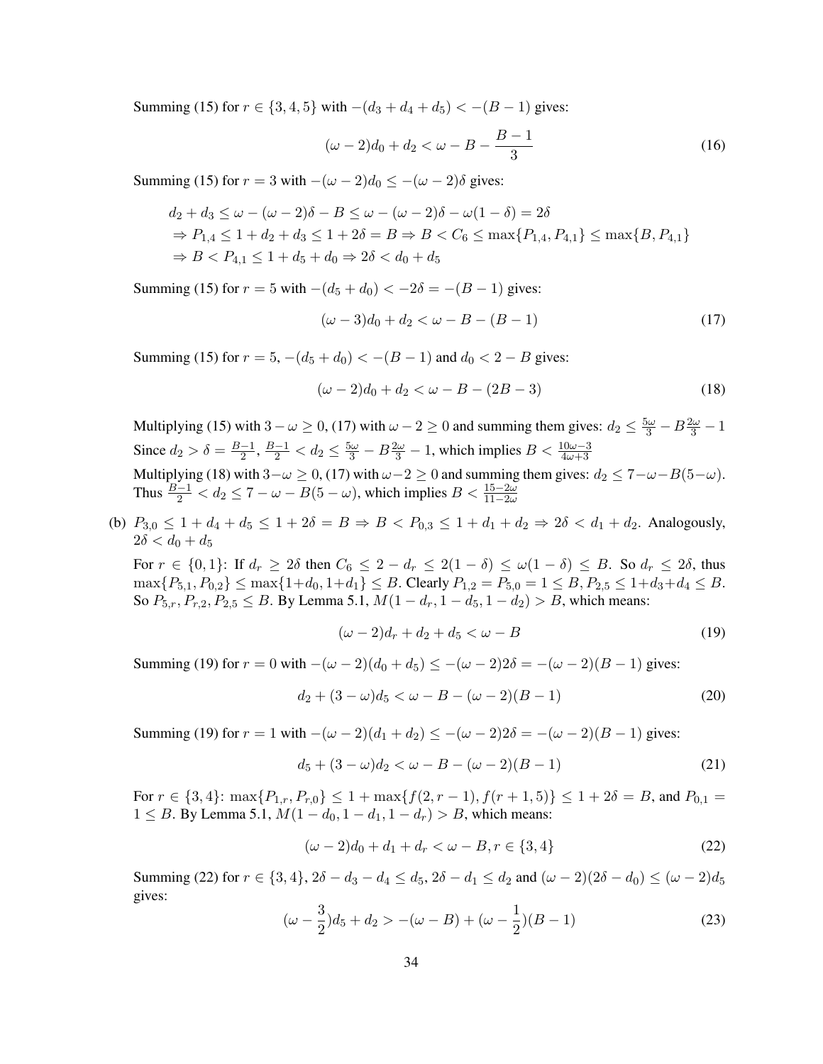Summing (15) for $r \in \{3, 4, 5\}$ with $-(d_3 + d_4 + d_5) < -(B - 1)$ gives:

$$(\omega - 2)d_0 + d_2 < \omega - B - \frac{B - 1}{3} \tag{16}$$

Summing (15) for $r = 3$ with $-(\omega - 2)d_0 \leq -(\omega - 2)\delta$ gives:

$$\begin{aligned}
& d_2 + d_3 \leq \omega - (\omega - 2)\delta - B \leq \omega - (\omega - 2)\delta - \omega(1 - \delta) = 2\delta \\
& \Rightarrow P_{1,4} \leq 1 + d_2 + d_3 \leq 1 + 2\delta = B \Rightarrow B < C_6 \leq \max\{P_{1,4}, P_{4,1}\} \leq \max\{B, P_{4,1}\} \\
& \Rightarrow B < P_{4,1} \leq 1 + d_5 + d_0 \Rightarrow 2\delta < d_0 + d_5
\end{aligned}$$

Summing (15) for $r = 5$ with $-(d_5 + d_0) < -2\delta = -(B - 1)$ gives:

$$(\omega - 3)d_0 + d_2 < \omega - B - (B - 1) \tag{17}$$

Summing (15) for $r = 5$, $-(d_5 + d_0) < -(B - 1)$ and $d_0 < 2 - B$ gives:

$$(\omega - 2)d_0 + d_2 < \omega - B - (2B - 3) \tag{18}$$

Multiplying (15) with $3 - \omega \geq 0$, (17) with $\omega - 2 \geq 0$ and summing them gives: $d_2 \leq \frac{5\omega}{3} - B\frac{2\omega}{3} - 1$
Since $d_2 > \delta = \frac{B-1}{2}$, $\frac{B-1}{2} < d_2 \leq \frac{5\omega}{3} - B\frac{2\omega}{3} - 1$, which implies $B < \frac{10\omega - 3}{4\omega + 3}$
Multiplying (18) with $3 - \omega \geq 0$, (17) with $\omega - 2 \geq 0$ and summing them gives: $d_2 \leq 7 - \omega - B(5 - \omega)$. Thus $\frac{B-1}{2} < d_2 \leq 7 - \omega - B(5 - \omega)$, which implies $B < \frac{15 - 2\omega}{11 - 2\omega}$

(b) $P_{3,0} \leq 1 + d_4 + d_5 \leq 1 + 2\delta = B \Rightarrow B < P_{0,3} \leq 1 + d_1 + d_2 \Rightarrow 2\delta < d_1 + d_2$. Analogously, $2\delta < d_0 + d_5$

For $r \in \{0, 1\}$: If $d_r \geq 2\delta$ then $C_6 \leq 2 - d_r \leq 2(1 - \delta) \leq \omega(1 - \delta) \leq B$. So $d_r \leq 2\delta$, thus $\max\{P_{5,1}, P_{0,2}\} \leq \max\{1 + d_0, 1 + d_1\} \leq B$. Clearly $P_{1,2} = P_{5,0} = 1 \leq B$, $P_{2,5} \leq 1 + d_3 + d_4 \leq B$. So $P_{5,r}, P_{r,2}, P_{2,5} \leq B$. By Lemma 5.1, $M(1 - d_r, 1 - d_5, 1 - d_2) > B$, which means:

$$(\omega - 2)d_r + d_2 + d_5 < \omega - B \tag{19}$$

Summing (19) for $r = 0$ with $-(\omega - 2)(d_0 + d_5) \leq -(\omega - 2)2\delta = -(\omega - 2)(B - 1)$ gives:

$$d_2 + (3 - \omega)d_5 < \omega - B - (\omega - 2)(B - 1) \tag{20}$$

Summing (19) for $r = 1$ with $-(\omega - 2)(d_1 + d_2) \leq -(\omega - 2)2\delta = -(\omega - 2)(B - 1)$ gives:

$$d_5 + (3 - \omega)d_2 < \omega - B - (\omega - 2)(B - 1) \tag{21}$$

For $r \in \{3, 4\}$: $\max\{P_{1,r}, P_{r,0}\} \leq 1 + \max\{f(2, r - 1), f(r + 1, 5)\} \leq 1 + 2\delta = B$, and $P_{0,1} = 1 \leq B$. By Lemma 5.1, $M(1 - d_0, 1 - d_1, 1 - d_r) > B$, which means:

$$(\omega - 2)d_0 + d_1 + d_r < \omega - B, r \in \{3, 4\} \tag{22}$$

Summing (22) for $r \in \{3, 4\}$, $2\delta - d_3 - d_4 \leq d_5$, $2\delta - d_1 \leq d_2$ and $(\omega - 2)(2\delta - d_0) \leq (\omega - 2)d_5$ gives:

$$(\omega - \frac{3}{2})d_5 + d_2 > -(\omega - B) + (\omega - \frac{1}{2})(B - 1) \tag{23}$$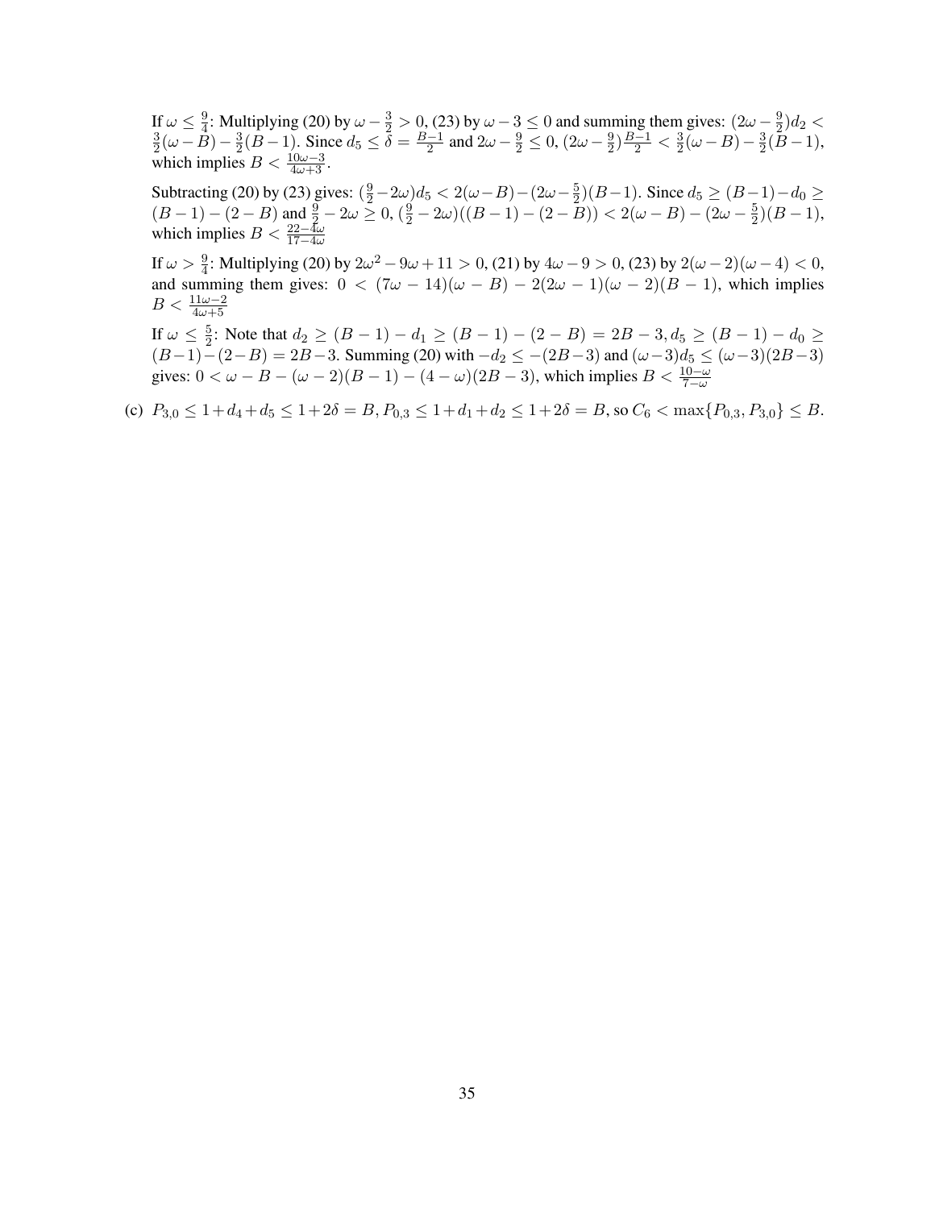If $\omega \leq \frac{9}{4}$: Multiplying (20) by $\omega - \frac{3}{2} > 0$, (23) by $\omega - 3 \leq 0$ and summing them gives: $(2\omega - \frac{9}{2})d_2 < \frac{3}{2}(\omega - B) - \frac{3}{2}(B-1)$. Since $d_5 \leq \delta = \frac{B-1}{2}$ and $2\omega - \frac{9}{2} \leq 0$, $(2\omega - \frac{9}{2})\frac{B-1}{2} < \frac{3}{2}(\omega - B) - \frac{3}{2}(B-1)$, which implies $B < \frac{10\omega - 3}{4\omega + 3}$.

Subtracting (20) by (23) gives: $(\frac{9}{2} - 2\omega)d_5 < 2(\omega - B) - (2\omega - \frac{5}{2})(B-1)$. Since $d_5 \geq (B-1) - d_0 \geq (B-1) - (2-B)$ and $\frac{9}{2} - 2\omega \geq 0$, $(\frac{9}{2} - 2\omega)((B-1) - (2-B)) < 2(\omega - B) - (2\omega - \frac{5}{2})(B-1)$, which implies $B < \frac{22 - 4\omega}{17 - 4\omega}$

If $\omega > \frac{9}{4}$: Multiplying (20) by $2\omega^2 - 9\omega + 11 > 0$, (21) by $4\omega - 9 > 0$, (23) by $2(\omega - 2)(\omega - 4) < 0$, and summing them gives: $0 < (7\omega - 14)(\omega - B) - 2(2\omega - 1)(\omega - 2)(B-1)$, which implies $B < \frac{11\omega - 2}{4\omega + 5}$

If $\omega \leq \frac{5}{2}$: Note that $d_2 \geq (B-1) - d_1 \geq (B-1) - (2-B) = 2B - 3, d_5 \geq (B-1) - d_0 \geq (B-1) - (2-B) = 2B - 3$. Summing (20) with $-d_2 \leq -(2B-3)$ and $(\omega - 3)d_5 \leq (\omega - 3)(2B-3)$ gives: $0 < \omega - B - (\omega - 2)(B-1) - (4 - \omega)(2B - 3)$, which implies $B < \frac{10 - \omega}{7 - \omega}$

(c) $P_{3,0} \leq 1 + d_4 + d_5 \leq 1 + 2\delta = B, P_{0,3} \leq 1 + d_1 + d_2 \leq 1 + 2\delta = B$, so $C_6 < \max\{P_{0,3}, P_{3,0}\} \leq B$.